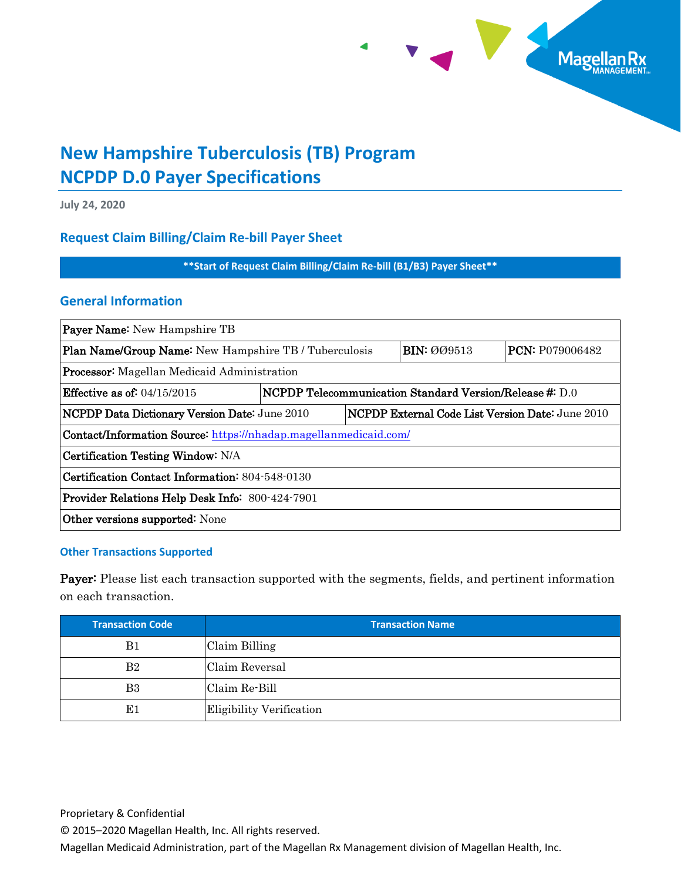# New Hampshire Tuberculosis (TB) Program
# NCPDP D.0 Payer Specifications

**July 24, 2020**

## Request Claim Billing/Claim Re-bill Payer Sheet

**\*\*Start of Request Claim Billing/Claim Re-bill (B1/B3) Payer Sheet\*\***

## General Information

| | | |
|---|---|---|
| **Payer Name:** New Hampshire TB | | |
| **Plan Name/Group Name:** New Hampshire TB / Tuberculosis | **BIN:** ØØ9513 | **PCN:** P079006482 |
| **Processor:** Magellan Medicaid Administration | | |
| **Effective as of:** 04/15/2015 | **NCPDP Telecommunication Standard Version/Release #:** D.0 | |
| **NCPDP Data Dictionary Version Date:** June 2010 | **NCPDP External Code List Version Date:** June 2010 | |
| **Contact/Information Source:** https://nhadap.magellanmedicaid.com/ | | |
| **Certification Testing Window:** N/A | | |
| **Certification Contact Information:** 804-548-0130 | | |
| **Provider Relations Help Desk Info:** 800-424-7901 | | |
| **Other versions supported:** None | | |

### Other Transactions Supported

**Payer:** Please list each transaction supported with the segments, fields, and pertinent information on each transaction.

| Transaction Code | Transaction Name |
|---|---|
| B1 | Claim Billing |
| B2 | Claim Reversal |
| B3 | Claim Re-Bill |
| E1 | Eligibility Verification |

Proprietary & Confidential

© 2015–2020 Magellan Health, Inc. All rights reserved.

Magellan Medicaid Administration, part of the Magellan Rx Management division of Magellan Health, Inc.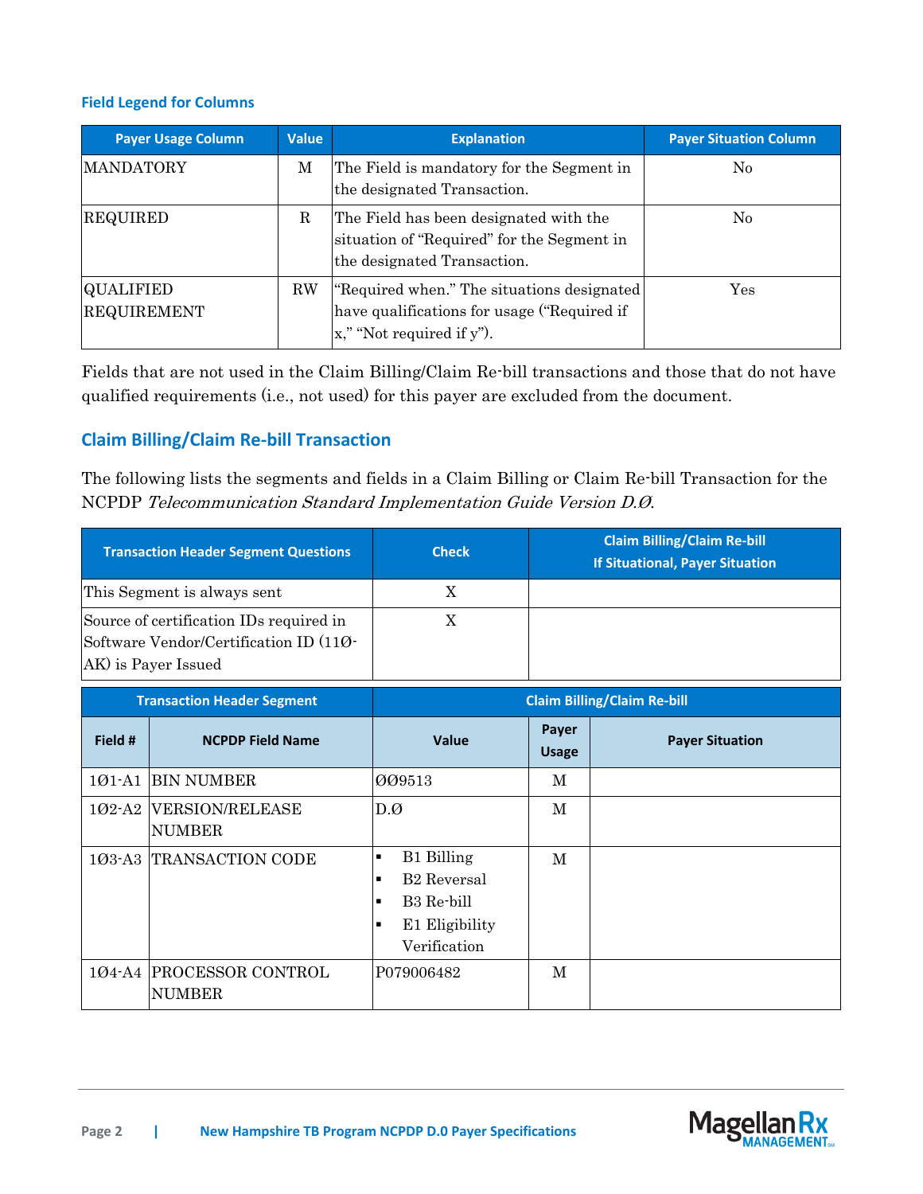### Field Legend for Columns

| Payer Usage Column | Value | Explanation | Payer Situation Column |
|---|---|---|---|
| MANDATORY | M | The Field is mandatory for the Segment in the designated Transaction. | No |
| REQUIRED | R | The Field has been designated with the situation of “Required” for the Segment in the designated Transaction. | No |
| QUALIFIED REQUIREMENT | RW | “Required when.” The situations designated have qualifications for usage (“Required if x,” “Not required if y”). | Yes |

Fields that are not used in the Claim Billing/Claim Re-bill transactions and those that do not have qualified requirements (i.e., not used) for this payer are excluded from the document.

## Claim Billing/Claim Re-bill Transaction

The following lists the segments and fields in a Claim Billing or Claim Re-bill Transaction for the NCPDP *Telecommunication Standard Implementation Guide Version D.Ø*.

| Transaction Header Segment Questions | Check | Claim Billing/Claim Re-bill If Situational, Payer Situation |
|---|---|---|
| This Segment is always sent | X | |
| Source of certification IDs required in Software Vendor/Certification ID (11Ø-AK) is Payer Issued | X | |

| Transaction Header Segment | | Claim Billing/Claim Re-bill | | |
|---|---|---|---|---|
| Field # | NCPDP Field Name | Value | Payer Usage | Payer Situation |
| 1Ø1-A1 | BIN NUMBER | ØØ9513 | M | |
| 1Ø2-A2 | VERSION/RELEASE NUMBER | D.Ø | M | |
| 1Ø3-A3 | TRANSACTION CODE | ▪ B1 Billing<br>▪ B2 Reversal<br>▪ B3 Re-bill<br>▪ E1 Eligibility Verification | M | |
| 1Ø4-A4 | PROCESSOR CONTROL NUMBER | P079006482 | M | |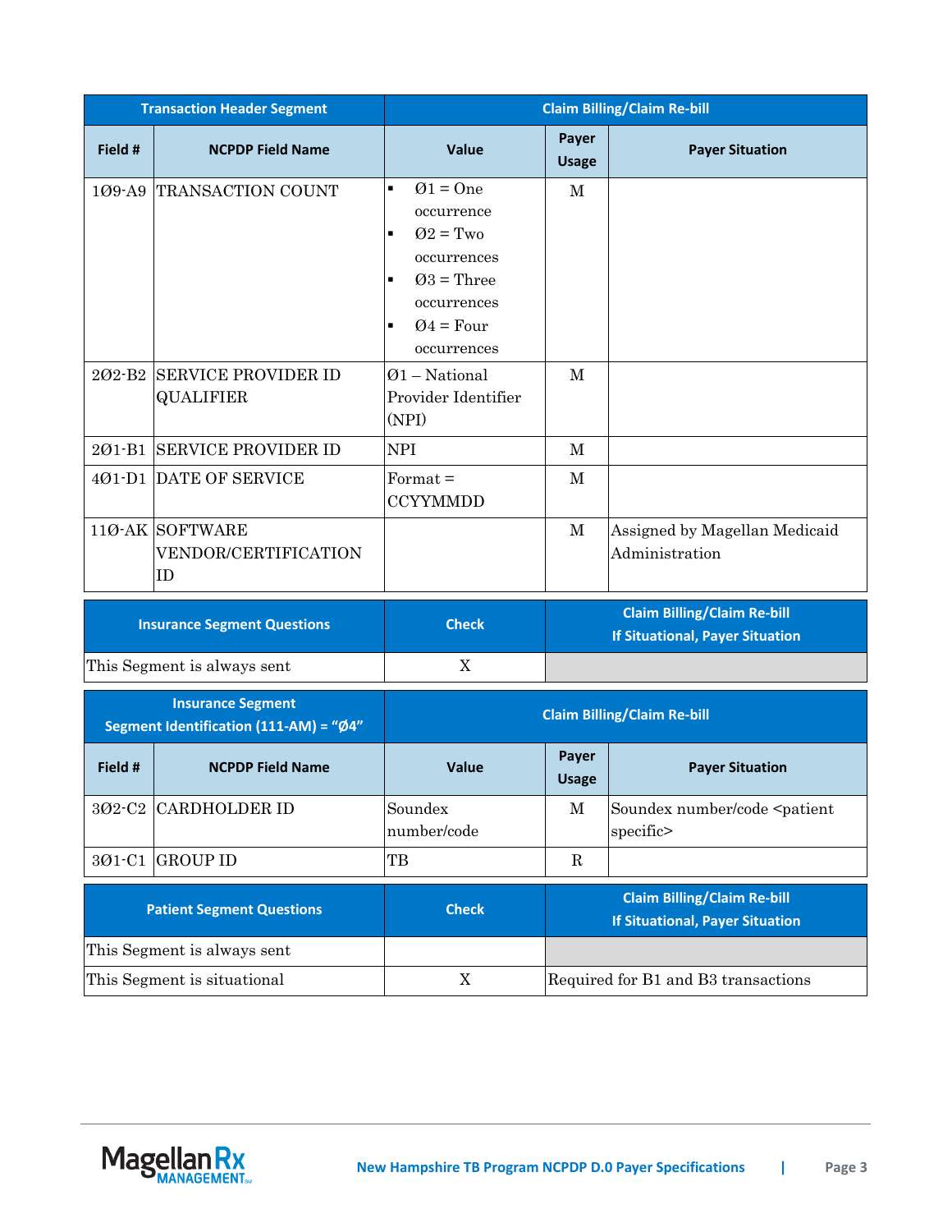| Transaction Header Segment | | Claim Billing/Claim Re-bill | | |
|---|---|---|---|---|
| **Field #** | **NCPDP Field Name** | **Value** | **Payer Usage** | **Payer Situation** |
| 1Ø9-A9 | TRANSACTION COUNT | ▪ Ø1 = One occurrence<br>▪ Ø2 = Two occurrences<br>▪ Ø3 = Three occurrences<br>▪ Ø4 = Four occurrences | M | |
| 2Ø2-B2 | SERVICE PROVIDER ID QUALIFIER | Ø1 – National Provider Identifier (NPI) | M | |
| 2Ø1-B1 | SERVICE PROVIDER ID | NPI | M | |
| 4Ø1-D1 | DATE OF SERVICE | Format = CCYYMMDD | M | |
| 11Ø-AK | SOFTWARE VENDOR/CERTIFICATION ID | | M | Assigned by Magellan Medicaid Administration |

| Insurance Segment Questions | Check | Claim Billing/Claim Re-bill<br>If Situational, Payer Situation |
|---|---|---|
| This Segment is always sent | X | |

| Insurance Segment<br>Segment Identification (111-AM) = "Ø4" | | Claim Billing/Claim Re-bill | | |
|---|---|---|---|---|
| **Field #** | **NCPDP Field Name** | **Value** | **Payer Usage** | **Payer Situation** |
| 3Ø2-C2 | CARDHOLDER ID | Soundex number/code | M | Soundex number/code <patient specific> |
| 3Ø1-C1 | GROUP ID | TB | R | |

| Patient Segment Questions | Check | Claim Billing/Claim Re-bill<br>If Situational, Payer Situation |
|---|---|---|
| This Segment is always sent | | |
| This Segment is situational | X | Required for B1 and B3 transactions |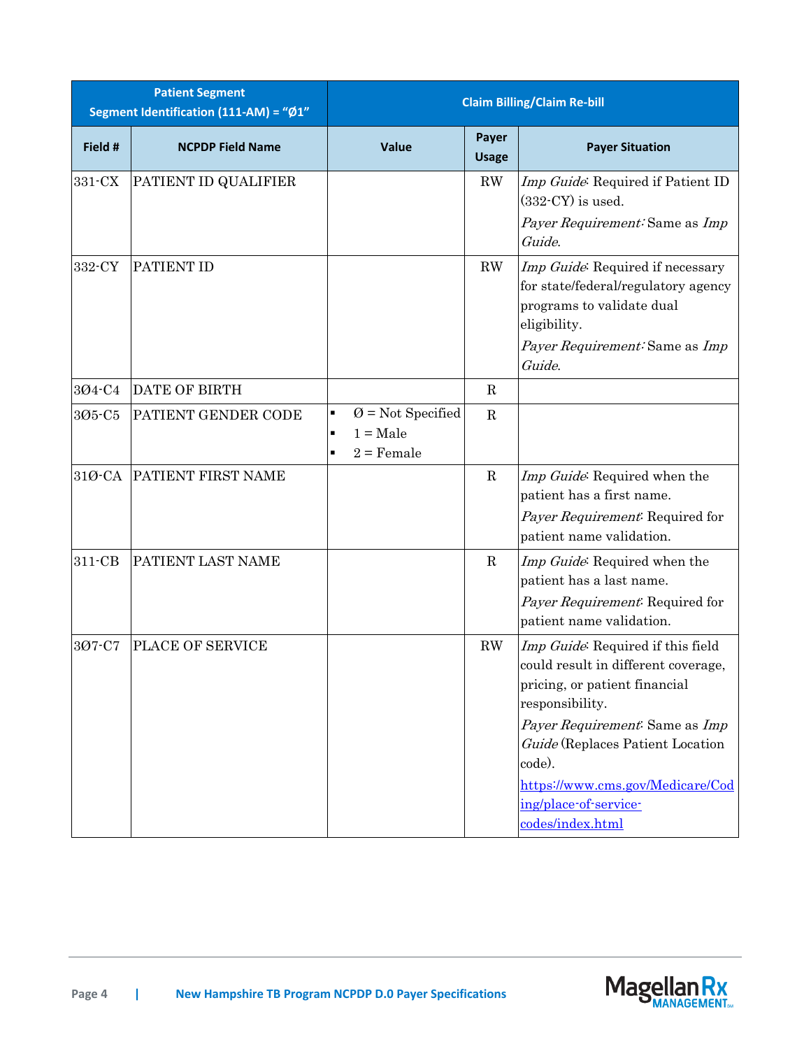| Patient Segment Segment Identification (111-AM) = "Ø1" | | Claim Billing/Claim Re-bill | | |
|---|---|---|---|---|
| **Field #** | **NCPDP Field Name** | **Value** | **Payer Usage** | **Payer Situation** |
| 331-CX | PATIENT ID QUALIFIER | | RW | *Imp Guide*: Required if Patient ID (332-CY) is used.<br>*Payer Requirement:* Same as *Imp Guide*. |
| 332-CY | PATIENT ID | | RW | *Imp Guide*: Required if necessary for state/federal/regulatory agency programs to validate dual eligibility.<br>*Payer Requirement:* Same as *Imp Guide*. |
| 3Ø4-C4 | DATE OF BIRTH | | R | |
| 3Ø5-C5 | PATIENT GENDER CODE | ▪ Ø = Not Specified<br>▪ 1 = Male<br>▪ 2 = Female | R | |
| 31Ø-CA | PATIENT FIRST NAME | | R | *Imp Guide*: Required when the patient has a first name.<br>*Payer Requirement*: Required for patient name validation. |
| 311-CB | PATIENT LAST NAME | | R | *Imp Guide*: Required when the patient has a last name.<br>*Payer Requirement*: Required for patient name validation. |
| 3Ø7-C7 | PLACE OF SERVICE | | RW | *Imp Guide*: Required if this field could result in different coverage, pricing, or patient financial responsibility.<br>*Payer Requirement*: Same as *Imp Guide* (Replaces Patient Location code).<br>https://www.cms.gov/Medicare/Coding/place-of-service-codes/index.html |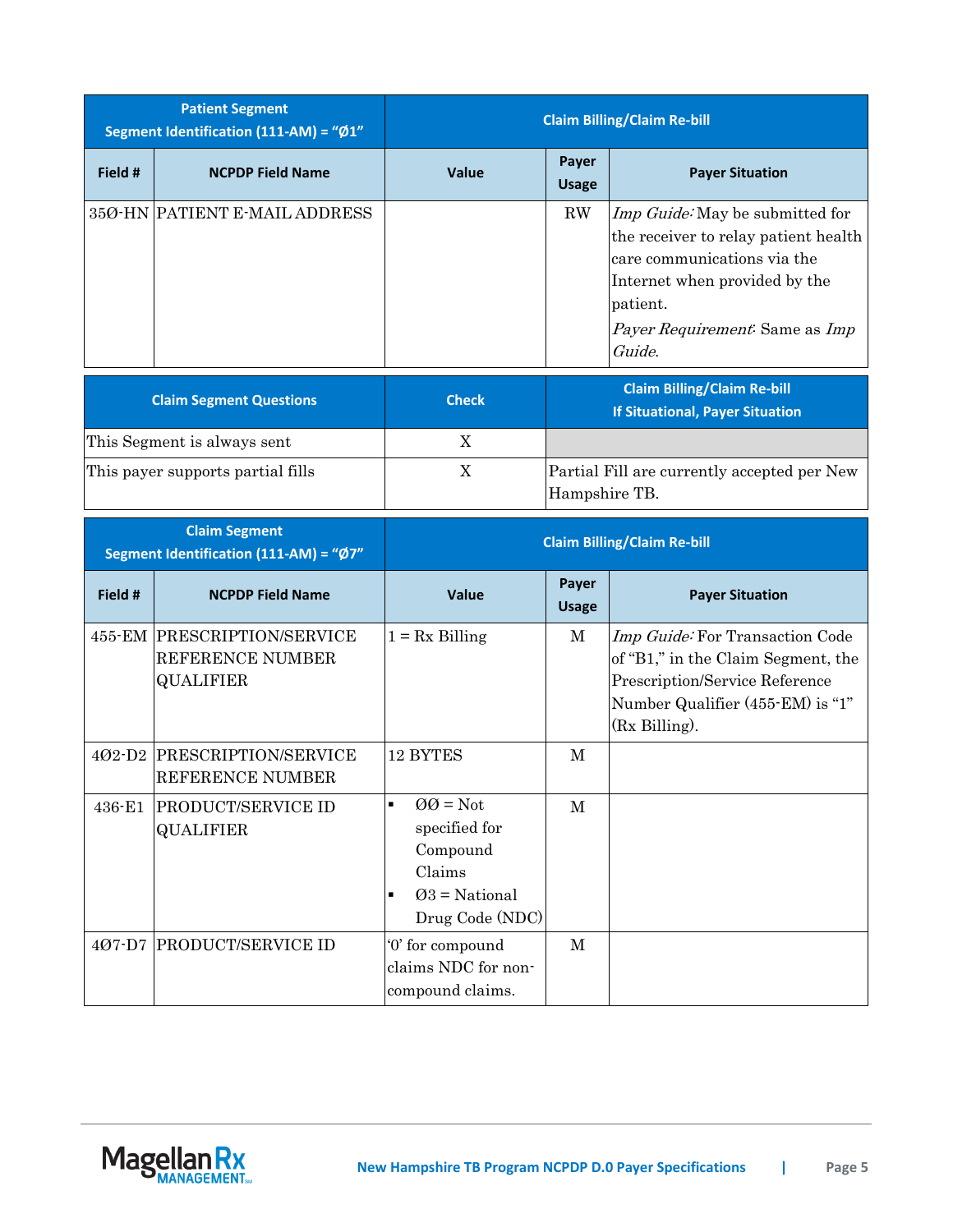| Patient Segment Segment Identification (111-AM) = "Ø1" | | Claim Billing/Claim Re-bill | | |
|---|---|---|---|---|
| **Field #** | **NCPDP Field Name** | **Value** | **Payer Usage** | **Payer Situation** |
| 35Ø-HN | PATIENT E-MAIL ADDRESS | | RW | *Imp Guide:* May be submitted for the receiver to relay patient health care communications via the Internet when provided by the patient.<br>*Payer Requirement:* Same as *Imp Guide*. |

| Claim Segment Questions | Check | Claim Billing/Claim Re-bill If Situational, Payer Situation |
|---|---|---|
| This Segment is always sent | X | |
| This payer supports partial fills | X | Partial Fill are currently accepted per New Hampshire TB. |

| Claim Segment Segment Identification (111-AM) = "Ø7" | | Claim Billing/Claim Re-bill | | |
|---|---|---|---|---|
| **Field #** | **NCPDP Field Name** | **Value** | **Payer Usage** | **Payer Situation** |
| 455-EM | PRESCRIPTION/SERVICE REFERENCE NUMBER QUALIFIER | 1 = Rx Billing | M | *Imp Guide:* For Transaction Code of "B1," in the Claim Segment, the Prescription/Service Reference Number Qualifier (455-EM) is "1" (Rx Billing). |
| 4Ø2-D2 | PRESCRIPTION/SERVICE REFERENCE NUMBER | 12 BYTES | M | |
| 436-E1 | PRODUCT/SERVICE ID QUALIFIER | ▪ ØØ = Not specified for Compound Claims<br>▪ Ø3 = National Drug Code (NDC) | M | |
| 4Ø7-D7 | PRODUCT/SERVICE ID | '0' for compound claims NDC for non-compound claims. | M | |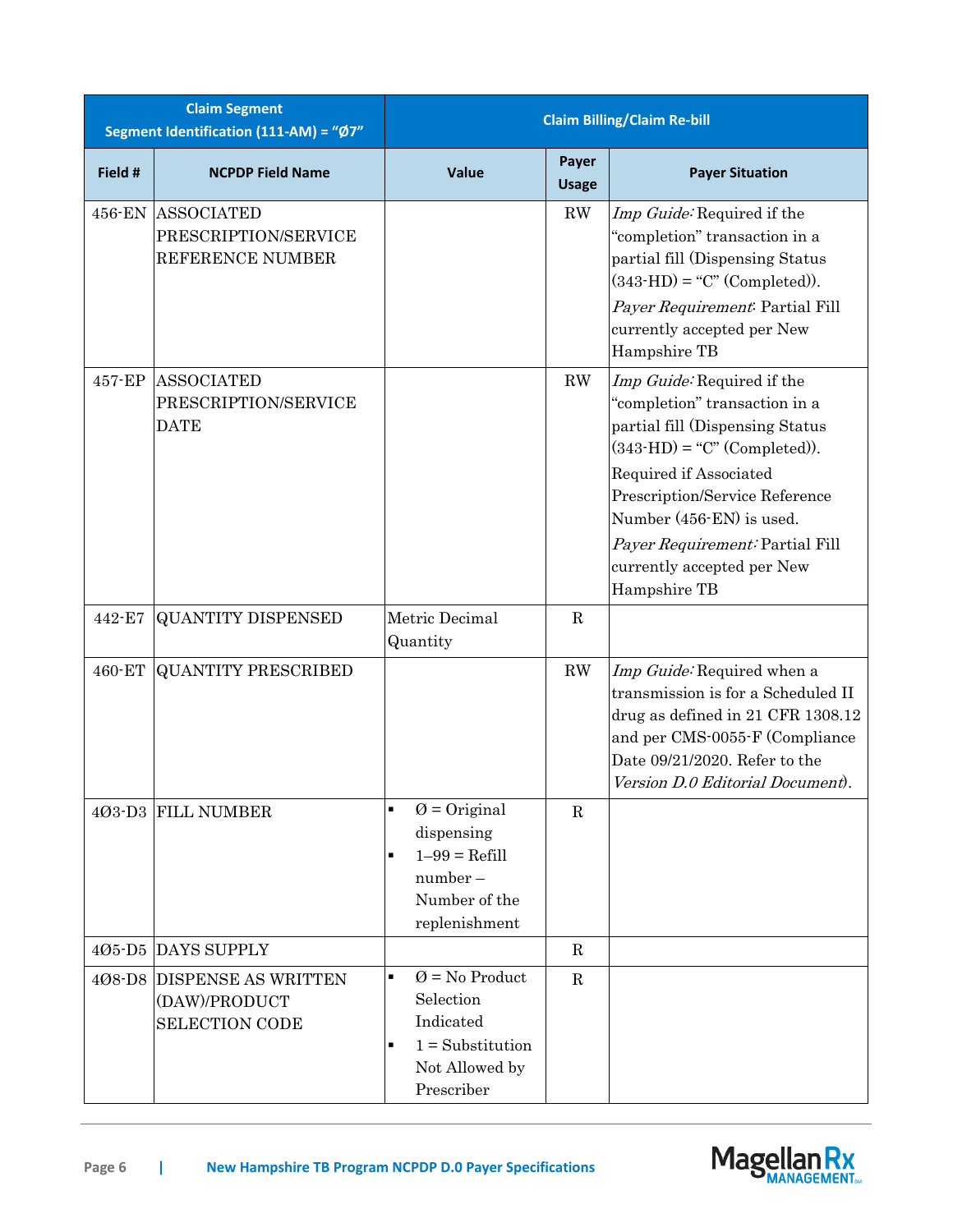| Claim Segment Segment Identification (111-AM) = "Ø7" | | Claim Billing/Claim Re-bill | | |
|---|---|---|---|---|
| **Field #** | **NCPDP Field Name** | **Value** | **Payer Usage** | **Payer Situation** |
| 456-EN | ASSOCIATED PRESCRIPTION/SERVICE REFERENCE NUMBER | | RW | *Imp Guide:* Required if the "completion" transaction in a partial fill (Dispensing Status (343-HD) = "C" (Completed)).<br>*Payer Requirement*: Partial Fill currently accepted per New Hampshire TB |
| 457-EP | ASSOCIATED PRESCRIPTION/SERVICE DATE | | RW | *Imp Guide:* Required if the "completion" transaction in a partial fill (Dispensing Status (343-HD) = "C" (Completed)).<br>Required if Associated Prescription/Service Reference Number (456-EN) is used.<br>*Payer Requirement:* Partial Fill currently accepted per New Hampshire TB |
| 442-E7 | QUANTITY DISPENSED | Metric Decimal Quantity | R | |
| 460-ET | QUANTITY PRESCRIBED | | RW | *Imp Guide:* Required when a transmission is for a Scheduled II drug as defined in 21 CFR 1308.12 and per CMS-0055-F (Compliance Date 09/21/2020. Refer to the *Version D.0 Editorial Document*). |
| 4Ø3-D3 | FILL NUMBER | ▪ Ø = Original dispensing<br>▪ 1–99 = Refill number – Number of the replenishment | R | |
| 4Ø5-D5 | DAYS SUPPLY | | R | |
| 4Ø8-D8 | DISPENSE AS WRITTEN (DAW)/PRODUCT SELECTION CODE | ▪ Ø = No Product Selection Indicated<br>▪ 1 = Substitution Not Allowed by Prescriber | R | |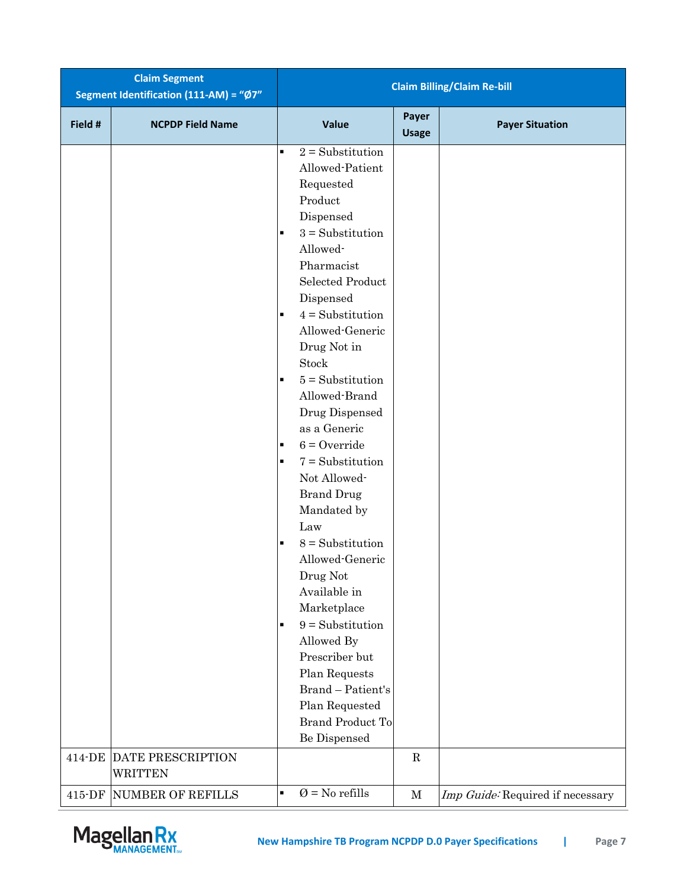| Claim Segment<br>Segment Identification (111-AM) = "Ø7" | | Claim Billing/Claim Re-bill | | |
|---|---|---|---|---|
| **Field #** | **NCPDP Field Name** | **Value** | **Payer Usage** | **Payer Situation** |
| | | ▪ 2 = Substitution Allowed-Patient Requested Product Dispensed<br>▪ 3 = Substitution Allowed-Pharmacist Selected Product Dispensed<br>▪ 4 = Substitution Allowed-Generic Drug Not in Stock<br>▪ 5 = Substitution Allowed-Brand Drug Dispensed as a Generic<br>▪ 6 = Override<br>▪ 7 = Substitution Not Allowed-Brand Drug Mandated by Law<br>▪ 8 = Substitution Allowed-Generic Drug Not Available in Marketplace<br>▪ 9 = Substitution Allowed By Prescriber but Plan Requests Brand – Patient's Plan Requested Brand Product To Be Dispensed | | |
| 414-DE | DATE PRESCRIPTION WRITTEN | | R | |
| 415-DF | NUMBER OF REFILLS | ▪ Ø = No refills | M | *Imp Guide:* Required if necessary |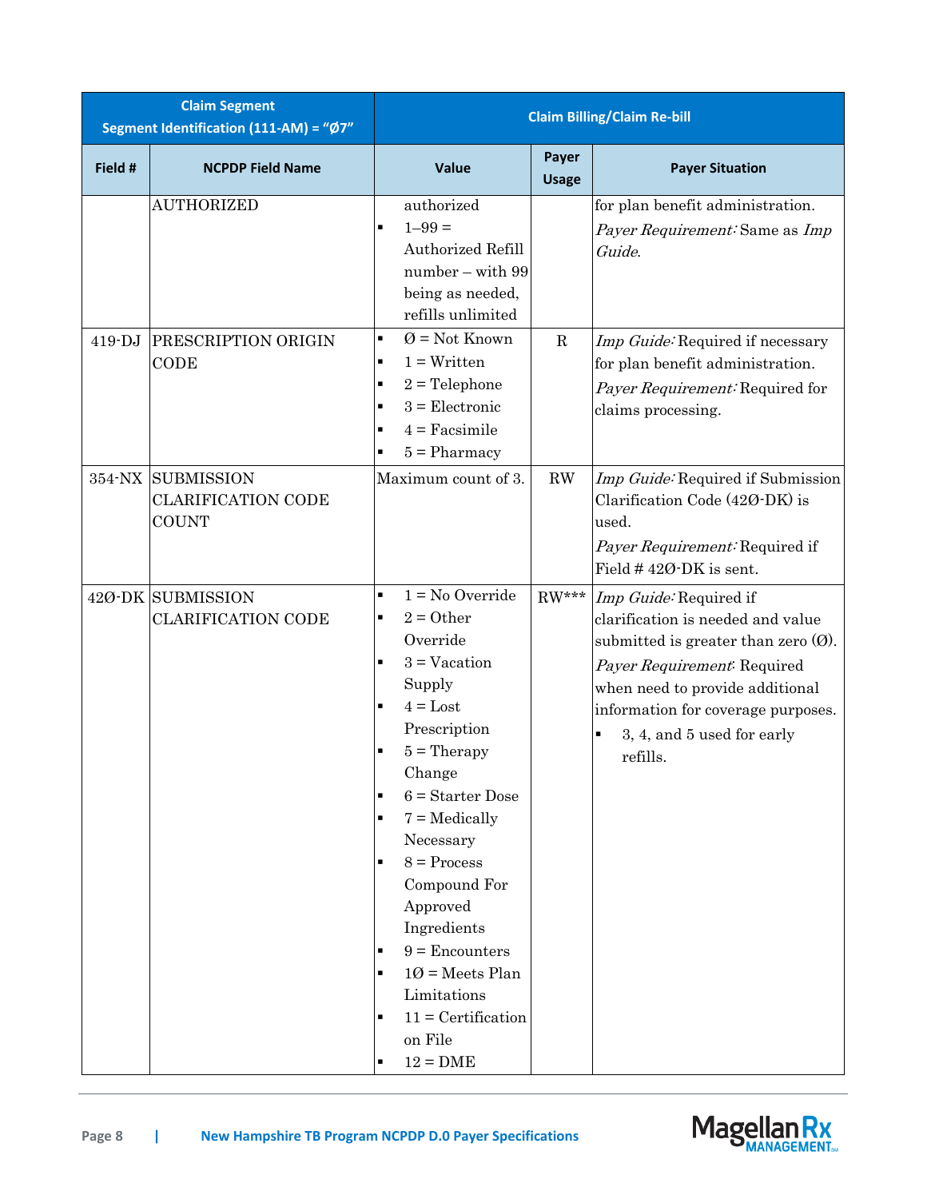| Claim Segment<br>Segment Identification (111-AM) = “Ø7” | | Claim Billing/Claim Re-bill | | |
|---|---|---|---|---|
| **Field #** | **NCPDP Field Name** | **Value** | **Payer Usage** | **Payer Situation** |
| | AUTHORIZED | authorized<br>▪ 1–99 = Authorized Refill number – with 99 being as needed, refills unlimited | | for plan benefit administration.<br>*Payer Requirement:* Same as *Imp Guide*. |
| 419-DJ | PRESCRIPTION ORIGIN CODE | ▪ Ø = Not Known<br>▪ 1 = Written<br>▪ 2 = Telephone<br>▪ 3 = Electronic<br>▪ 4 = Facsimile<br>▪ 5 = Pharmacy | R | *Imp Guide:* Required if necessary for plan benefit administration.<br>*Payer Requirement:* Required for claims processing. |
| 354-NX | SUBMISSION CLARIFICATION CODE COUNT | Maximum count of 3. | RW | *Imp Guide:* Required if Submission Clarification Code (42Ø-DK) is used.<br>*Payer Requirement:* Required if Field # 42Ø-DK is sent. |
| 42Ø-DK | SUBMISSION CLARIFICATION CODE | ▪ 1 = No Override<br>▪ 2 = Other Override<br>▪ 3 = Vacation Supply<br>▪ 4 = Lost Prescription<br>▪ 5 = Therapy Change<br>▪ 6 = Starter Dose<br>▪ 7 = Medically Necessary<br>▪ 8 = Process Compound For Approved Ingredients<br>▪ 9 = Encounters<br>▪ 1Ø = Meets Plan Limitations<br>▪ 11 = Certification on File<br>▪ 12 = DME | RW*** | *Imp Guide:* Required if clarification is needed and value submitted is greater than zero (Ø).<br>*Payer Requirement*: Required when need to provide additional information for coverage purposes.<br>▪ 3, 4, and 5 used for early refills. |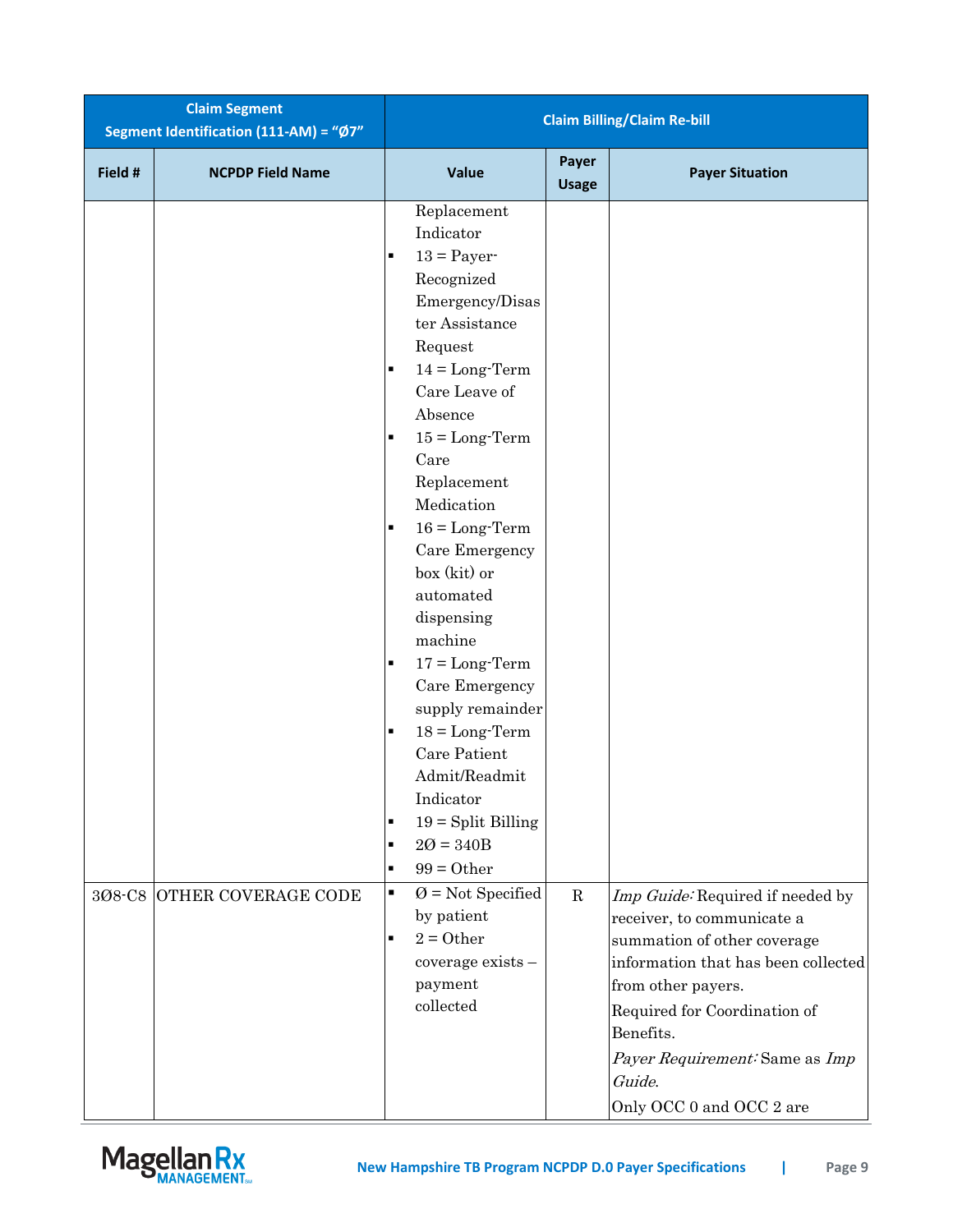| Claim Segment Segment Identification (111-AM) = "Ø7" | | Claim Billing/Claim Re-bill | | |
|---|---|---|---|---|
| **Field #** | **NCPDP Field Name** | **Value** | **Payer Usage** | **Payer Situation** |
| | | Replacement Indicator<br>▪ 13 = Payer-Recognized Emergency/Disaster Assistance Request<br>▪ 14 = Long-Term Care Leave of Absence<br>▪ 15 = Long-Term Care Replacement Medication<br>▪ 16 = Long-Term Care Emergency box (kit) or automated dispensing machine<br>▪ 17 = Long-Term Care Emergency supply remainder<br>▪ 18 = Long-Term Care Patient Admit/Readmit Indicator<br>▪ 19 = Split Billing<br>▪ 2Ø = 340B<br>▪ 99 = Other | | |
| 3Ø8-C8 | OTHER COVERAGE CODE | ▪ Ø = Not Specified by patient<br>▪ 2 = Other coverage exists – payment collected | R | *Imp Guide:* Required if needed by receiver, to communicate a summation of other coverage information that has been collected from other payers.<br>Required for Coordination of Benefits.<br>*Payer Requirement:* Same as *Imp Guide*.<br>Only OCC 0 and OCC 2 are |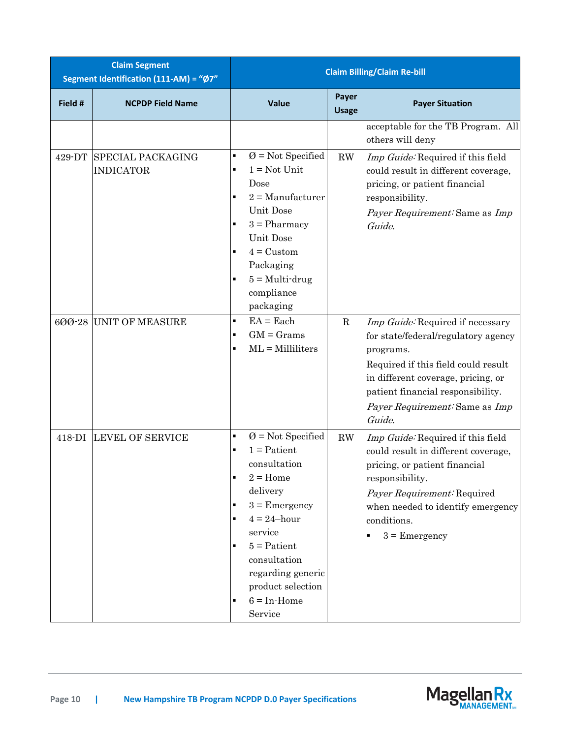| Claim Segment<br>Segment Identification (111-AM) = "Ø7" | | Claim Billing/Claim Re-bill | | |
|---|---|---|---|---|
| **Field #** | **NCPDP Field Name** | **Value** | **Payer Usage** | **Payer Situation** |
| | | | | acceptable for the TB Program. All others will deny |
| 429-DT | SPECIAL PACKAGING INDICATOR | ▪ Ø = Not Specified<br>▪ 1 = Not Unit Dose<br>▪ 2 = Manufacturer Unit Dose<br>▪ 3 = Pharmacy Unit Dose<br>▪ 4 = Custom Packaging<br>▪ 5 = Multi-drug compliance packaging | RW | *Imp Guide:* Required if this field could result in different coverage, pricing, or patient financial responsibility.<br>*Payer Requirement:* Same as *Imp Guide*. |
| 6ØØ-28 | UNIT OF MEASURE | ▪ EA = Each<br>▪ GM = Grams<br>▪ ML = Milliliters | R | *Imp Guide:* Required if necessary for state/federal/regulatory agency programs.<br>Required if this field could result in different coverage, pricing, or patient financial responsibility.<br>*Payer Requirement:* Same as *Imp Guide*. |
| 418-DI | LEVEL OF SERVICE | ▪ Ø = Not Specified<br>▪ 1 = Patient consultation<br>▪ 2 = Home delivery<br>▪ 3 = Emergency<br>▪ 4 = 24–hour service<br>▪ 5 = Patient consultation regarding generic product selection<br>▪ 6 = In-Home Service | RW | *Imp Guide:* Required if this field could result in different coverage, pricing, or patient financial responsibility.<br>*Payer Requirement:* Required when needed to identify emergency conditions.<br>▪ 3 = Emergency |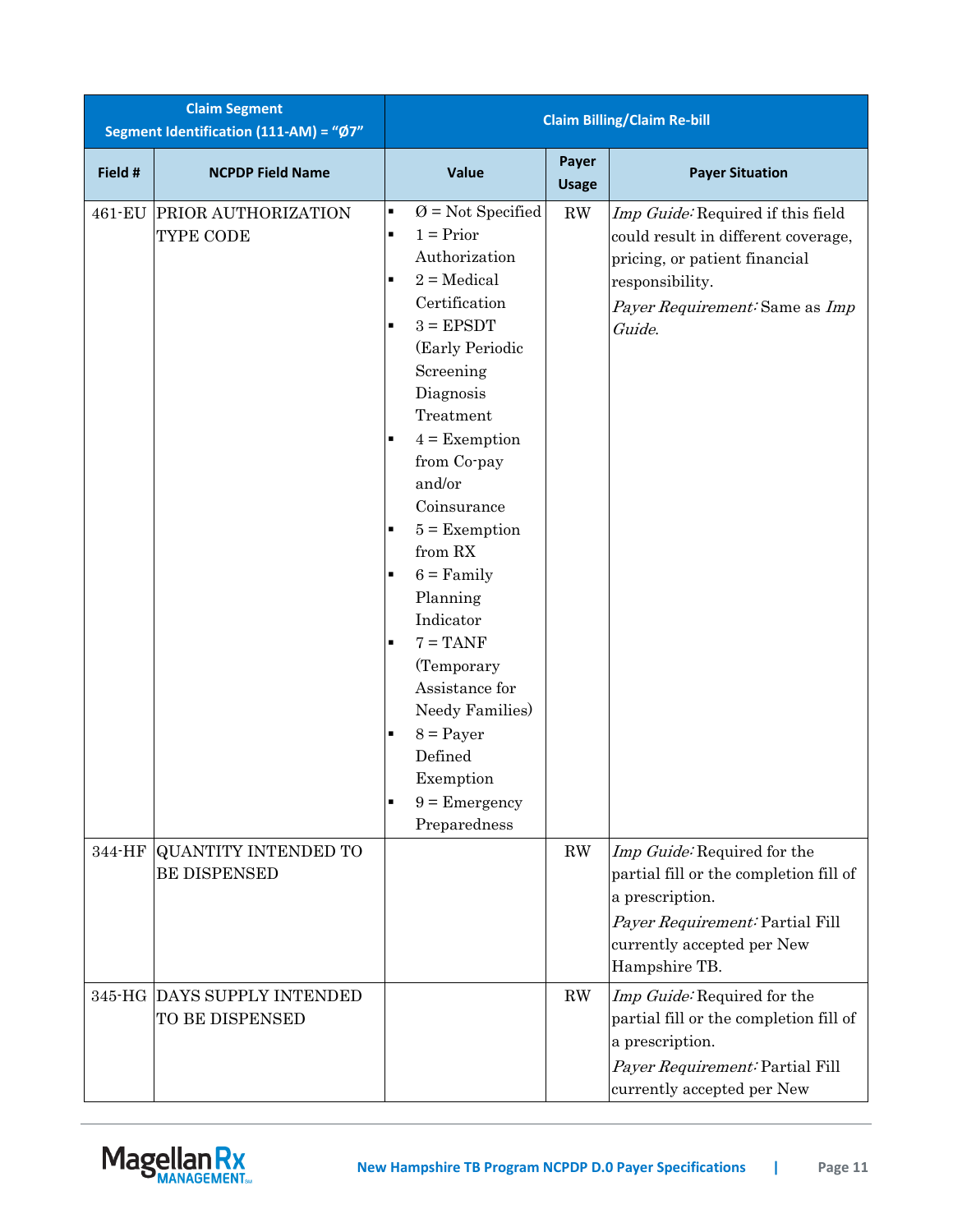| Claim Segment Segment Identification (111-AM) = "Ø7" | | Claim Billing/Claim Re-bill | | |
|---|---|---|---|---|
| **Field #** | **NCPDP Field Name** | **Value** | **Payer Usage** | **Payer Situation** |
| 461-EU | PRIOR AUTHORIZATION TYPE CODE | ▪ Ø = Not Specified<br>▪ 1 = Prior Authorization<br>▪ 2 = Medical Certification<br>▪ 3 = EPSDT (Early Periodic Screening Diagnosis Treatment<br>▪ 4 = Exemption from Co-pay and/or Coinsurance<br>▪ 5 = Exemption from RX<br>▪ 6 = Family Planning Indicator<br>▪ 7 = TANF (Temporary Assistance for Needy Families)<br>▪ 8 = Payer Defined Exemption<br>▪ 9 = Emergency Preparedness | RW | *Imp Guide:* Required if this field could result in different coverage, pricing, or patient financial responsibility.<br>*Payer Requirement:* Same as *Imp Guide*. |
| 344-HF | QUANTITY INTENDED TO BE DISPENSED | | RW | *Imp Guide:* Required for the partial fill or the completion fill of a prescription.<br>*Payer Requirement:* Partial Fill currently accepted per New Hampshire TB. |
| 345-HG | DAYS SUPPLY INTENDED TO BE DISPENSED | | RW | *Imp Guide:* Required for the partial fill or the completion fill of a prescription.<br>*Payer Requirement:* Partial Fill currently accepted per New |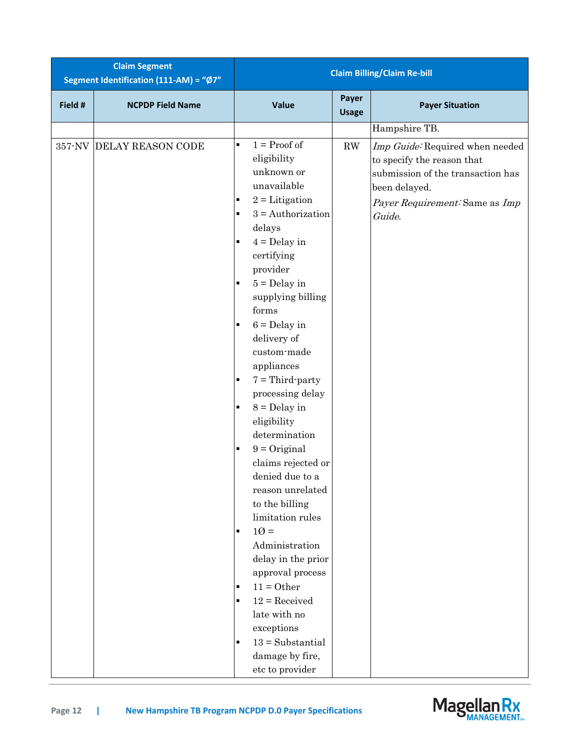| Claim Segment Segment Identification (111-AM) = "Ø7" | | Claim Billing/Claim Re-bill | | |
|---|---|---|---|---|
| **Field #** | **NCPDP Field Name** | **Value** | **Payer Usage** | **Payer Situation** |
| | | | | Hampshire TB. |
| 357-NV | DELAY REASON CODE | ▪ 1 = Proof of eligibility unknown or unavailable<br>▪ 2 = Litigation<br>▪ 3 = Authorization delays<br>▪ 4 = Delay in certifying provider<br>▪ 5 = Delay in supplying billing forms<br>▪ 6 = Delay in delivery of custom-made appliances<br>▪ 7 = Third-party processing delay<br>▪ 8 = Delay in eligibility determination<br>▪ 9 = Original claims rejected or denied due to a reason unrelated to the billing limitation rules<br>▪ 1Ø = Administration delay in the prior approval process<br>▪ 11 = Other<br>▪ 12 = Received late with no exceptions<br>▪ 13 = Substantial damage by fire, etc to provider | RW | *Imp Guide:* Required when needed to specify the reason that submission of the transaction has been delayed.<br>*Payer Requirement:* Same as *Imp Guide*. |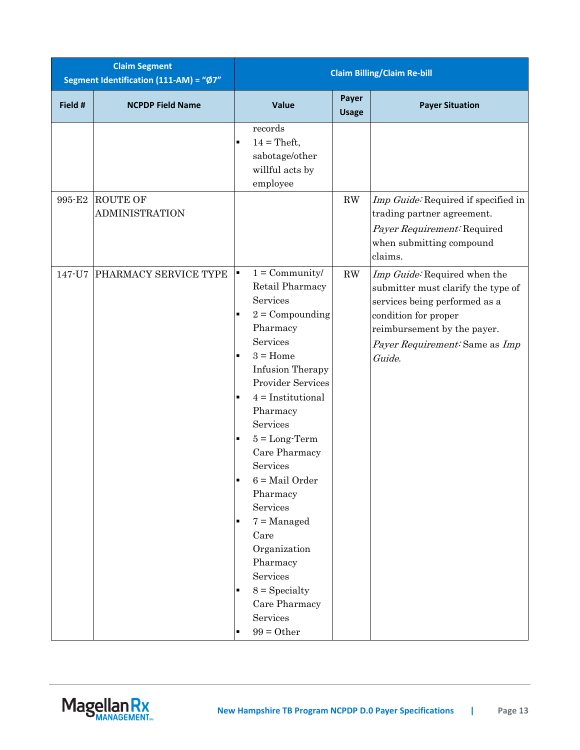| Claim Segment Segment Identification (111-AM) = "Ø7" | | Claim Billing/Claim Re-bill | | |
|---|---|---|---|---|
| **Field #** | **NCPDP Field Name** | **Value** | **Payer Usage** | **Payer Situation** |
| | | records<br>▪ 14 = Theft, sabotage/other willful acts by employee | | |
| 995-E2 | ROUTE OF ADMINISTRATION | | RW | *Imp Guide:* Required if specified in trading partner agreement.<br>*Payer Requirement:* Required when submitting compound claims. |
| 147-U7 | PHARMACY SERVICE TYPE | ▪ 1 = Community/ Retail Pharmacy Services<br>▪ 2 = Compounding Pharmacy Services<br>▪ 3 = Home Infusion Therapy Provider Services<br>▪ 4 = Institutional Pharmacy Services<br>▪ 5 = Long-Term Care Pharmacy Services<br>▪ 6 = Mail Order Pharmacy Services<br>▪ 7 = Managed Care Organization Pharmacy Services<br>▪ 8 = Specialty Care Pharmacy Services<br>▪ 99 = Other | RW | *Imp Guide:* Required when the submitter must clarify the type of services being performed as a condition for proper reimbursement by the payer.<br>*Payer Requirement:* Same as *Imp Guide*. |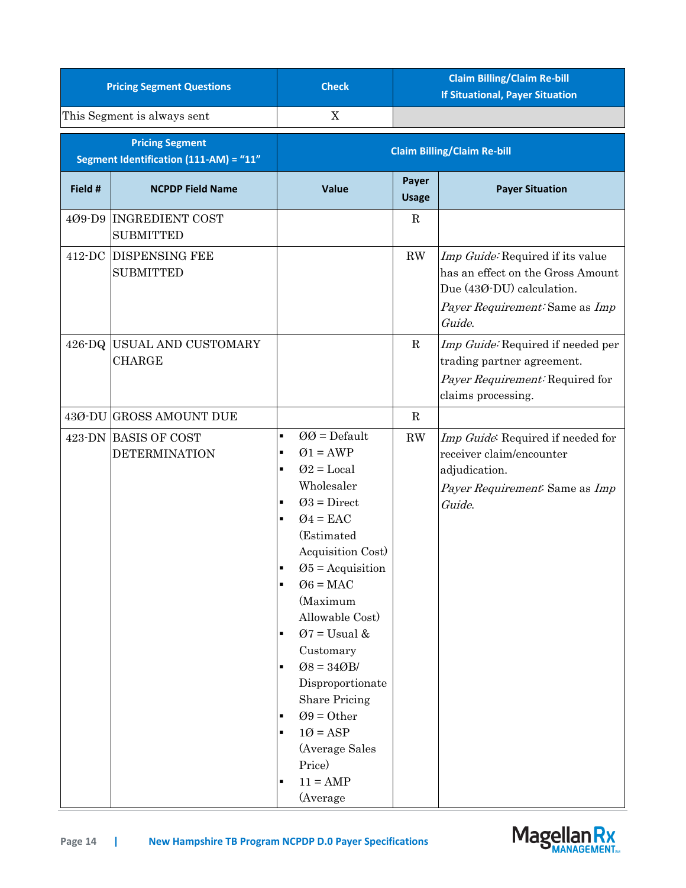| Pricing Segment Questions | Check | Claim Billing/Claim Re-bill If Situational, Payer Situation |
|---|---|---|
| This Segment is always sent | X | |

| Pricing Segment Segment Identification (111-AM) = "11" | | Claim Billing/Claim Re-bill | | |
|---|---|---|---|---|
| **Field #** | **NCPDP Field Name** | **Value** | **Payer Usage** | **Payer Situation** |
| 4Ø9-D9 | INGREDIENT COST SUBMITTED | | R | |
| 412-DC | DISPENSING FEE SUBMITTED | | RW | *Imp Guide:* Required if its value has an effect on the Gross Amount Due (43Ø-DU) calculation. *Payer Requirement:* Same as *Imp Guide*. |
| 426-DQ | USUAL AND CUSTOMARY CHARGE | | R | *Imp Guide:* Required if needed per trading partner agreement. *Payer Requirement:* Required for claims processing. |
| 43Ø-DU | GROSS AMOUNT DUE | | R | |
| 423-DN | BASIS OF COST DETERMINATION | ▪ ØØ = Default ▪ Ø1 = AWP ▪ Ø2 = Local Wholesaler ▪ Ø3 = Direct ▪ Ø4 = EAC (Estimated Acquisition Cost) ▪ Ø5 = Acquisition ▪ Ø6 = MAC (Maximum Allowable Cost) ▪ Ø7 = Usual & Customary ▪ Ø8 = 34ØB/ Disproportionate Share Pricing ▪ Ø9 = Other ▪ 1Ø = ASP (Average Sales Price) ▪ 11 = AMP (Average | RW | *Imp Guide*: Required if needed for receiver claim/encounter adjudication. *Payer Requirement*: Same as *Imp Guide*. |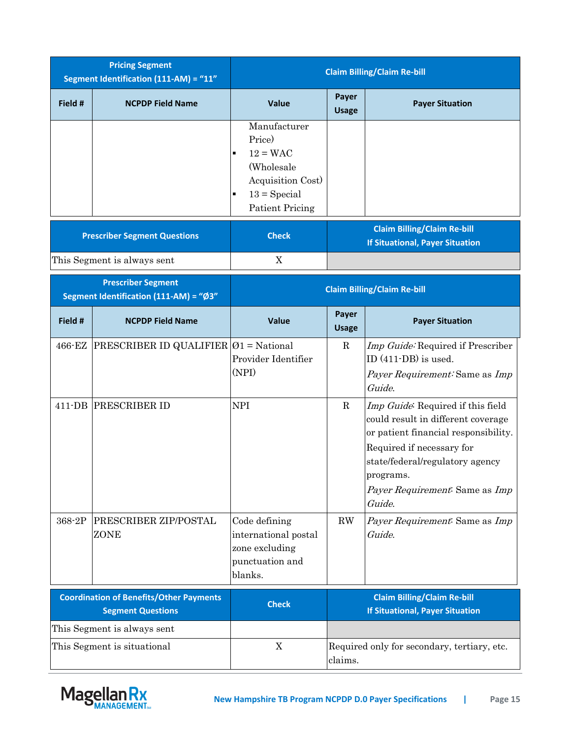| Pricing Segment<br>Segment Identification (111-AM) = “11” | | Claim Billing/Claim Re-bill | | |
|---|---|---|---|---|
| Field # | NCPDP Field Name | Value | Payer Usage | Payer Situation |
| | | Manufacturer Price)<br>▪ 12 = WAC (Wholesale Acquisition Cost)<br>▪ 13 = Special Patient Pricing | | |

| Prescriber Segment Questions | Check | Claim Billing/Claim Re-bill<br>If Situational, Payer Situation |
|---|---|---|
| This Segment is always sent | X | |

| Prescriber Segment<br>Segment Identification (111-AM) = “Ø3” | | Claim Billing/Claim Re-bill | | |
|---|---|---|---|---|
| Field # | NCPDP Field Name | Value | Payer Usage | Payer Situation |
| 466-EZ | PRESCRIBER ID QUALIFIER | Ø1 = National Provider Identifier (NPI) | R | *Imp Guide:* Required if Prescriber ID (411-DB) is used.<br>*Payer Requirement:* Same as *Imp Guide*. |
| 411-DB | PRESCRIBER ID | NPI | R | *Imp Guide*: Required if this field could result in different coverage or patient financial responsibility.<br>Required if necessary for state/federal/regulatory agency programs.<br>*Payer Requirement*: Same as *Imp Guide*. |
| 368-2P | PRESCRIBER ZIP/POSTAL ZONE | Code defining international postal zone excluding punctuation and blanks. | RW | *Payer Requirement*: Same as *Imp Guide*. |

| Coordination of Benefits/Other Payments Segment Questions | Check | Claim Billing/Claim Re-bill<br>If Situational, Payer Situation |
|---|---|---|
| This Segment is always sent | | |
| This Segment is situational | X | Required only for secondary, tertiary, etc. claims. |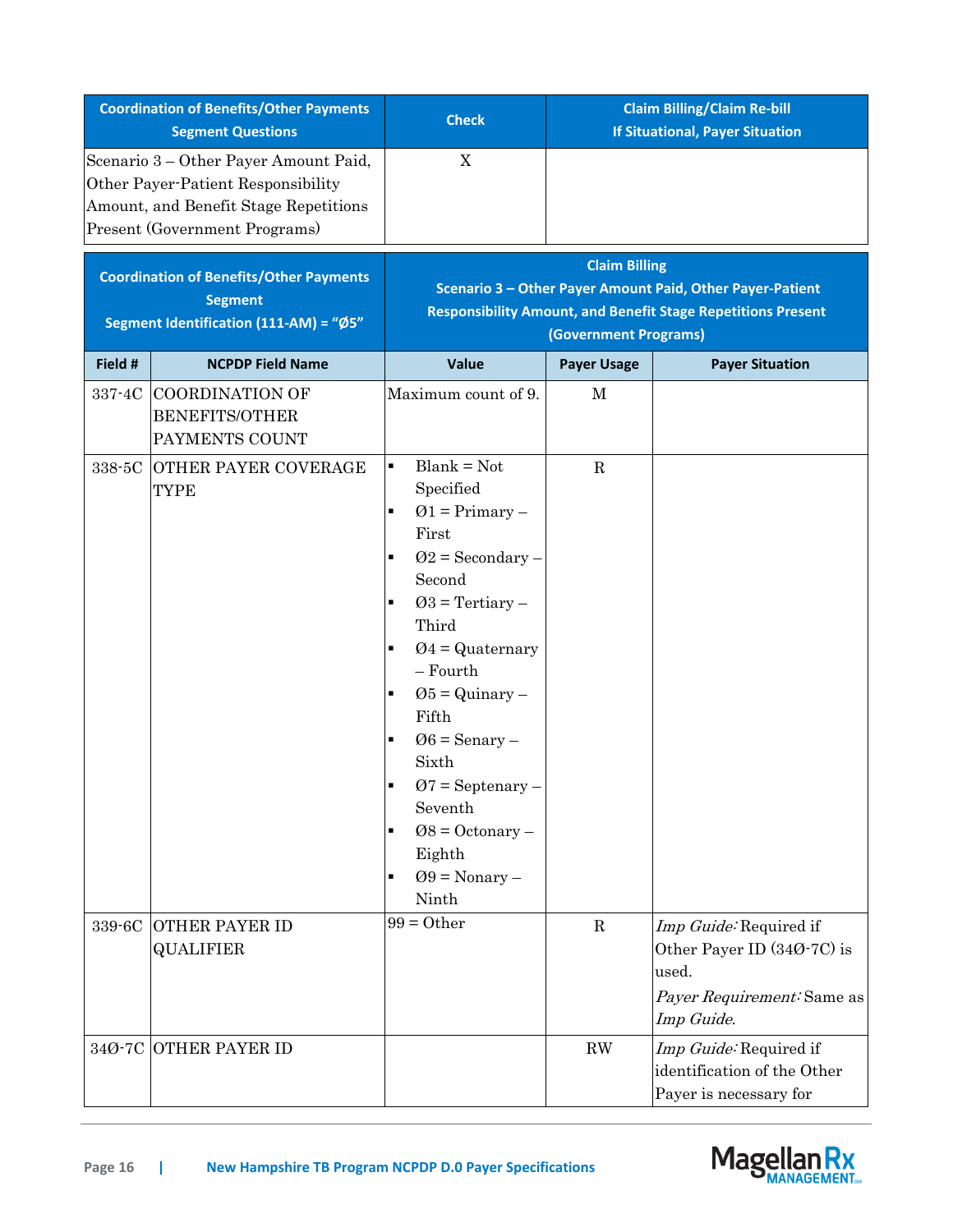| Coordination of Benefits/Other Payments Segment Questions | Check | Claim Billing/Claim Re-bill If Situational, Payer Situation |
|---|---|---|
| Scenario 3 – Other Payer Amount Paid, Other Payer-Patient Responsibility Amount, and Benefit Stage Repetitions Present (Government Programs) | X | |

| Coordination of Benefits/Other Payments Segment Segment Identification (111-AM) = "Ø5" | | Claim Billing Scenario 3 – Other Payer Amount Paid, Other Payer-Patient Responsibility Amount, and Benefit Stage Repetitions Present (Government Programs) | | |
|---|---|---|---|---|
| **Field #** | **NCPDP Field Name** | **Value** | **Payer Usage** | **Payer Situation** |
| 337-4C | COORDINATION OF BENEFITS/OTHER PAYMENTS COUNT | Maximum count of 9. | M | |
| 338-5C | OTHER PAYER COVERAGE TYPE | ▪ Blank = Not Specified<br>▪ Ø1 = Primary – First<br>▪ Ø2 = Secondary – Second<br>▪ Ø3 = Tertiary – Third<br>▪ Ø4 = Quaternary – Fourth<br>▪ Ø5 = Quinary – Fifth<br>▪ Ø6 = Senary – Sixth<br>▪ Ø7 = Septenary – Seventh<br>▪ Ø8 = Octonary – Eighth<br>▪ Ø9 = Nonary – Ninth | R | |
| 339-6C | OTHER PAYER ID QUALIFIER | 99 = Other | R | *Imp Guide:* Required if Other Payer ID (34Ø-7C) is used.<br>*Payer Requirement:* Same as *Imp Guide*. |
| 34Ø-7C | OTHER PAYER ID | | RW | *Imp Guide:* Required if identification of the Other Payer is necessary for |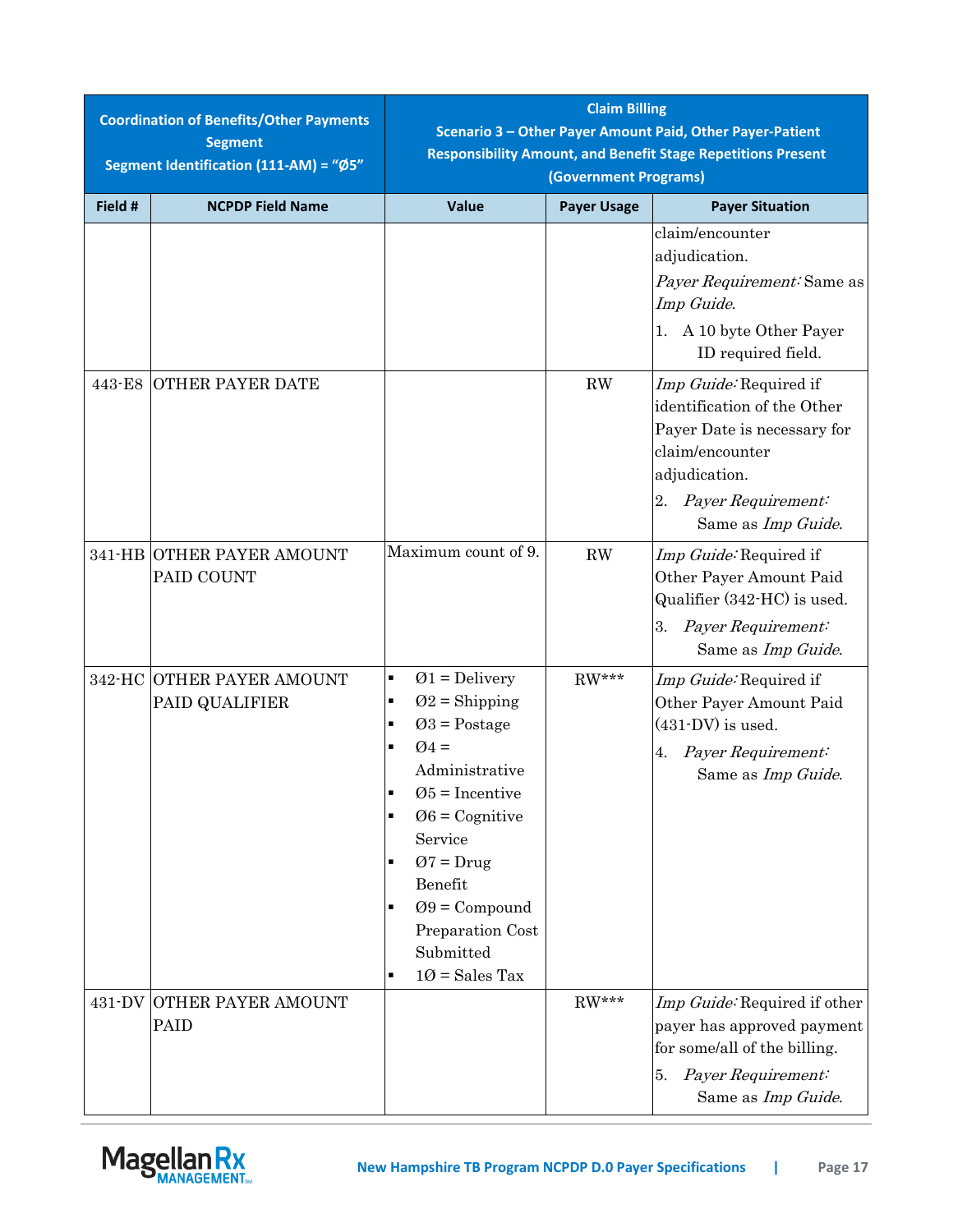| Coordination of Benefits/Other Payments Segment Segment Identification (111-AM) = "Ø5" | | Claim Billing Scenario 3 – Other Payer Amount Paid, Other Payer-Patient Responsibility Amount, and Benefit Stage Repetitions Present (Government Programs) | | |
|---|---|---|---|---|
| **Field #** | **NCPDP Field Name** | **Value** | **Payer Usage** | **Payer Situation** |
| | | | | claim/encounter adjudication.<br>*Payer Requirement:* Same as *Imp Guide*.<br>1. A 10 byte Other Payer ID required field. |
| 443-E8 | OTHER PAYER DATE | | RW | *Imp Guide:* Required if identification of the Other Payer Date is necessary for claim/encounter adjudication.<br>2. *Payer Requirement:* Same as *Imp Guide*. |
| 341-HB | OTHER PAYER AMOUNT PAID COUNT | Maximum count of 9. | RW | *Imp Guide:* Required if Other Payer Amount Paid Qualifier (342-HC) is used.<br>3. *Payer Requirement:* Same as *Imp Guide*. |
| 342-HC | OTHER PAYER AMOUNT PAID QUALIFIER | ▪ Ø1 = Delivery<br>▪ Ø2 = Shipping<br>▪ Ø3 = Postage<br>▪ Ø4 = Administrative<br>▪ Ø5 = Incentive<br>▪ Ø6 = Cognitive Service<br>▪ Ø7 = Drug Benefit<br>▪ Ø9 = Compound Preparation Cost Submitted<br>▪ 1Ø = Sales Tax | RW*** | *Imp Guide:* Required if Other Payer Amount Paid (431-DV) is used.<br>4. *Payer Requirement:* Same as *Imp Guide*. |
| 431-DV | OTHER PAYER AMOUNT PAID | | RW*** | *Imp Guide:* Required if other payer has approved payment for some/all of the billing.<br>5. *Payer Requirement:* Same as *Imp Guide*. |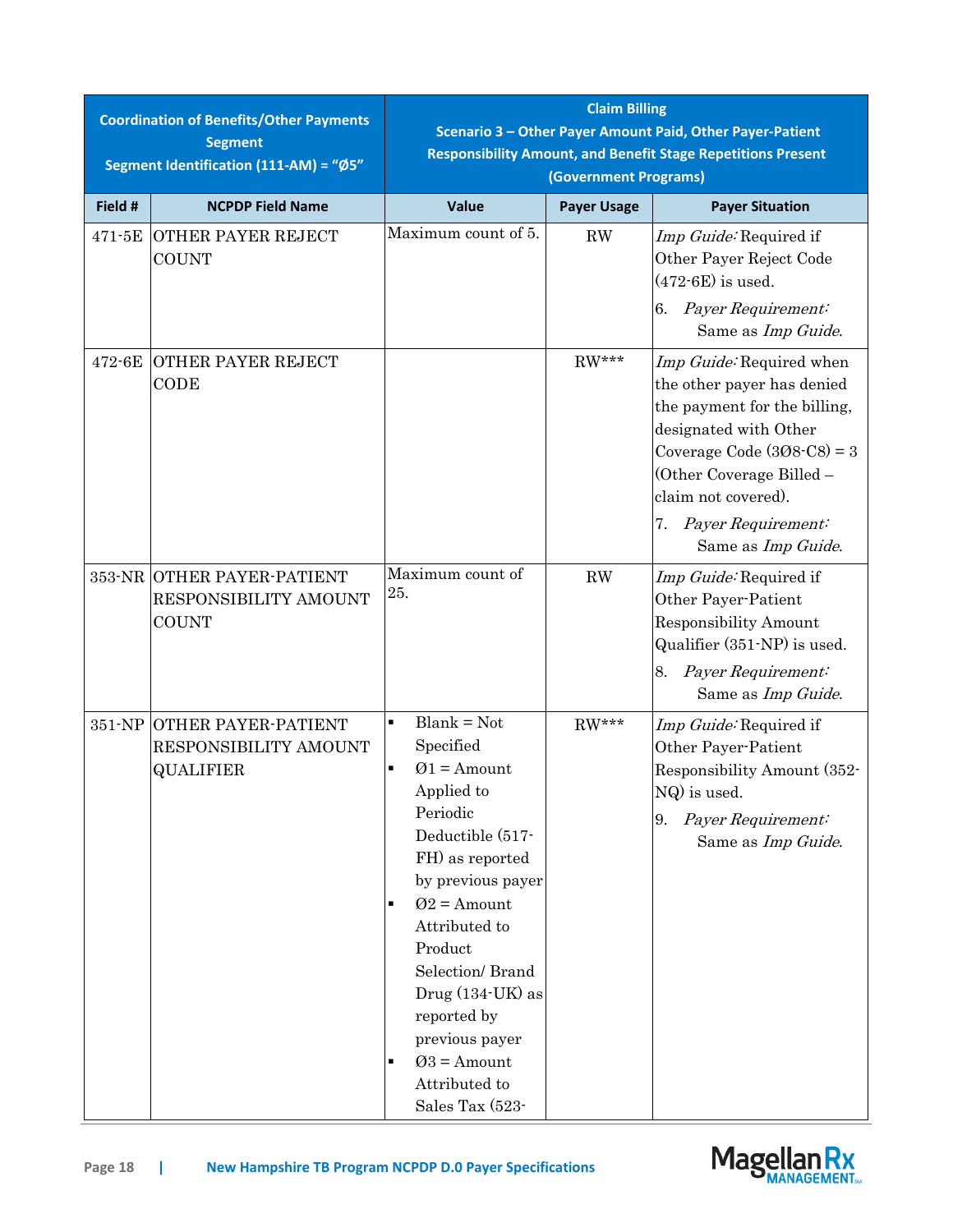| Coordination of Benefits/Other Payments Segment Segment Identification (111-AM) = "Ø5" | | Claim Billing Scenario 3 – Other Payer Amount Paid, Other Payer-Patient Responsibility Amount, and Benefit Stage Repetitions Present (Government Programs) | | |
|---|---|---|---|---|
| **Field #** | **NCPDP Field Name** | **Value** | **Payer Usage** | **Payer Situation** |
| 471-5E | OTHER PAYER REJECT COUNT | Maximum count of 5. | RW | *Imp Guide:* Required if Other Payer Reject Code (472-6E) is used.<br>6. *Payer Requirement:* Same as *Imp Guide*. |
| 472-6E | OTHER PAYER REJECT CODE | | RW*** | *Imp Guide:* Required when the other payer has denied the payment for the billing, designated with Other Coverage Code (3Ø8-C8) = 3 (Other Coverage Billed – claim not covered).<br>7. *Payer Requirement:* Same as *Imp Guide*. |
| 353-NR | OTHER PAYER-PATIENT RESPONSIBILITY AMOUNT COUNT | Maximum count of 25. | RW | *Imp Guide:* Required if Other Payer-Patient Responsibility Amount Qualifier (351-NP) is used.<br>8. *Payer Requirement:* Same as *Imp Guide*. |
| 351-NP | OTHER PAYER-PATIENT RESPONSIBILITY AMOUNT QUALIFIER | ▪ Blank = Not Specified<br>▪ Ø1 = Amount Applied to Periodic Deductible (517-FH) as reported by previous payer<br>▪ Ø2 = Amount Attributed to Product Selection/ Brand Drug (134-UK) as reported by previous payer<br>▪ Ø3 = Amount Attributed to Sales Tax (523- | RW*** | *Imp Guide:* Required if Other Payer-Patient Responsibility Amount (352-NQ) is used.<br>9. *Payer Requirement:* Same as *Imp Guide*. |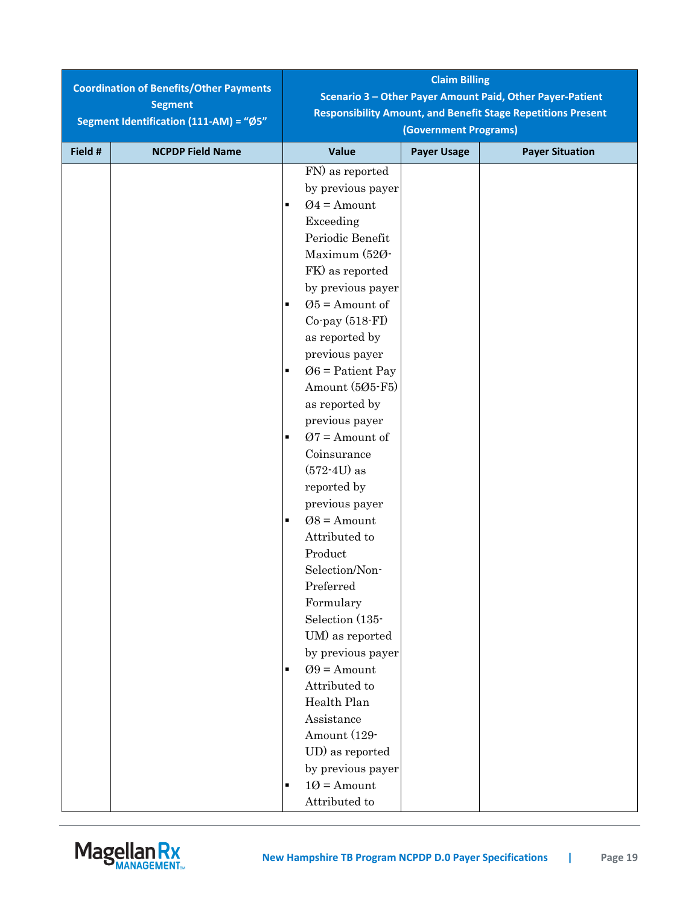| Coordination of Benefits/Other Payments Segment Segment Identification (111-AM) = "Ø5" | | Claim Billing Scenario 3 – Other Payer Amount Paid, Other Payer-Patient Responsibility Amount, and Benefit Stage Repetitions Present (Government Programs) | | |
|---|---|---|---|---|
| **Field #** | **NCPDP Field Name** | **Value** | **Payer Usage** | **Payer Situation** |
| | | FN) as reported by previous payer<br>▪ Ø4 = Amount Exceeding Periodic Benefit Maximum (52Ø-FK) as reported by previous payer<br>▪ Ø5 = Amount of Co-pay (518-FI) as reported by previous payer<br>▪ Ø6 = Patient Pay Amount (5Ø5-F5) as reported by previous payer<br>▪ Ø7 = Amount of Coinsurance (572-4U) as reported by previous payer<br>▪ Ø8 = Amount Attributed to Product Selection/Non-Preferred Formulary Selection (135-UM) as reported by previous payer<br>▪ Ø9 = Amount Attributed to Health Plan Assistance Amount (129-UD) as reported by previous payer<br>▪ 1Ø = Amount Attributed to | | |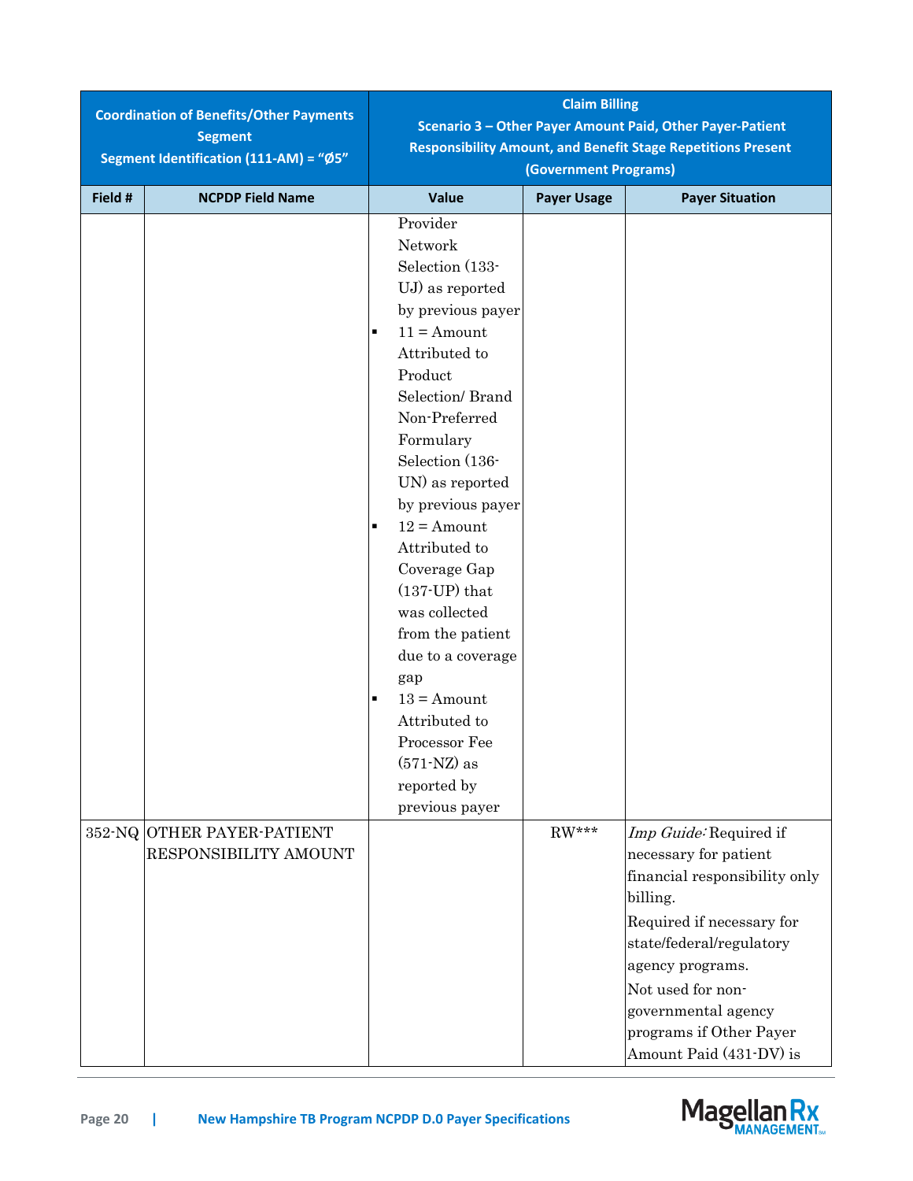| Coordination of Benefits/Other Payments Segment Segment Identification (111-AM) = "Ø5" | | Claim Billing Scenario 3 – Other Payer Amount Paid, Other Payer-Patient Responsibility Amount, and Benefit Stage Repetitions Present (Government Programs) | | |
|---|---|---|---|---|
| **Field #** | **NCPDP Field Name** | **Value** | **Payer Usage** | **Payer Situation** |
| | | Provider Network Selection (133-UJ) as reported by previous payer<br>▪ 11 = Amount Attributed to Product Selection/ Brand Non-Preferred Formulary Selection (136-UN) as reported by previous payer<br>▪ 12 = Amount Attributed to Coverage Gap (137-UP) that was collected from the patient due to a coverage gap<br>▪ 13 = Amount Attributed to Processor Fee (571-NZ) as reported by previous payer | | |
| 352-NQ | OTHER PAYER-PATIENT RESPONSIBILITY AMOUNT | | RW*** | *Imp Guide:* Required if necessary for patient financial responsibility only billing.<br>Required if necessary for state/federal/regulatory agency programs.<br>Not used for non-governmental agency programs if Other Payer Amount Paid (431-DV) is |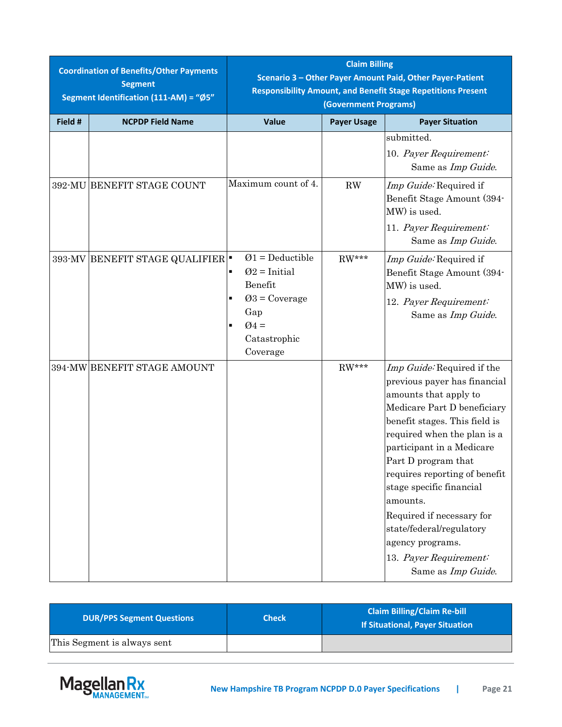| Coordination of Benefits/Other Payments Segment Segment Identification (111-AM) = "Ø5" | | Claim Billing Scenario 3 – Other Payer Amount Paid, Other Payer-Patient Responsibility Amount, and Benefit Stage Repetitions Present (Government Programs) | | |
|---|---|---|---|---|
| **Field #** | **NCPDP Field Name** | **Value** | **Payer Usage** | **Payer Situation** |
| | | | | submitted.<br>10. *Payer Requirement:* Same as *Imp Guide*. |
| 392-MU | BENEFIT STAGE COUNT | Maximum count of 4. | RW | *Imp Guide:* Required if Benefit Stage Amount (394-MW) is used.<br>11. *Payer Requirement:* Same as *Imp Guide*. |
| 393-MV | BENEFIT STAGE QUALIFIER | ▪ Ø1 = Deductible<br>▪ Ø2 = Initial Benefit<br>▪ Ø3 = Coverage Gap<br>▪ Ø4 = Catastrophic Coverage | RW*** | *Imp Guide:* Required if Benefit Stage Amount (394-MW) is used.<br>12. *Payer Requirement:* Same as *Imp Guide*. |
| 394-MW | BENEFIT STAGE AMOUNT | | RW*** | *Imp Guide:* Required if the previous payer has financial amounts that apply to Medicare Part D beneficiary benefit stages. This field is required when the plan is a participant in a Medicare Part D program that requires reporting of benefit stage specific financial amounts.<br>Required if necessary for state/federal/regulatory agency programs.<br>13. *Payer Requirement:* Same as *Imp Guide*. |

| DUR/PPS Segment Questions | Check | Claim Billing/Claim Re-bill If Situational, Payer Situation |
|---|---|---|
| This Segment is always sent | | |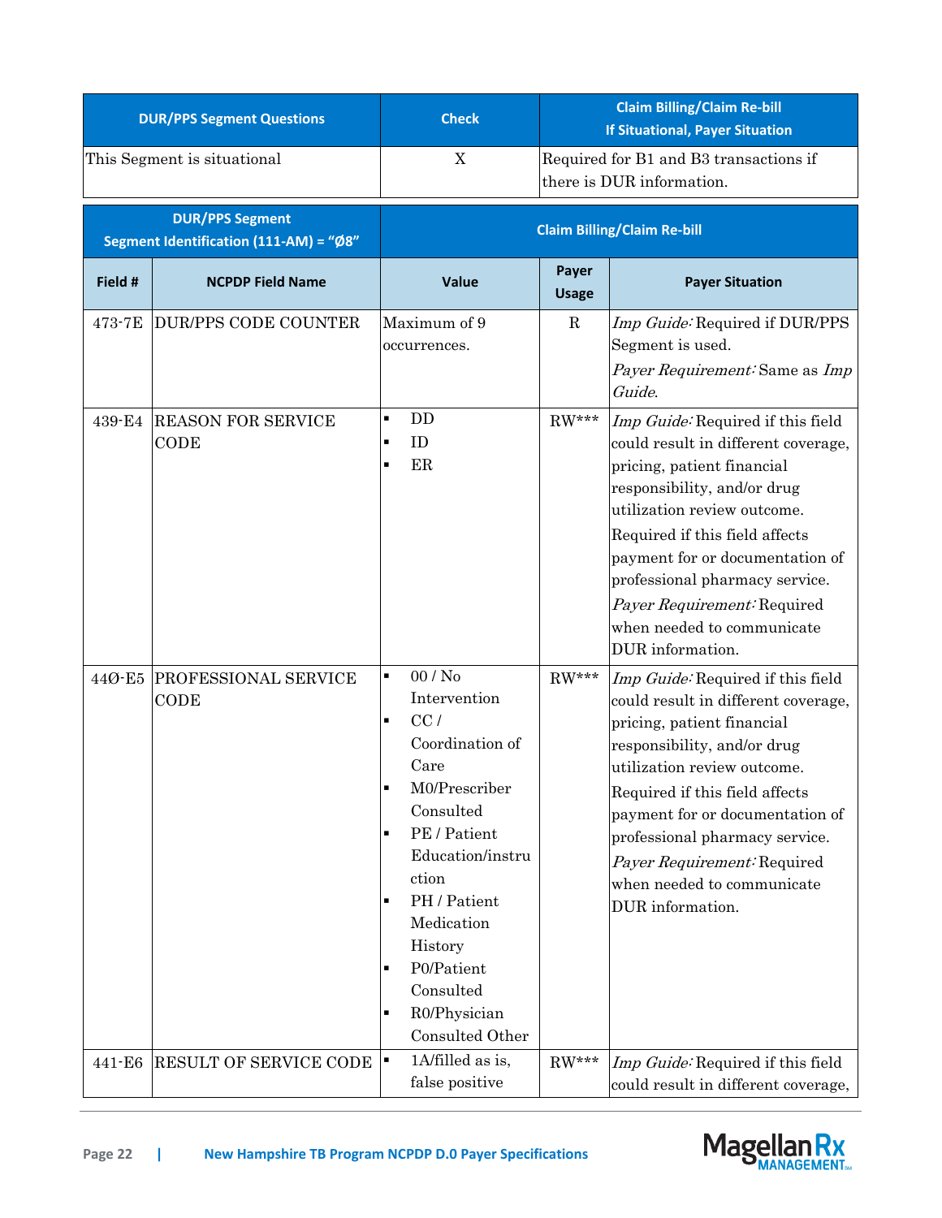| DUR/PPS Segment Questions | Check | Claim Billing/Claim Re-bill If Situational, Payer Situation |
|---|---|---|
| This Segment is situational | X | Required for B1 and B3 transactions if there is DUR information. |

| DUR/PPS Segment Segment Identification (111-AM) = "Ø8" | | Claim Billing/Claim Re-bill | | |
|---|---|---|---|---|
| **Field #** | **NCPDP Field Name** | **Value** | **Payer Usage** | **Payer Situation** |
| 473-7E | DUR/PPS CODE COUNTER | Maximum of 9 occurrences. | R | *Imp Guide:* Required if DUR/PPS Segment is used. *Payer Requirement:* Same as *Imp Guide*. |
| 439-E4 | REASON FOR SERVICE CODE | ▪ DD ▪ ID ▪ ER | RW*** | *Imp Guide:* Required if this field could result in different coverage, pricing, patient financial responsibility, and/or drug utilization review outcome. Required if this field affects payment for or documentation of professional pharmacy service. *Payer Requirement:* Required when needed to communicate DUR information. |
| 44Ø-E5 | PROFESSIONAL SERVICE CODE | ▪ 00 / No Intervention ▪ CC / Coordination of Care ▪ M0/Prescriber Consulted ▪ PE / Patient Education/instruction ▪ PH / Patient Medication History ▪ P0/Patient Consulted ▪ R0/Physician Consulted Other | RW*** | *Imp Guide:* Required if this field could result in different coverage, pricing, patient financial responsibility, and/or drug utilization review outcome. Required if this field affects payment for or documentation of professional pharmacy service. *Payer Requirement:* Required when needed to communicate DUR information. |
| 441-E6 | RESULT OF SERVICE CODE | ▪ 1A/filled as is, false positive | RW*** | *Imp Guide:* Required if this field could result in different coverage, |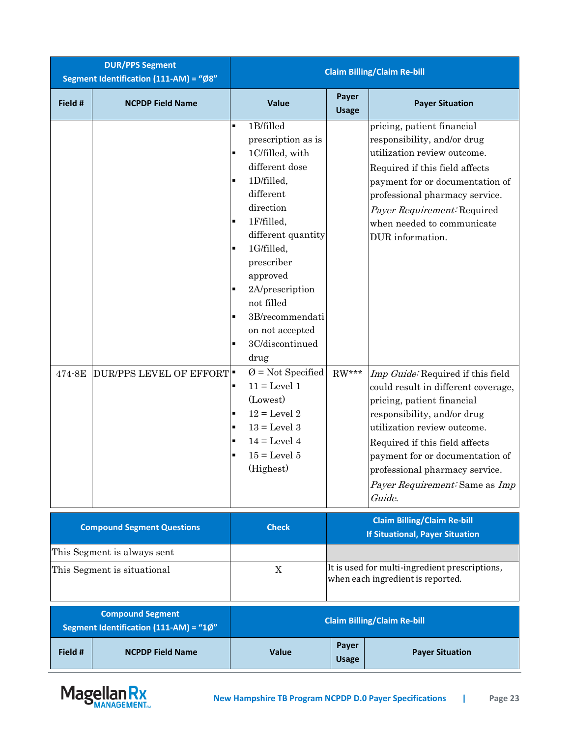| DUR/PPS Segment Segment Identification (111-AM) = "Ø8" | | Claim Billing/Claim Re-bill | | |
|---|---|---|---|---|
| **Field #** | **NCPDP Field Name** | **Value** | **Payer Usage** | **Payer Situation** |
| | | ▪ 1B/filled prescription as is ▪ 1C/filled, with different dose ▪ 1D/filled, different direction ▪ 1F/filled, different quantity ▪ 1G/filled, prescriber approved ▪ 2A/prescription not filled ▪ 3B/recommendation not accepted ▪ 3C/discontinued drug | | pricing, patient financial responsibility, and/or drug utilization review outcome. Required if this field affects payment for or documentation of professional pharmacy service. *Payer Requirement:* Required when needed to communicate DUR information. |
| 474-8E | DUR/PPS LEVEL OF EFFORT | ▪ Ø = Not Specified ▪ 11 = Level 1 (Lowest) ▪ 12 = Level 2 ▪ 13 = Level 3 ▪ 14 = Level 4 ▪ 15 = Level 5 (Highest) | RW*** | *Imp Guide:* Required if this field could result in different coverage, pricing, patient financial responsibility, and/or drug utilization review outcome. Required if this field affects payment for or documentation of professional pharmacy service. *Payer Requirement:* Same as *Imp Guide*. |

| Compound Segment Questions | Check | Claim Billing/Claim Re-bill If Situational, Payer Situation |
|---|---|---|
| This Segment is always sent | | |
| This Segment is situational | X | It is used for multi-ingredient prescriptions, when each ingredient is reported. |

| Compound Segment Segment Identification (111-AM) = "1Ø" | | Claim Billing/Claim Re-bill | | |
|---|---|---|---|---|
| **Field #** | **NCPDP Field Name** | **Value** | **Payer Usage** | **Payer Situation** |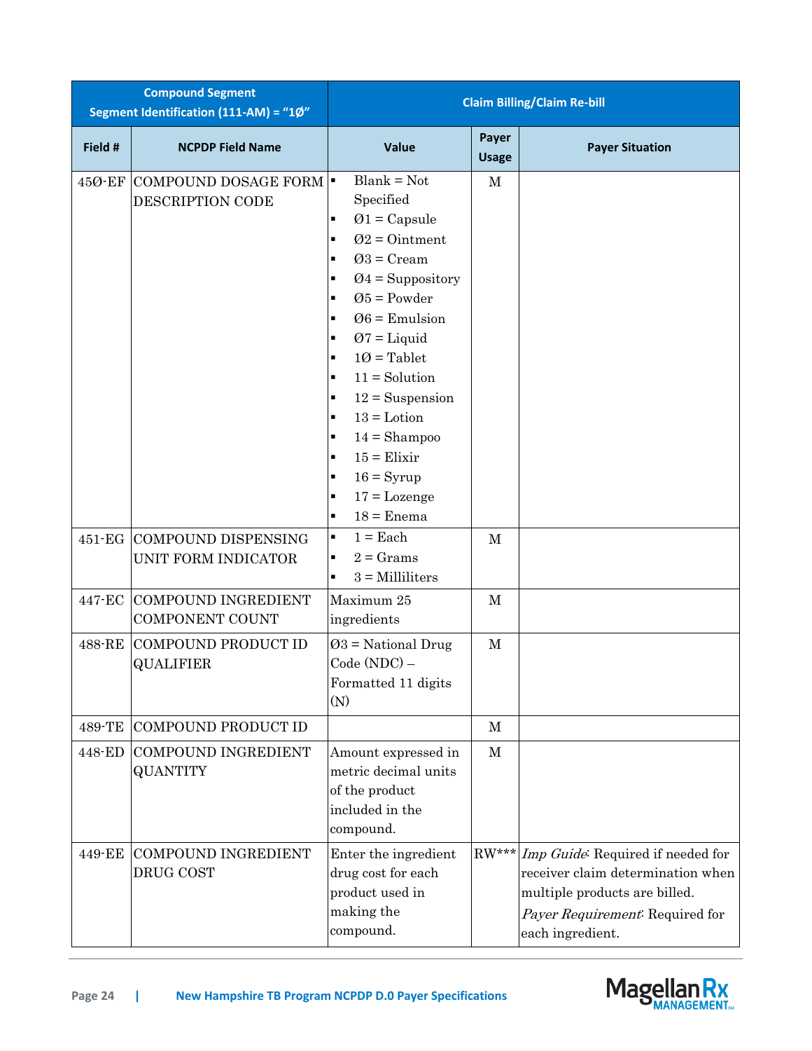| Compound Segment<br>Segment Identification (111-AM) = "1Ø" | | Claim Billing/Claim Re-bill | | |
|---|---|---|---|---|
| **Field #** | **NCPDP Field Name** | **Value** | **Payer Usage** | **Payer Situation** |
| 45Ø-EF | COMPOUND DOSAGE FORM DESCRIPTION CODE | ▪ Blank = Not Specified<br>▪ Ø1 = Capsule<br>▪ Ø2 = Ointment<br>▪ Ø3 = Cream<br>▪ Ø4 = Suppository<br>▪ Ø5 = Powder<br>▪ Ø6 = Emulsion<br>▪ Ø7 = Liquid<br>▪ 1Ø = Tablet<br>▪ 11 = Solution<br>▪ 12 = Suspension<br>▪ 13 = Lotion<br>▪ 14 = Shampoo<br>▪ 15 = Elixir<br>▪ 16 = Syrup<br>▪ 17 = Lozenge<br>▪ 18 = Enema | M | |
| 451-EG | COMPOUND DISPENSING UNIT FORM INDICATOR | ▪ 1 = Each<br>▪ 2 = Grams<br>▪ 3 = Milliliters | M | |
| 447-EC | COMPOUND INGREDIENT COMPONENT COUNT | Maximum 25 ingredients | M | |
| 488-RE | COMPOUND PRODUCT ID QUALIFIER | Ø3 = National Drug Code (NDC) – Formatted 11 digits (N) | M | |
| 489-TE | COMPOUND PRODUCT ID | | M | |
| 448-ED | COMPOUND INGREDIENT QUANTITY | Amount expressed in metric decimal units of the product included in the compound. | M | |
| 449-EE | COMPOUND INGREDIENT DRUG COST | Enter the ingredient drug cost for each product used in making the compound. | RW*** | *Imp Guide*: Required if needed for receiver claim determination when multiple products are billed.<br>*Payer Requirement*: Required for each ingredient. |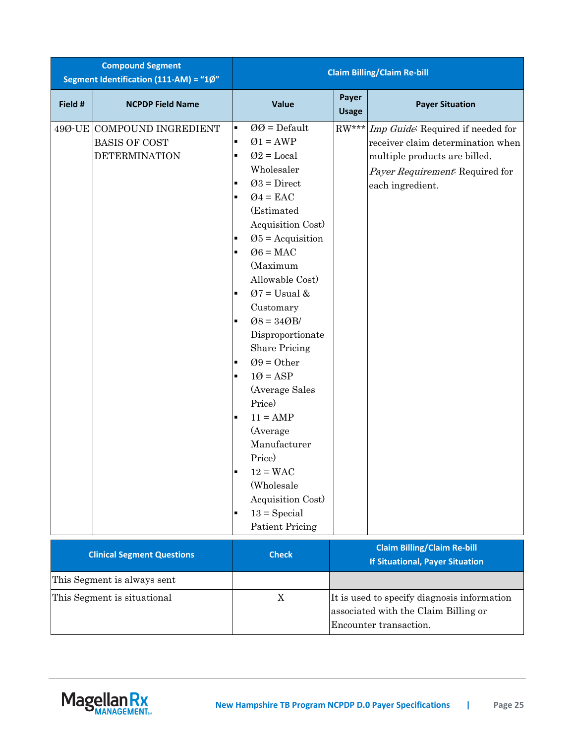| Compound Segment Segment Identification (111-AM) = "1Ø" | | Claim Billing/Claim Re-bill | | |
|---|---|---|---|---|
| **Field #** | **NCPDP Field Name** | **Value** | **Payer Usage** | **Payer Situation** |
| 49Ø-UE | COMPOUND INGREDIENT BASIS OF COST DETERMINATION | ▪ ØØ = Default<br>▪ Ø1 = AWP<br>▪ Ø2 = Local Wholesaler<br>▪ Ø3 = Direct<br>▪ Ø4 = EAC (Estimated Acquisition Cost)<br>▪ Ø5 = Acquisition<br>▪ Ø6 = MAC (Maximum Allowable Cost)<br>▪ Ø7 = Usual & Customary<br>▪ Ø8 = 34ØB/ Disproportionate Share Pricing<br>▪ Ø9 = Other<br>▪ 1Ø = ASP (Average Sales Price)<br>▪ 11 = AMP (Average Manufacturer Price)<br>▪ 12 = WAC (Wholesale Acquisition Cost)<br>▪ 13 = Special Patient Pricing | RW*** | *Imp Guide*: Required if needed for receiver claim determination when multiple products are billed.<br>*Payer Requirement*: Required for each ingredient. |

| Clinical Segment Questions | Check | Claim Billing/Claim Re-bill If Situational, Payer Situation |
|---|---|---|
| This Segment is always sent | | |
| This Segment is situational | X | It is used to specify diagnosis information associated with the Claim Billing or Encounter transaction. |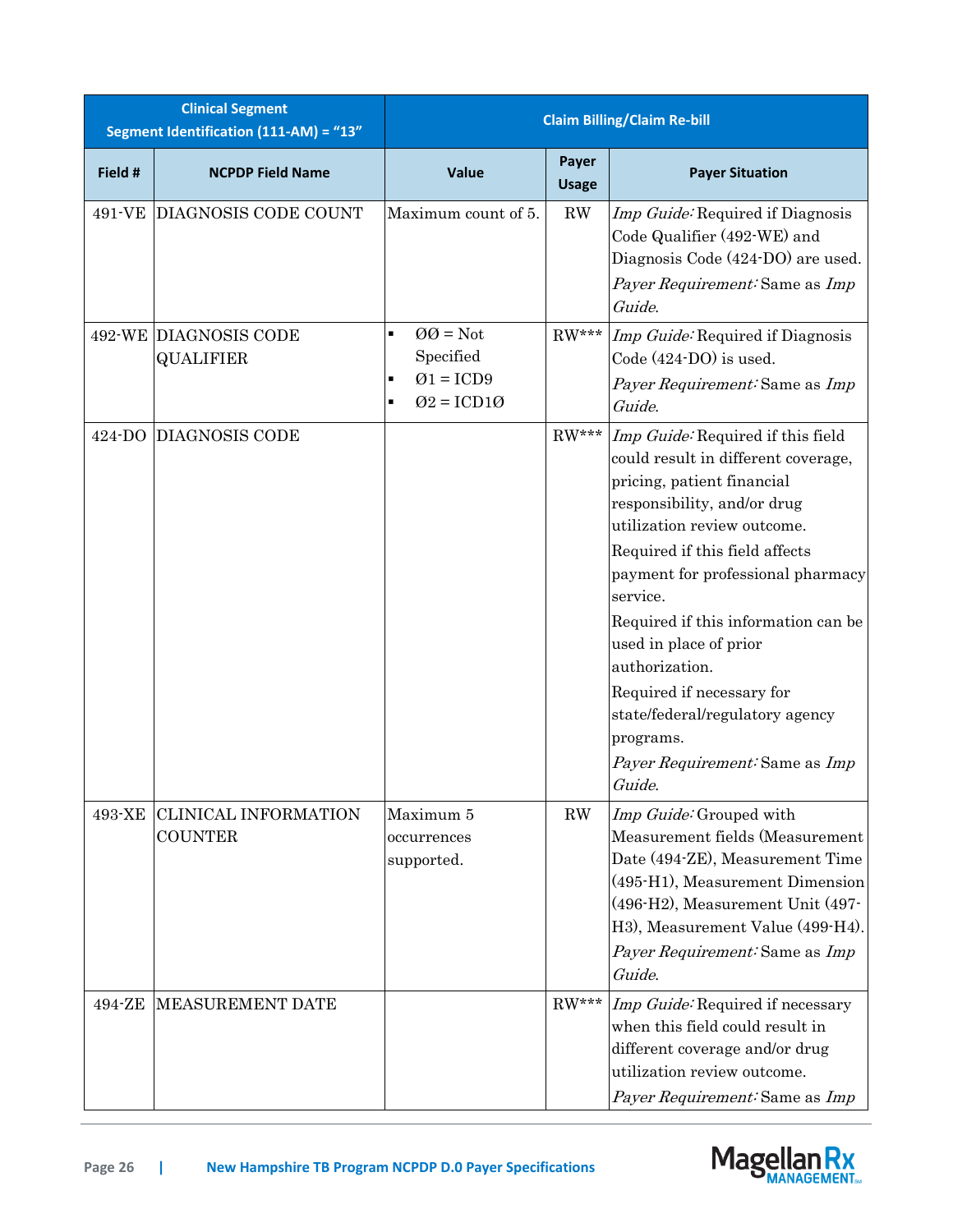| Clinical Segment Segment Identification (111-AM) = “13” | | Claim Billing/Claim Re-bill | | |
|---|---|---|---|---|
| **Field #** | **NCPDP Field Name** | **Value** | **Payer Usage** | **Payer Situation** |
| 491-VE | DIAGNOSIS CODE COUNT | Maximum count of 5. | RW | *Imp Guide:* Required if Diagnosis Code Qualifier (492-WE) and Diagnosis Code (424-DO) are used.<br>*Payer Requirement:* Same as *Imp Guide*. |
| 492-WE | DIAGNOSIS CODE QUALIFIER | ▪ ØØ = Not Specified<br>▪ Ø1 = ICD9<br>▪ Ø2 = ICD1Ø | RW*** | *Imp Guide:* Required if Diagnosis Code (424-DO) is used.<br>*Payer Requirement:* Same as *Imp Guide*. |
| 424-DO | DIAGNOSIS CODE | | RW*** | *Imp Guide:* Required if this field could result in different coverage, pricing, patient financial responsibility, and/or drug utilization review outcome.<br>Required if this field affects payment for professional pharmacy service.<br>Required if this information can be used in place of prior authorization.<br>Required if necessary for state/federal/regulatory agency programs.<br>*Payer Requirement:* Same as *Imp Guide*. |
| 493-XE | CLINICAL INFORMATION COUNTER | Maximum 5 occurrences supported. | RW | *Imp Guide:* Grouped with Measurement fields (Measurement Date (494-ZE), Measurement Time (495-H1), Measurement Dimension (496-H2), Measurement Unit (497-H3), Measurement Value (499-H4).<br>*Payer Requirement:* Same as *Imp Guide*. |
| 494-ZE | MEASUREMENT DATE | | RW*** | *Imp Guide:* Required if necessary when this field could result in different coverage and/or drug utilization review outcome.<br>*Payer Requirement:* Same as *Imp* |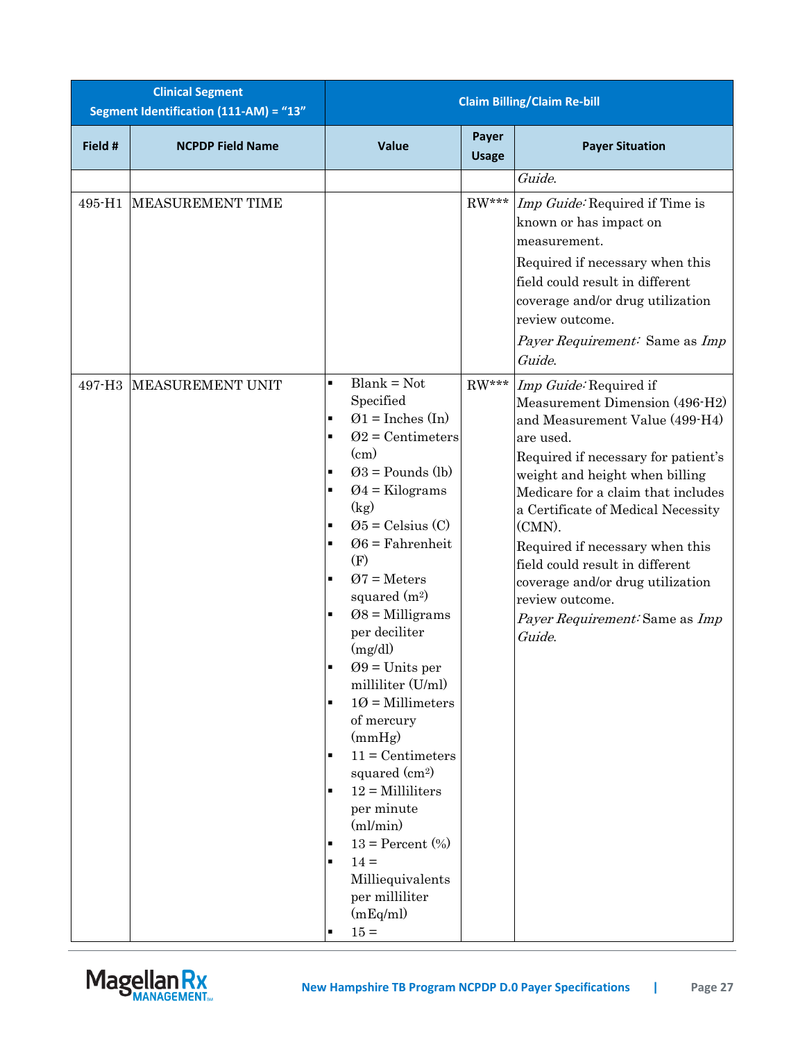| Clinical Segment Segment Identification (111-AM) = "13" | | Claim Billing/Claim Re-bill | | |
|---|---|---|---|---|
| **Field #** | **NCPDP Field Name** | **Value** | **Payer Usage** | **Payer Situation** |
| | | | | *Guide*. |
| 495-H1 | MEASUREMENT TIME | | RW*** | *Imp Guide:* Required if Time is known or has impact on measurement.<br>Required if necessary when this field could result in different coverage and/or drug utilization review outcome.<br>*Payer Requirement:* Same as *Imp Guide*. |
| 497-H3 | MEASUREMENT UNIT | ▪ Blank = Not Specified<br>▪ Ø1 = Inches (In)<br>▪ Ø2 = Centimeters (cm)<br>▪ Ø3 = Pounds (lb)<br>▪ Ø4 = Kilograms (kg)<br>▪ Ø5 = Celsius (C)<br>▪ Ø6 = Fahrenheit (F)<br>▪ Ø7 = Meters squared ($m^2$)<br>▪ Ø8 = Milligrams per deciliter (mg/dl)<br>▪ Ø9 = Units per milliliter (U/ml)<br>▪ 1Ø = Millimeters of mercury (mmHg)<br>▪ 11 = Centimeters squared ($cm^2$)<br>▪ 12 = Milliliters per minute (ml/min)<br>▪ 13 = Percent (%)<br>▪ 14 = Milliequivalents per milliliter (mEq/ml)<br>▪ 15 = | RW*** | *Imp Guide:* Required if Measurement Dimension (496-H2) and Measurement Value (499-H4) are used.<br>Required if necessary for patient's weight and height when billing Medicare for a claim that includes a Certificate of Medical Necessity (CMN).<br>Required if necessary when this field could result in different coverage and/or drug utilization review outcome.<br>*Payer Requirement:* Same as *Imp Guide*. |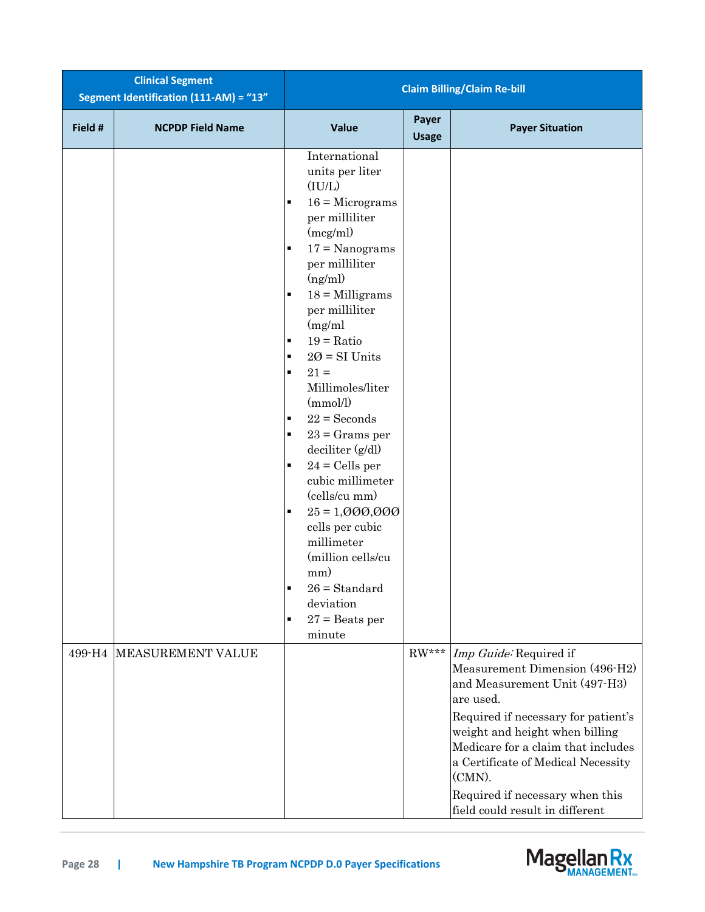| Clinical Segment Segment Identification (111-AM) = "13" | | Claim Billing/Claim Re-bill | | |
|---|---|---|---|---|
| **Field #** | **NCPDP Field Name** | **Value** | **Payer Usage** | **Payer Situation** |
| | | International units per liter (IU/L)<br>▪ 16 = Micrograms per milliliter (mcg/ml)<br>▪ 17 = Nanograms per milliliter (ng/ml)<br>▪ 18 = Milligrams per milliliter (mg/ml<br>▪ 19 = Ratio<br>▪ 2Ø = SI Units<br>▪ 21 = Millimoles/liter (mmol/l)<br>▪ 22 = Seconds<br>▪ 23 = Grams per deciliter (g/dl)<br>▪ 24 = Cells per cubic millimeter (cells/cu mm)<br>▪ 25 = 1,ØØØ,ØØØ cells per cubic millimeter (million cells/cu mm)<br>▪ 26 = Standard deviation<br>▪ 27 = Beats per minute | | |
| 499-H4 | MEASUREMENT VALUE | | RW*** | *Imp Guide:* Required if Measurement Dimension (496-H2) and Measurement Unit (497-H3) are used.<br>Required if necessary for patient's weight and height when billing Medicare for a claim that includes a Certificate of Medical Necessity (CMN).<br>Required if necessary when this field could result in different |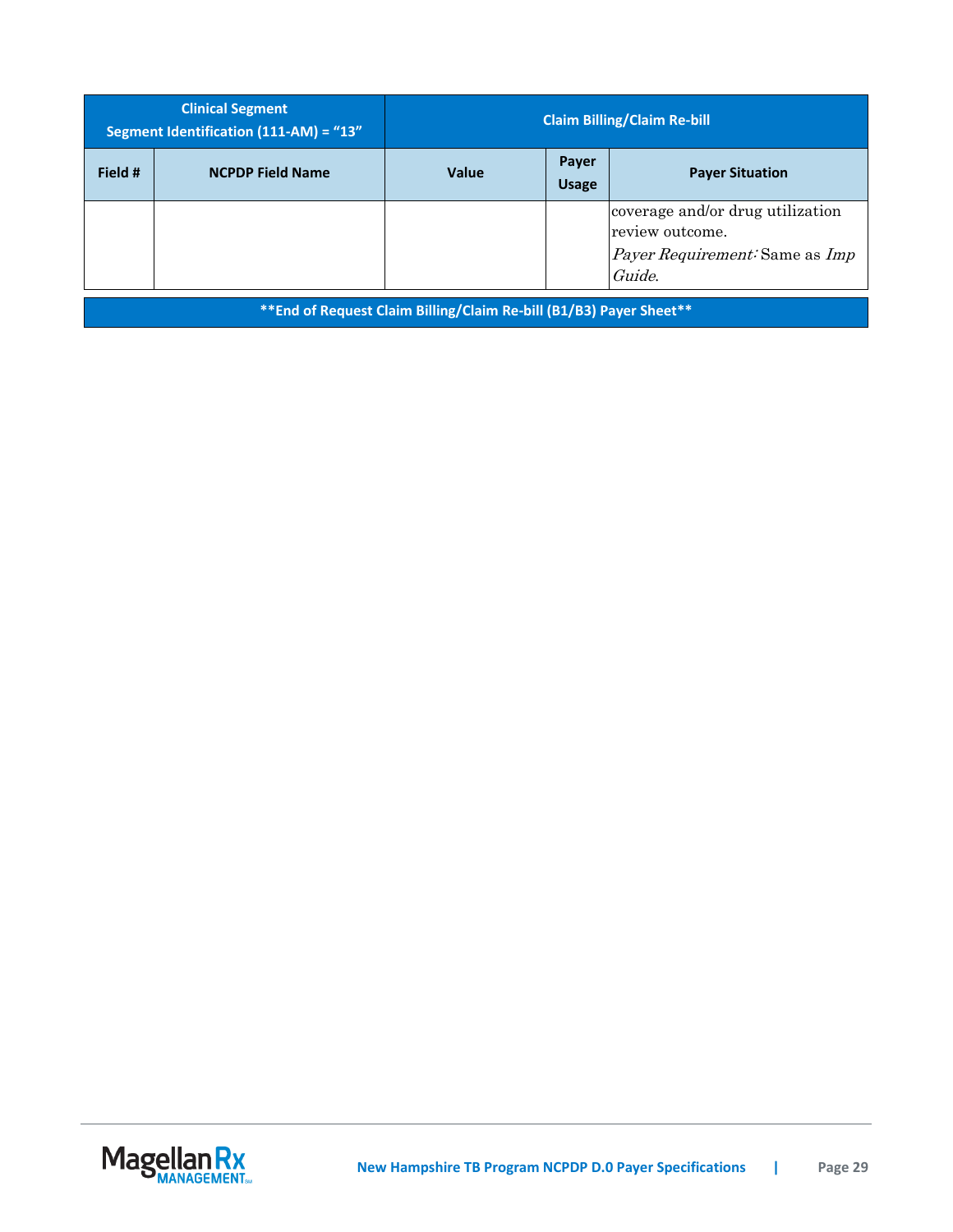| Clinical Segment Segment Identification (111-AM) = “13” | | Claim Billing/Claim Re-bill | | |
|---|---|---|---|---|
| Field # | NCPDP Field Name | Value | Payer Usage | Payer Situation |
| | | | | coverage and/or drug utilization review outcome. *Payer Requirement:* Same as *Imp Guide*. |

**\*\*End of Request Claim Billing/Claim Re-bill (B1/B3) Payer Sheet\*\***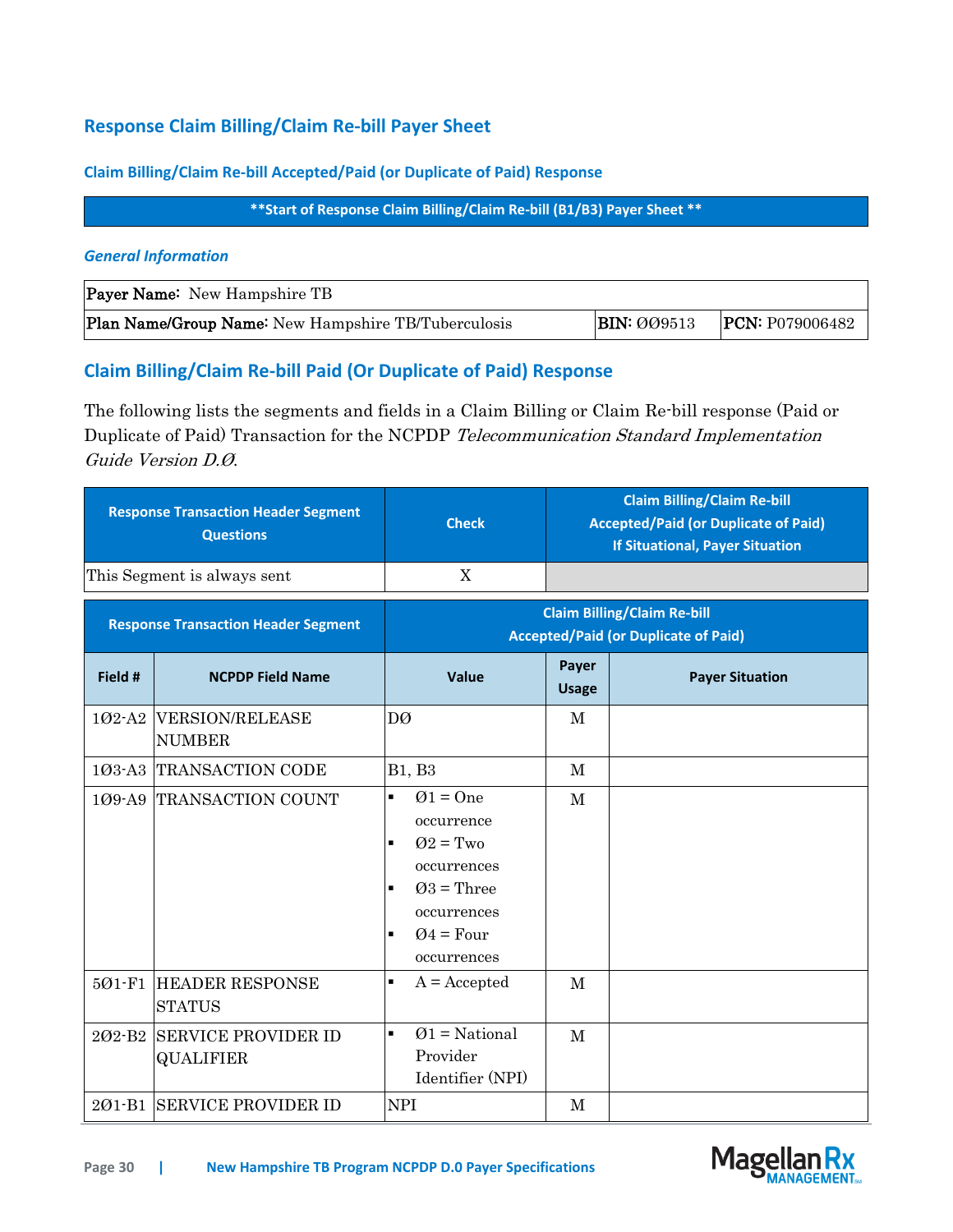## Response Claim Billing/Claim Re-bill Payer Sheet

### Claim Billing/Claim Re-bill Accepted/Paid (or Duplicate of Paid) Response

| **Start of Response Claim Billing/Claim Re-bill (B1/B3) Payer Sheet ** |
|---|

#### *General Information*

| | | |
|---|---|---|
| **Payer Name:** New Hampshire TB | | |
| **Plan Name/Group Name:** New Hampshire TB/Tuberculosis | **BIN:** ØØ9513 | **PCN:** P079006482 |

## Claim Billing/Claim Re-bill Paid (Or Duplicate of Paid) Response

The following lists the segments and fields in a Claim Billing or Claim Re-bill response (Paid or Duplicate of Paid) Transaction for the NCPDP *Telecommunication Standard Implementation Guide Version D.Ø*.

| Response Transaction Header Segment Questions | Check | Claim Billing/Claim Re-bill Accepted/Paid (or Duplicate of Paid) If Situational, Payer Situation |
|---|---|---|
| This Segment is always sent | X | |

| Response Transaction Header Segment | | Claim Billing/Claim Re-bill Accepted/Paid (or Duplicate of Paid) | | |
|---|---|---|---|---|
| **Field #** | **NCPDP Field Name** | **Value** | **Payer Usage** | **Payer Situation** |
| 1Ø2-A2 | VERSION/RELEASE NUMBER | DØ | M | |
| 1Ø3-A3 | TRANSACTION CODE | B1, B3 | M | |
| 1Ø9-A9 | TRANSACTION COUNT | ▪ Ø1 = One occurrence<br>▪ Ø2 = Two occurrences<br>▪ Ø3 = Three occurrences<br>▪ Ø4 = Four occurrences | M | |
| 5Ø1-F1 | HEADER RESPONSE STATUS | ▪ A = Accepted | M | |
| 2Ø2-B2 | SERVICE PROVIDER ID QUALIFIER | ▪ Ø1 = National Provider Identifier (NPI) | M | |
| 2Ø1-B1 | SERVICE PROVIDER ID | NPI | M | |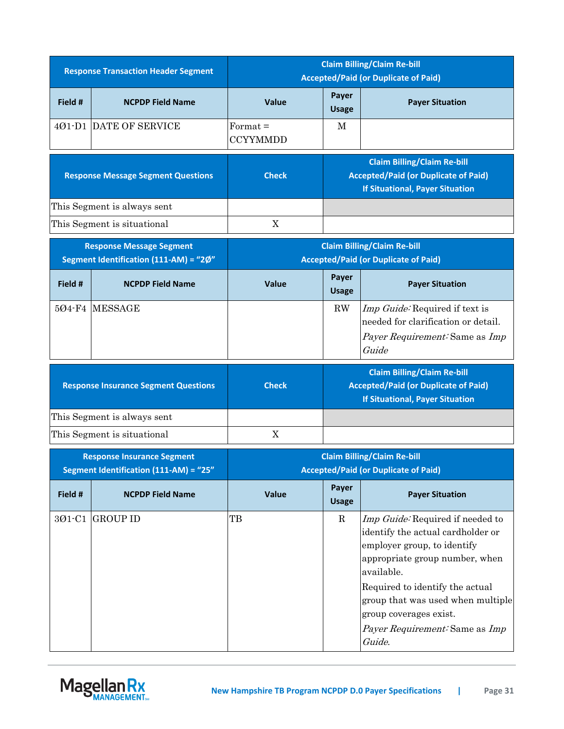| Response Transaction Header Segment | | Claim Billing/Claim Re-bill Accepted/Paid (or Duplicate of Paid) | | |
|---|---|---|---|---|
| **Field #** | **NCPDP Field Name** | **Value** | **Payer Usage** | **Payer Situation** |
| 4Ø1-D1 | DATE OF SERVICE | Format = CCYYMMDD | M | |

| Response Message Segment Questions | Check | Claim Billing/Claim Re-bill Accepted/Paid (or Duplicate of Paid) If Situational, Payer Situation |
|---|---|---|
| This Segment is always sent | | |
| This Segment is situational | X | |

| Response Message Segment Segment Identification (111-AM) = "2Ø" | | Claim Billing/Claim Re-bill Accepted/Paid (or Duplicate of Paid) | | |
|---|---|---|---|---|
| **Field #** | **NCPDP Field Name** | **Value** | **Payer Usage** | **Payer Situation** |
| 5Ø4-F4 | MESSAGE | | RW | *Imp Guide:* Required if text is needed for clarification or detail. *Payer Requirement:* Same as *Imp Guide* |

| Response Insurance Segment Questions | Check | Claim Billing/Claim Re-bill Accepted/Paid (or Duplicate of Paid) If Situational, Payer Situation |
|---|---|---|
| This Segment is always sent | | |
| This Segment is situational | X | |

| Response Insurance Segment Segment Identification (111-AM) = "25" | | Claim Billing/Claim Re-bill Accepted/Paid (or Duplicate of Paid) | | |
|---|---|---|---|---|
| **Field #** | **NCPDP Field Name** | **Value** | **Payer Usage** | **Payer Situation** |
| 3Ø1-C1 | GROUP ID | TB | R | *Imp Guide:* Required if needed to identify the actual cardholder or employer group, to identify appropriate group number, when available. Required to identify the actual group that was used when multiple group coverages exist. *Payer Requirement:* Same as *Imp Guide*. |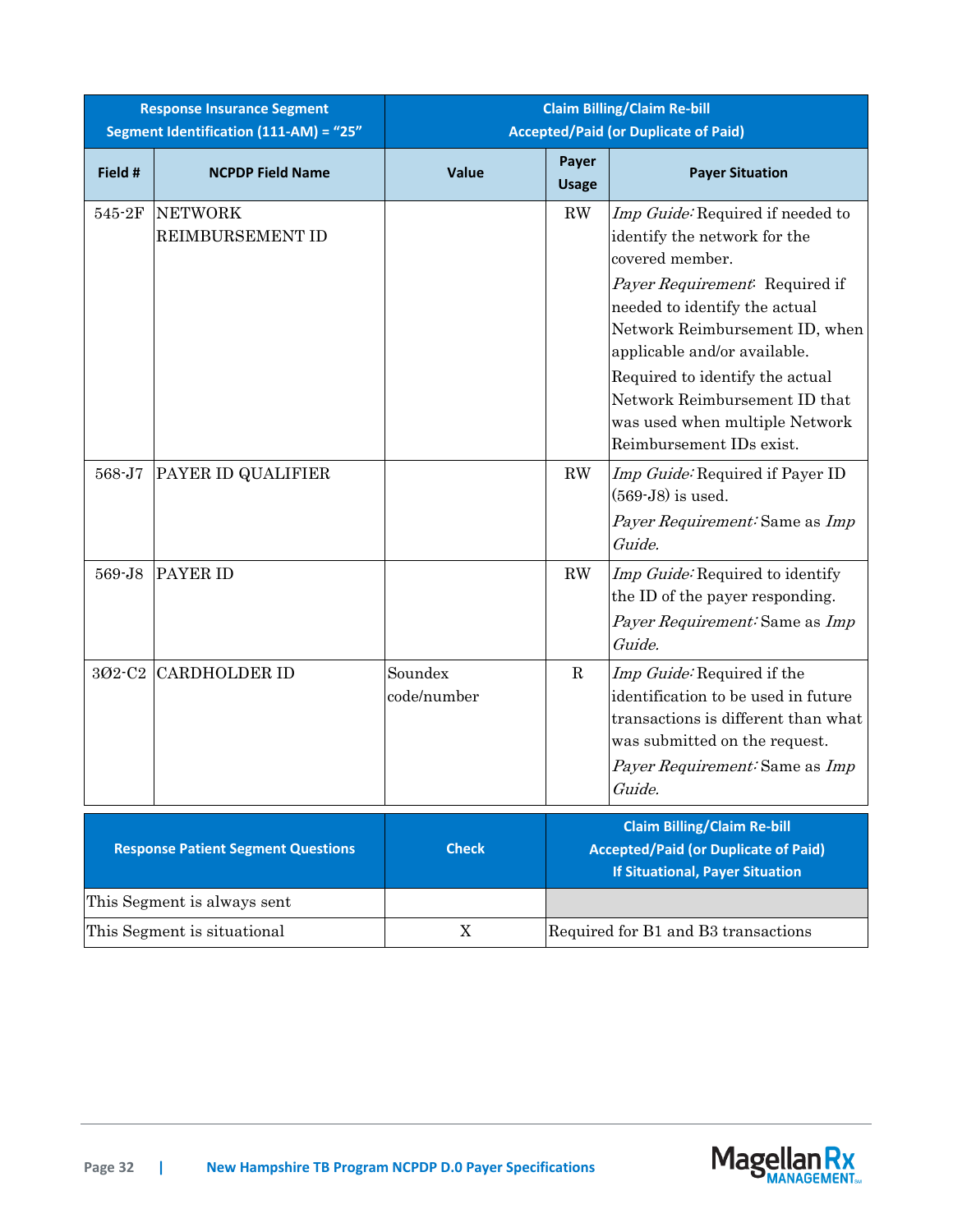| Response Insurance Segment Segment Identification (111-AM) = "25" | | Claim Billing/Claim Re-bill Accepted/Paid (or Duplicate of Paid) | | |
|---|---|---|---|---|
| **Field #** | **NCPDP Field Name** | **Value** | **Payer Usage** | **Payer Situation** |
| 545-2F | NETWORK REIMBURSEMENT ID | | RW | *Imp Guide:* Required if needed to identify the network for the covered member.<br>*Payer Requirement*: Required if needed to identify the actual Network Reimbursement ID, when applicable and/or available.<br>Required to identify the actual Network Reimbursement ID that was used when multiple Network Reimbursement IDs exist. |
| 568-J7 | PAYER ID QUALIFIER | | RW | *Imp Guide:* Required if Payer ID (569-J8) is used.<br>*Payer Requirement:* Same as *Imp Guide.* |
| 569-J8 | PAYER ID | | RW | *Imp Guide:* Required to identify the ID of the payer responding.<br>*Payer Requirement:* Same as *Imp Guide.* |
| 3Ø2-C2 | CARDHOLDER ID | Soundex code/number | R | *Imp Guide:* Required if the identification to be used in future transactions is different than what was submitted on the request.<br>*Payer Requirement:* Same as *Imp Guide.* |

| Response Patient Segment Questions | Check | Claim Billing/Claim Re-bill Accepted/Paid (or Duplicate of Paid) If Situational, Payer Situation |
|---|---|---|
| This Segment is always sent | | |
| This Segment is situational | X | Required for B1 and B3 transactions |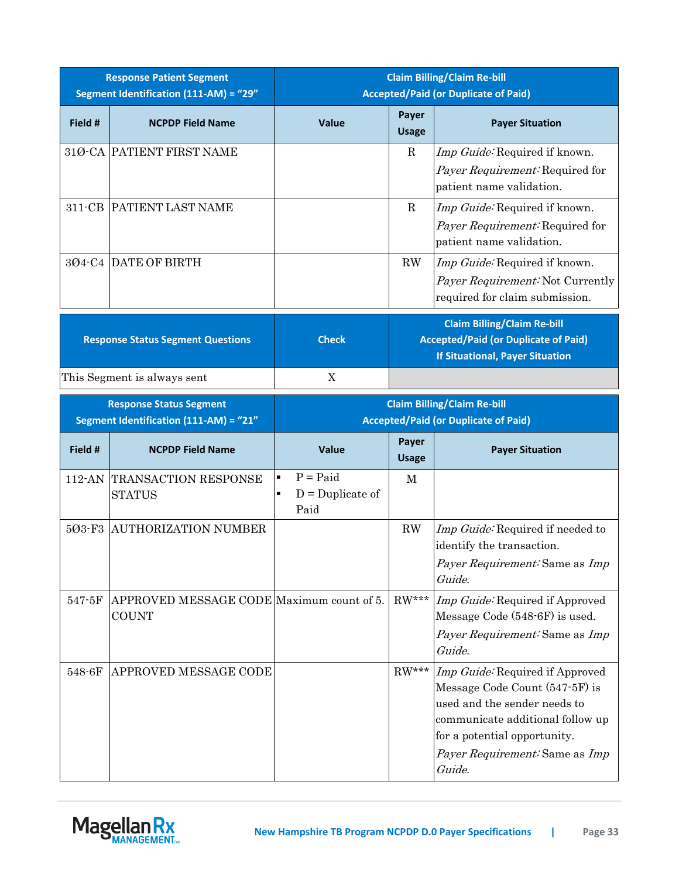| Response Patient Segment Segment Identification (111-AM) = "29" | | Claim Billing/Claim Re-bill Accepted/Paid (or Duplicate of Paid) | | |
|---|---|---|---|---|
| **Field #** | **NCPDP Field Name** | **Value** | **Payer Usage** | **Payer Situation** |
| 31Ø-CA | PATIENT FIRST NAME | | R | *Imp Guide:* Required if known.<br>*Payer Requirement:* Required for patient name validation. |
| 311-CB | PATIENT LAST NAME | | R | *Imp Guide:* Required if known.<br>*Payer Requirement:* Required for patient name validation. |
| 3Ø4-C4 | DATE OF BIRTH | | RW | *Imp Guide:* Required if known.<br>*Payer Requirement:* Not Currently required for claim submission. |

| Response Status Segment Questions | Check | Claim Billing/Claim Re-bill Accepted/Paid (or Duplicate of Paid) If Situational, Payer Situation |
|---|---|---|
| This Segment is always sent | X | |

| Response Status Segment Segment Identification (111-AM) = "21" | | Claim Billing/Claim Re-bill Accepted/Paid (or Duplicate of Paid) | | |
|---|---|---|---|---|
| **Field #** | **NCPDP Field Name** | **Value** | **Payer Usage** | **Payer Situation** |
| 112-AN | TRANSACTION RESPONSE STATUS | ▪ P = Paid<br>▪ D = Duplicate of Paid | M | |
| 5Ø3-F3 | AUTHORIZATION NUMBER | | RW | *Imp Guide:* Required if needed to identify the transaction.<br>*Payer Requirement:* Same as *Imp Guide*. |
| 547-5F | APPROVED MESSAGE CODE COUNT | Maximum count of 5. | RW*** | *Imp Guide:* Required if Approved Message Code (548-6F) is used.<br>*Payer Requirement:* Same as *Imp Guide*. |
| 548-6F | APPROVED MESSAGE CODE | | RW*** | *Imp Guide:* Required if Approved Message Code Count (547-5F) is used and the sender needs to communicate additional follow up for a potential opportunity.<br>*Payer Requirement:* Same as *Imp Guide*. |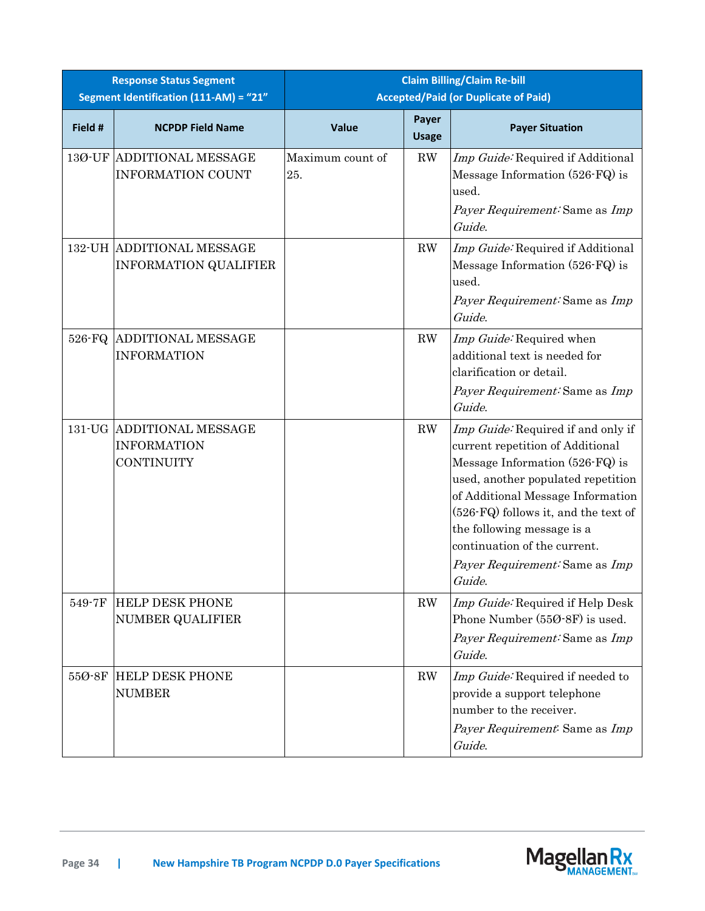| Response Status Segment Segment Identification (111-AM) = "21" | | Claim Billing/Claim Re-bill Accepted/Paid (or Duplicate of Paid) | | |
|---|---|---|---|---|
| **Field #** | **NCPDP Field Name** | **Value** | **Payer Usage** | **Payer Situation** |
| 13Ø-UF | ADDITIONAL MESSAGE INFORMATION COUNT | Maximum count of 25. | RW | *Imp Guide:* Required if Additional Message Information (526-FQ) is used. *Payer Requirement:* Same as *Imp Guide*. |
| 132-UH | ADDITIONAL MESSAGE INFORMATION QUALIFIER | | RW | *Imp Guide:* Required if Additional Message Information (526-FQ) is used. *Payer Requirement:* Same as *Imp Guide*. |
| 526-FQ | ADDITIONAL MESSAGE INFORMATION | | RW | *Imp Guide:* Required when additional text is needed for clarification or detail. *Payer Requirement:* Same as *Imp Guide*. |
| 131-UG | ADDITIONAL MESSAGE INFORMATION CONTINUITY | | RW | *Imp Guide:* Required if and only if current repetition of Additional Message Information (526-FQ) is used, another populated repetition of Additional Message Information (526-FQ) follows it, and the text of the following message is a continuation of the current. *Payer Requirement:* Same as *Imp Guide*. |
| 549-7F | HELP DESK PHONE NUMBER QUALIFIER | | RW | *Imp Guide:* Required if Help Desk Phone Number (55Ø-8F) is used. *Payer Requirement:* Same as *Imp Guide*. |
| 55Ø-8F | HELP DESK PHONE NUMBER | | RW | *Imp Guide:* Required if needed to provide a support telephone number to the receiver. *Payer Requirement*: Same as *Imp Guide*. |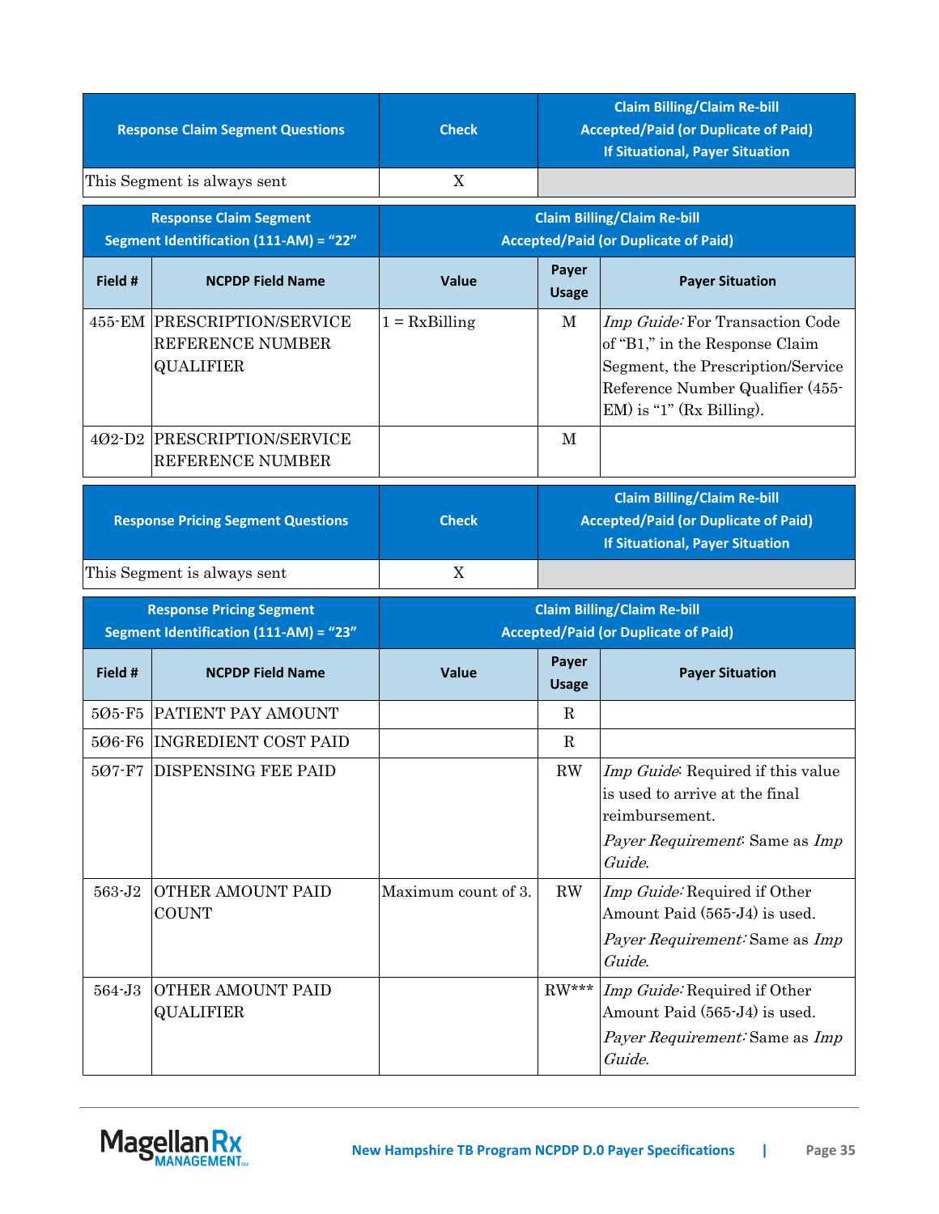| Response Claim Segment Questions | Check | Claim Billing/Claim Re-bill Accepted/Paid (or Duplicate of Paid) If Situational, Payer Situation |
|---|---|---|
| This Segment is always sent | X | |

| Response Claim Segment Segment Identification (111-AM) = "22" | | Claim Billing/Claim Re-bill Accepted/Paid (or Duplicate of Paid) | | |
|---|---|---|---|---|
| Field # | NCPDP Field Name | Value | Payer Usage | Payer Situation |
| 455-EM | PRESCRIPTION/SERVICE REFERENCE NUMBER QUALIFIER | 1 = RxBilling | M | *Imp Guide:* For Transaction Code of "B1," in the Response Claim Segment, the Prescription/Service Reference Number Qualifier (455-EM) is "1" (Rx Billing). |
| 4Ø2-D2 | PRESCRIPTION/SERVICE REFERENCE NUMBER | | M | |

| Response Pricing Segment Questions | Check | Claim Billing/Claim Re-bill Accepted/Paid (or Duplicate of Paid) If Situational, Payer Situation |
|---|---|---|
| This Segment is always sent | X | |

| Response Pricing Segment Segment Identification (111-AM) = "23" | | Claim Billing/Claim Re-bill Accepted/Paid (or Duplicate of Paid) | | |
|---|---|---|---|---|
| Field # | NCPDP Field Name | Value | Payer Usage | Payer Situation |
| 5Ø5-F5 | PATIENT PAY AMOUNT | | R | |
| 5Ø6-F6 | INGREDIENT COST PAID | | R | |
| 5Ø7-F7 | DISPENSING FEE PAID | | RW | *Imp Guide*: Required if this value is used to arrive at the final reimbursement.<br>*Payer Requirement*: Same as *Imp Guide*. |
| 563-J2 | OTHER AMOUNT PAID COUNT | Maximum count of 3. | RW | *Imp Guide:* Required if Other Amount Paid (565-J4) is used.<br>*Payer Requirement:* Same as *Imp Guide*. |
| 564-J3 | OTHER AMOUNT PAID QUALIFIER | | RW*** | *Imp Guide:* Required if Other Amount Paid (565-J4) is used.<br>*Payer Requirement:* Same as *Imp Guide*. |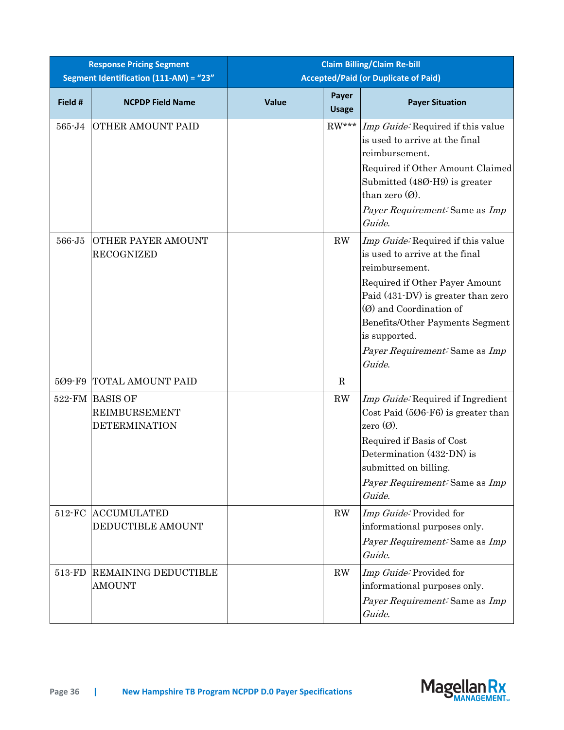| Response Pricing Segment Segment Identification (111-AM) = "23" | | Claim Billing/Claim Re-bill Accepted/Paid (or Duplicate of Paid) | | |
|---|---|---|---|---|
| **Field #** | **NCPDP Field Name** | **Value** | **Payer Usage** | **Payer Situation** |
| 565-J4 | OTHER AMOUNT PAID | | RW*** | *Imp Guide:* Required if this value is used to arrive at the final reimbursement.<br>Required if Other Amount Claimed Submitted (48Ø-H9) is greater than zero (Ø).<br>*Payer Requirement:* Same as *Imp Guide.* |
| 566-J5 | OTHER PAYER AMOUNT RECOGNIZED | | RW | *Imp Guide:* Required if this value is used to arrive at the final reimbursement.<br>Required if Other Payer Amount Paid (431-DV) is greater than zero (Ø) and Coordination of Benefits/Other Payments Segment is supported.<br>*Payer Requirement:* Same as *Imp Guide.* |
| 5Ø9-F9 | TOTAL AMOUNT PAID | | R | |
| 522-FM | BASIS OF REIMBURSEMENT DETERMINATION | | RW | *Imp Guide:* Required if Ingredient Cost Paid (5Ø6-F6) is greater than zero (Ø).<br>Required if Basis of Cost Determination (432-DN) is submitted on billing.<br>*Payer Requirement:* Same as *Imp Guide.* |
| 512-FC | ACCUMULATED DEDUCTIBLE AMOUNT | | RW | *Imp Guide:* Provided for informational purposes only.<br>*Payer Requirement:* Same as *Imp Guide.* |
| 513-FD | REMAINING DEDUCTIBLE AMOUNT | | RW | *Imp Guide:* Provided for informational purposes only.<br>*Payer Requirement:* Same as *Imp Guide.* |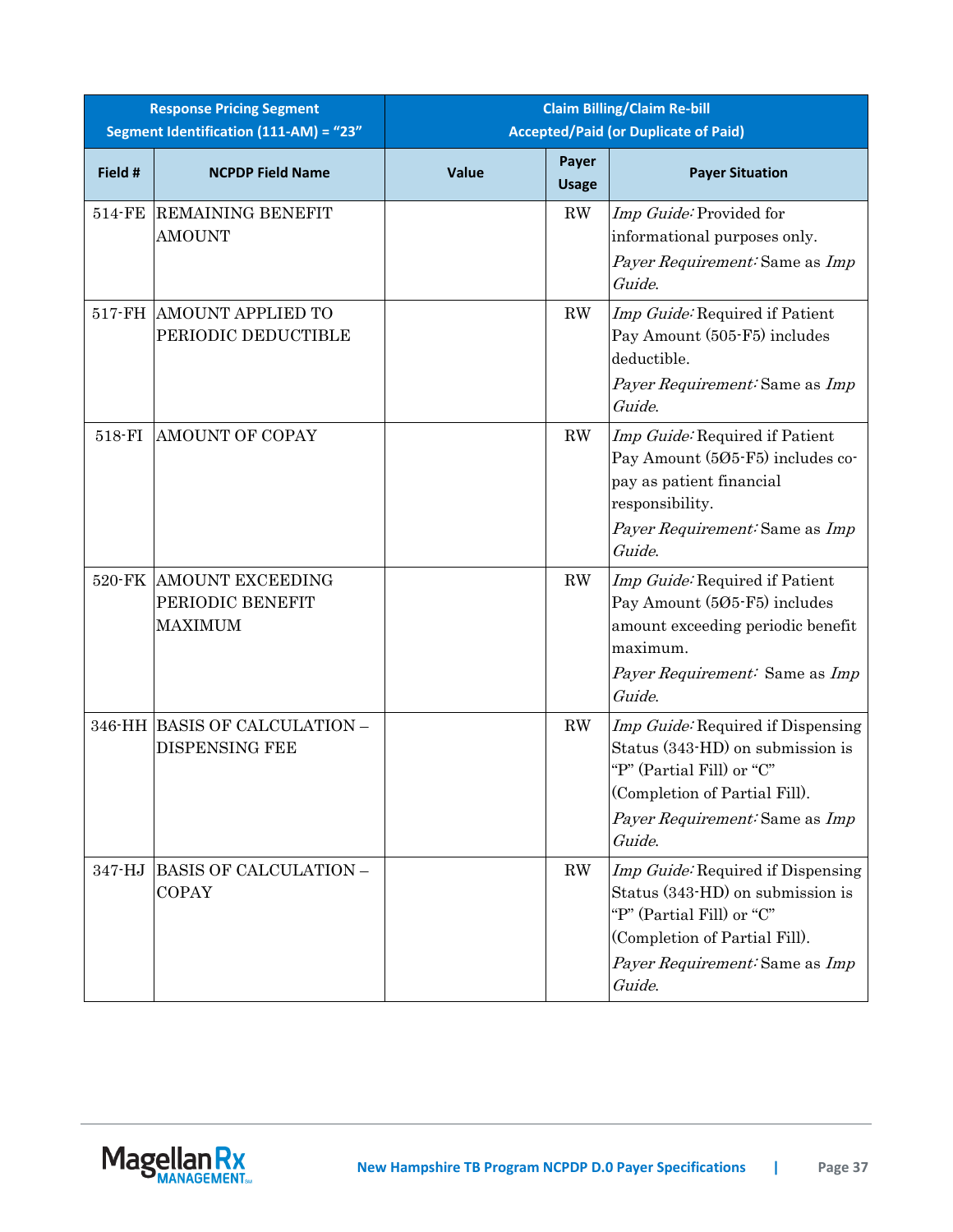| Response Pricing Segment Segment Identification (111-AM) = "23" | | Claim Billing/Claim Re-bill Accepted/Paid (or Duplicate of Paid) | | |
|---|---|---|---|---|
| **Field #** | **NCPDP Field Name** | **Value** | **Payer Usage** | **Payer Situation** |
| 514-FE | REMAINING BENEFIT AMOUNT | | RW | *Imp Guide:* Provided for informational purposes only. *Payer Requirement:* Same as *Imp Guide*. |
| 517-FH | AMOUNT APPLIED TO PERIODIC DEDUCTIBLE | | RW | *Imp Guide:* Required if Patient Pay Amount (505-F5) includes deductible. *Payer Requirement:* Same as *Imp Guide*. |
| 518-FI | AMOUNT OF COPAY | | RW | *Imp Guide:* Required if Patient Pay Amount (5Ø5-F5) includes co-pay as patient financial responsibility. *Payer Requirement:* Same as *Imp Guide*. |
| 520-FK | AMOUNT EXCEEDING PERIODIC BENEFIT MAXIMUM | | RW | *Imp Guide:* Required if Patient Pay Amount (5Ø5-F5) includes amount exceeding periodic benefit maximum. *Payer Requirement:* Same as *Imp Guide*. |
| 346-HH | BASIS OF CALCULATION – DISPENSING FEE | | RW | *Imp Guide:* Required if Dispensing Status (343-HD) on submission is "P" (Partial Fill) or "C" (Completion of Partial Fill). *Payer Requirement:* Same as *Imp Guide*. |
| 347-HJ | BASIS OF CALCULATION – COPAY | | RW | *Imp Guide:* Required if Dispensing Status (343-HD) on submission is "P" (Partial Fill) or "C" (Completion of Partial Fill). *Payer Requirement:* Same as *Imp Guide*. |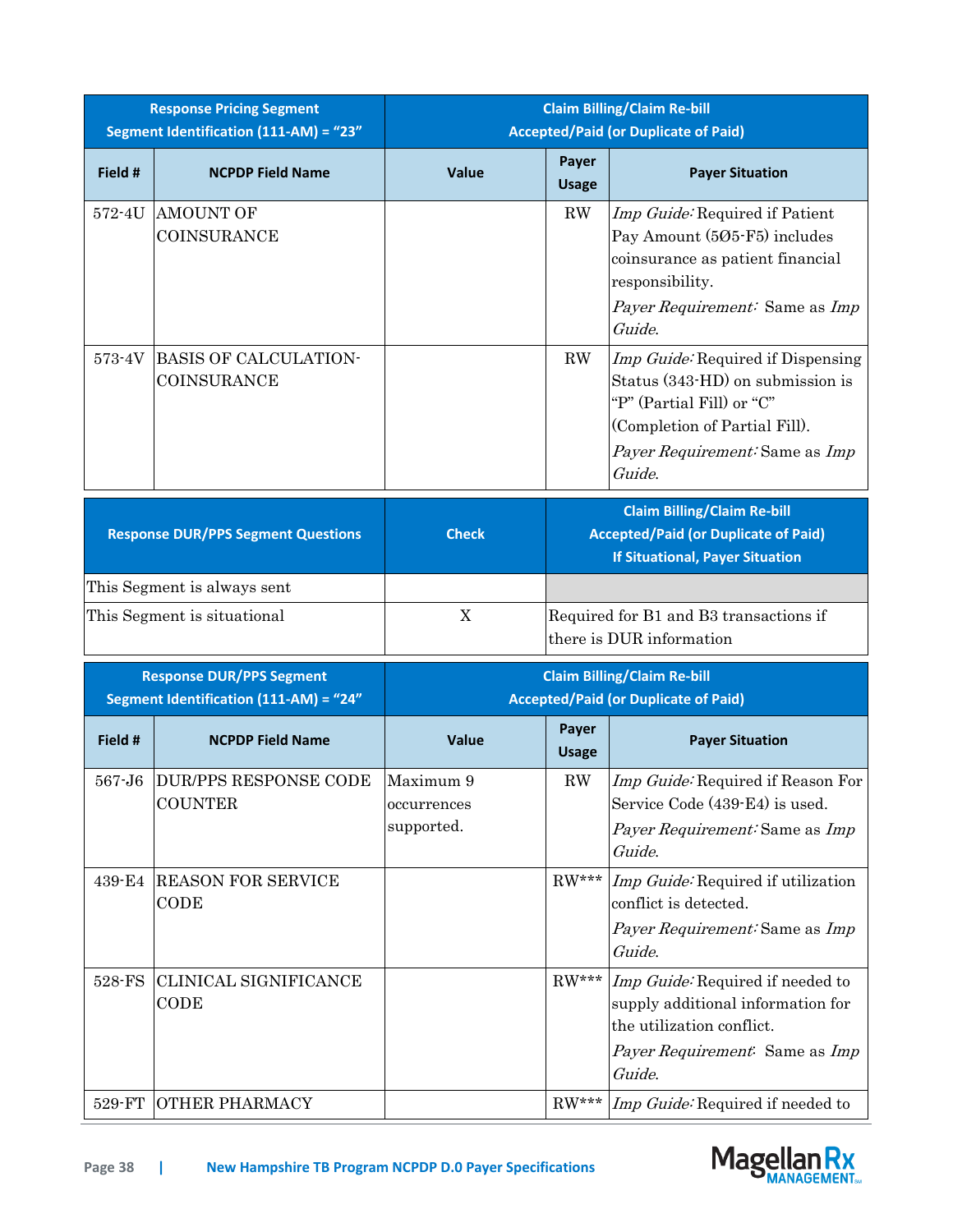| Response Pricing Segment<br>Segment Identification (111-AM) = "23" | | Claim Billing/Claim Re-bill<br>Accepted/Paid (or Duplicate of Paid) | | |
|---|---|---|---|---|
| **Field #** | **NCPDP Field Name** | **Value** | **Payer Usage** | **Payer Situation** |
| 572-4U | AMOUNT OF COINSURANCE | | RW | *Imp Guide:* Required if Patient Pay Amount (5Ø5-F5) includes coinsurance as patient financial responsibility.<br>*Payer Requirement:* Same as *Imp Guide*. |
| 573-4V | BASIS OF CALCULATION-COINSURANCE | | RW | *Imp Guide:* Required if Dispensing Status (343-HD) on submission is "P" (Partial Fill) or "C" (Completion of Partial Fill).<br>*Payer Requirement:* Same as *Imp Guide*. |

| Response DUR/PPS Segment Questions | Check | Claim Billing/Claim Re-bill<br>Accepted/Paid (or Duplicate of Paid)<br>If Situational, Payer Situation |
|---|---|---|
| This Segment is always sent | | |
| This Segment is situational | X | Required for B1 and B3 transactions if there is DUR information |

| Response DUR/PPS Segment<br>Segment Identification (111-AM) = "24" | | Claim Billing/Claim Re-bill<br>Accepted/Paid (or Duplicate of Paid) | | |
|---|---|---|---|---|
| **Field #** | **NCPDP Field Name** | **Value** | **Payer Usage** | **Payer Situation** |
| 567-J6 | DUR/PPS RESPONSE CODE COUNTER | Maximum 9 occurrences supported. | RW | *Imp Guide:* Required if Reason For Service Code (439-E4) is used.<br>*Payer Requirement:* Same as *Imp Guide*. |
| 439-E4 | REASON FOR SERVICE CODE | | RW*** | *Imp Guide:* Required if utilization conflict is detected.<br>*Payer Requirement:* Same as *Imp Guide*. |
| 528-FS | CLINICAL SIGNIFICANCE CODE | | RW*** | *Imp Guide:* Required if needed to supply additional information for the utilization conflict.<br>*Payer Requirement:* Same as *Imp Guide*. |
| 529-FT | OTHER PHARMACY | | RW*** | *Imp Guide:* Required if needed to |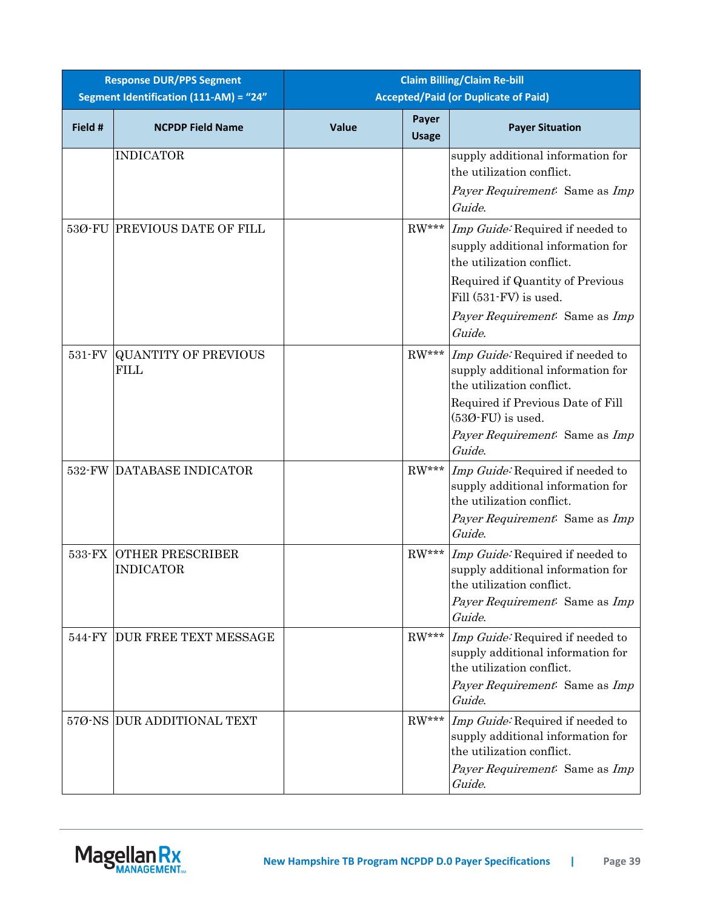| Response DUR/PPS Segment Segment Identification (111-AM) = "24" | | Claim Billing/Claim Re-bill Accepted/Paid (or Duplicate of Paid) | | |
|---|---|---|---|---|
| **Field #** | **NCPDP Field Name** | **Value** | **Payer Usage** | **Payer Situation** |
| | INDICATOR | | | supply additional information for the utilization conflict. *Payer Requirement*: Same as *Imp Guide*. |
| 53Ø-FU | PREVIOUS DATE OF FILL | | RW*** | *Imp Guide:* Required if needed to supply additional information for the utilization conflict. Required if Quantity of Previous Fill (531-FV) is used. *Payer Requirement*: Same as *Imp Guide*. |
| 531-FV | QUANTITY OF PREVIOUS FILL | | RW*** | *Imp Guide:* Required if needed to supply additional information for the utilization conflict. Required if Previous Date of Fill (53Ø-FU) is used. *Payer Requirement*: Same as *Imp Guide*. |
| 532-FW | DATABASE INDICATOR | | RW*** | *Imp Guide:* Required if needed to supply additional information for the utilization conflict. *Payer Requirement*: Same as *Imp Guide*. |
| 533-FX | OTHER PRESCRIBER INDICATOR | | RW*** | *Imp Guide:* Required if needed to supply additional information for the utilization conflict. *Payer Requirement*: Same as *Imp Guide*. |
| 544-FY | DUR FREE TEXT MESSAGE | | RW*** | *Imp Guide:* Required if needed to supply additional information for the utilization conflict. *Payer Requirement*: Same as *Imp Guide*. |
| 57Ø-NS | DUR ADDITIONAL TEXT | | RW*** | *Imp Guide:* Required if needed to supply additional information for the utilization conflict. *Payer Requirement*: Same as *Imp Guide*. |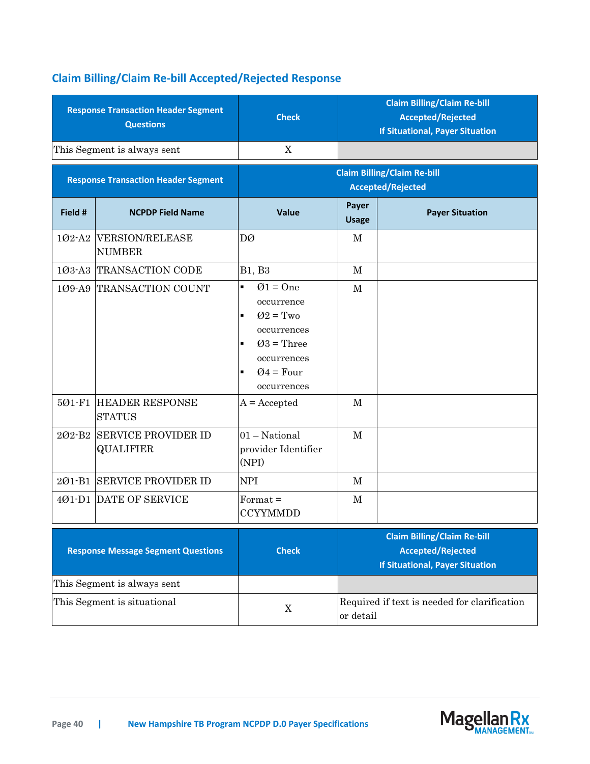## Claim Billing/Claim Re-bill Accepted/Rejected Response

| Response Transaction Header Segment Questions | Check | Claim Billing/Claim Re-bill Accepted/Rejected If Situational, Payer Situation |
|---|---|---|
| This Segment is always sent | X | |

| Response Transaction Header Segment | | Claim Billing/Claim Re-bill Accepted/Rejected | | |
|---|---|---|---|---|
| **Field #** | **NCPDP Field Name** | **Value** | **Payer Usage** | **Payer Situation** |
| 1Ø2-A2 | VERSION/RELEASE NUMBER | DØ | M | |
| 1Ø3-A3 | TRANSACTION CODE | B1, B3 | M | |
| 1Ø9-A9 | TRANSACTION COUNT | ▪ Ø1 = One occurrence<br>▪ Ø2 = Two occurrences<br>▪ Ø3 = Three occurrences<br>▪ Ø4 = Four occurrences | M | |
| 5Ø1-F1 | HEADER RESPONSE STATUS | A = Accepted | M | |
| 2Ø2-B2 | SERVICE PROVIDER ID QUALIFIER | 01 – National provider Identifier (NPI) | M | |
| 2Ø1-B1 | SERVICE PROVIDER ID | NPI | M | |
| 4Ø1-D1 | DATE OF SERVICE | Format = CCYYMMDD | M | |

| Response Message Segment Questions | Check | Claim Billing/Claim Re-bill Accepted/Rejected If Situational, Payer Situation |
|---|---|---|
| This Segment is always sent | | |
| This Segment is situational | X | Required if text is needed for clarification or detail |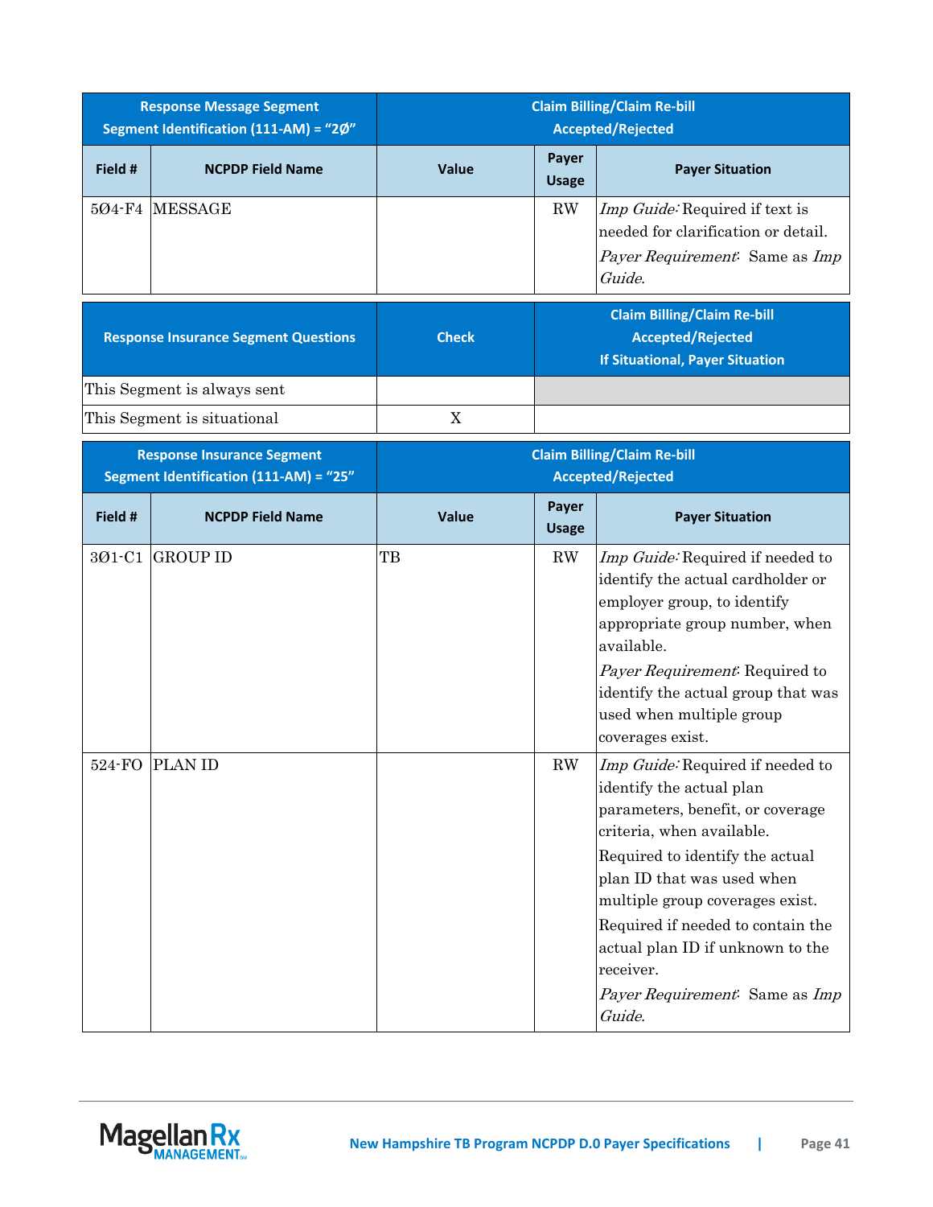| Response Message Segment Segment Identification (111-AM) = “2Ø” | | Claim Billing/Claim Re-bill Accepted/Rejected | | |
|---|---|---|---|---|
| Field # | NCPDP Field Name | Value | Payer Usage | Payer Situation |
| 5Ø4-F4 | MESSAGE | | RW | *Imp Guide:* Required if text is needed for clarification or detail.<br>*Payer Requirement:* Same as *Imp Guide.* |

| Response Insurance Segment Questions | Check | Claim Billing/Claim Re-bill Accepted/Rejected If Situational, Payer Situation |
|---|---|---|
| This Segment is always sent | | |
| This Segment is situational | X | |

| Response Insurance Segment Segment Identification (111-AM) = “25” | | Claim Billing/Claim Re-bill Accepted/Rejected | | |
|---|---|---|---|---|
| Field # | NCPDP Field Name | Value | Payer Usage | Payer Situation |
| 3Ø1-C1 | GROUP ID | TB | RW | *Imp Guide:* Required if needed to identify the actual cardholder or employer group, to identify appropriate group number, when available.<br>*Payer Requirement:* Required to identify the actual group that was used when multiple group coverages exist. |
| 524-FO | PLAN ID | | RW | *Imp Guide:* Required if needed to identify the actual plan parameters, benefit, or coverage criteria, when available.<br>Required to identify the actual plan ID that was used when multiple group coverages exist.<br>Required if needed to contain the actual plan ID if unknown to the receiver.<br>*Payer Requirement:* Same as *Imp Guide.* |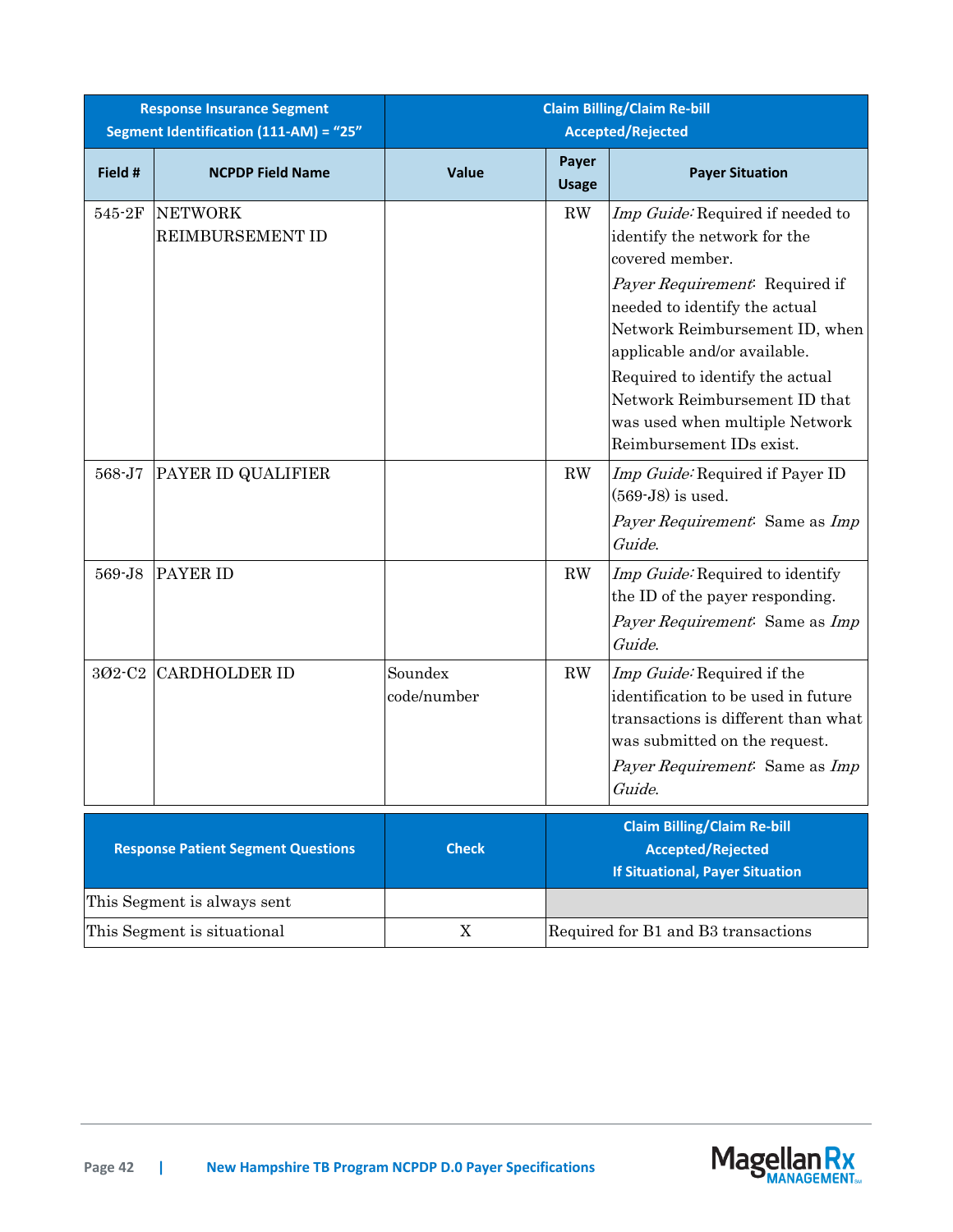| Response Insurance Segment Segment Identification (111-AM) = “25” | | Claim Billing/Claim Re-bill Accepted/Rejected | | |
|---|---|---|---|---|
| **Field #** | **NCPDP Field Name** | **Value** | **Payer Usage** | **Payer Situation** |
| 545-2F | NETWORK REIMBURSEMENT ID | | RW | *Imp Guide:* Required if needed to identify the network for the covered member.<br>*Payer Requirement:* Required if needed to identify the actual Network Reimbursement ID, when applicable and/or available.<br>Required to identify the actual Network Reimbursement ID that was used when multiple Network Reimbursement IDs exist. |
| 568-J7 | PAYER ID QUALIFIER | | RW | *Imp Guide:* Required if Payer ID (569-J8) is used.<br>*Payer Requirement:* Same as *Imp Guide*. |
| 569-J8 | PAYER ID | | RW | *Imp Guide:* Required to identify the ID of the payer responding.<br>*Payer Requirement:* Same as *Imp Guide*. |
| 3Ø2-C2 | CARDHOLDER ID | Soundex code/number | RW | *Imp Guide:* Required if the identification to be used in future transactions is different than what was submitted on the request.<br>*Payer Requirement:* Same as *Imp Guide*. |

| Response Patient Segment Questions | Check | Claim Billing/Claim Re-bill Accepted/Rejected If Situational, Payer Situation |
|---|---|---|
| This Segment is always sent | | |
| This Segment is situational | X | Required for B1 and B3 transactions |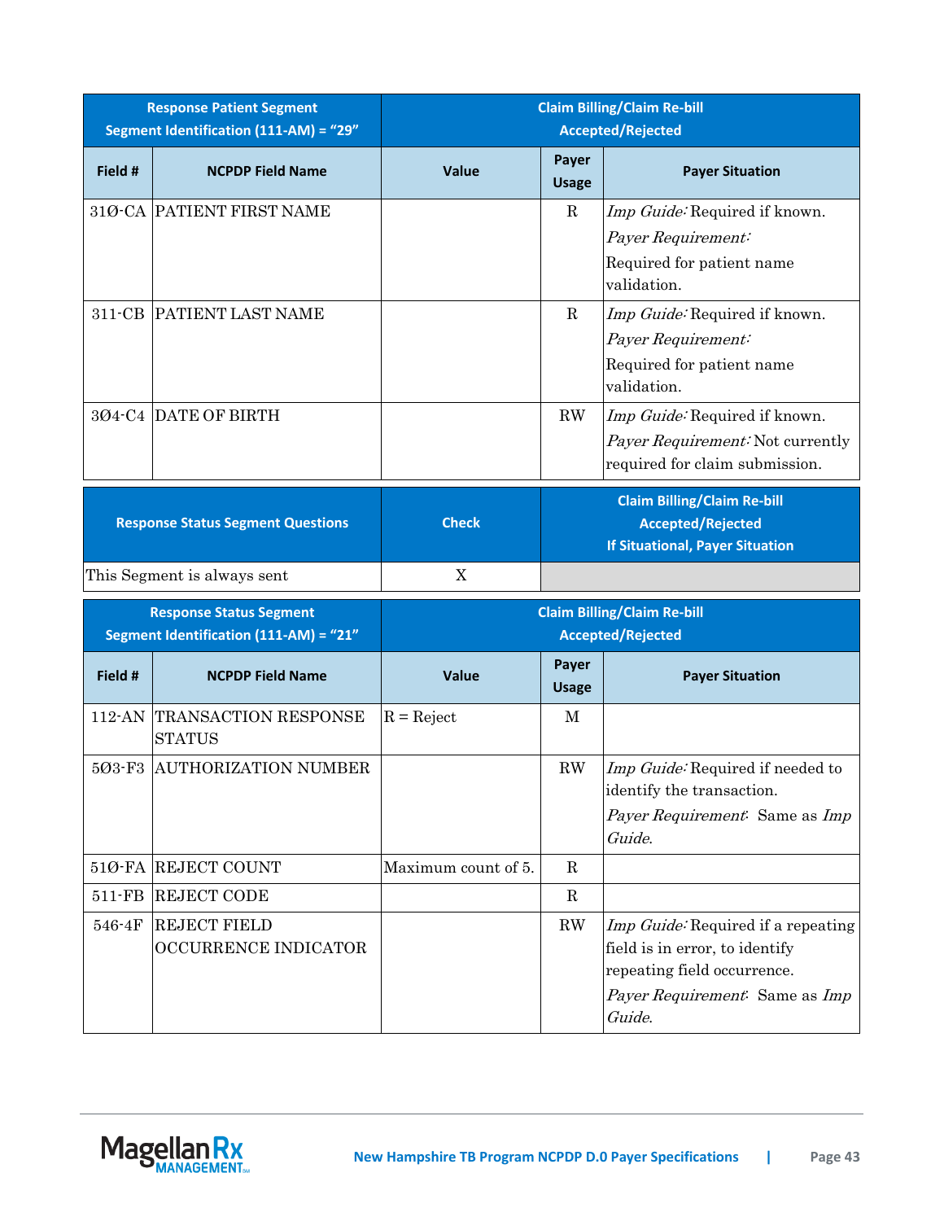| Response Patient Segment Segment Identification (111-AM) = "29" | | Claim Billing/Claim Re-bill Accepted/Rejected | | |
|---|---|---|---|---|
| **Field #** | **NCPDP Field Name** | **Value** | **Payer Usage** | **Payer Situation** |
| 31Ø-CA | PATIENT FIRST NAME | | R | *Imp Guide:* Required if known.<br>*Payer Requirement:*<br>Required for patient name validation. |
| 311-CB | PATIENT LAST NAME | | R | *Imp Guide:* Required if known.<br>*Payer Requirement:*<br>Required for patient name validation. |
| 3Ø4-C4 | DATE OF BIRTH | | RW | *Imp Guide:* Required if known.<br>*Payer Requirement:* Not currently required for claim submission. |

| Response Status Segment Questions | Check | Claim Billing/Claim Re-bill Accepted/Rejected If Situational, Payer Situation |
|---|---|---|
| This Segment is always sent | X | |

| Response Status Segment Segment Identification (111-AM) = "21" | | Claim Billing/Claim Re-bill Accepted/Rejected | | |
|---|---|---|---|---|
| **Field #** | **NCPDP Field Name** | **Value** | **Payer Usage** | **Payer Situation** |
| 112-AN | TRANSACTION RESPONSE STATUS | R = Reject | M | |
| 5Ø3-F3 | AUTHORIZATION NUMBER | | RW | *Imp Guide:* Required if needed to identify the transaction.<br>*Payer Requirement:* Same as *Imp Guide*. |
| 51Ø-FA | REJECT COUNT | Maximum count of 5. | R | |
| 511-FB | REJECT CODE | | R | |
| 546-4F | REJECT FIELD OCCURRENCE INDICATOR | | RW | *Imp Guide:* Required if a repeating field is in error, to identify repeating field occurrence.<br>*Payer Requirement:* Same as *Imp Guide*. |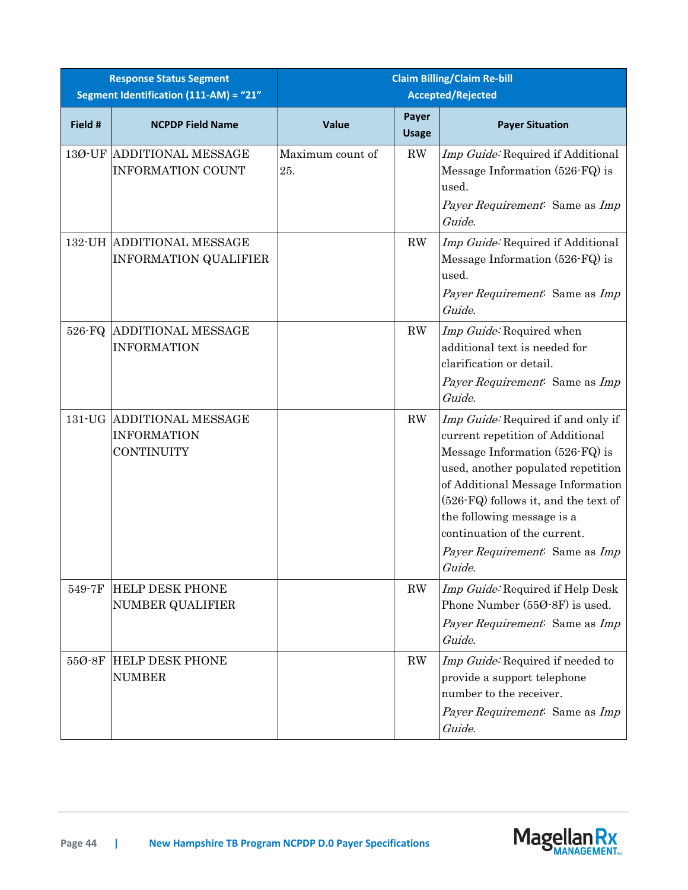| Response Status Segment Segment Identification (111-AM) = "21" | | Claim Billing/Claim Re-bill Accepted/Rejected | | |
|---|---|---|---|---|
| **Field #** | **NCPDP Field Name** | **Value** | **Payer Usage** | **Payer Situation** |
| 13Ø-UF | ADDITIONAL MESSAGE INFORMATION COUNT | Maximum count of 25. | RW | *Imp Guide:* Required if Additional Message Information (526-FQ) is used.<br>*Payer Requirement:* Same as *Imp Guide*. |
| 132-UH | ADDITIONAL MESSAGE INFORMATION QUALIFIER | | RW | *Imp Guide:* Required if Additional Message Information (526-FQ) is used.<br>*Payer Requirement:* Same as *Imp Guide*. |
| 526-FQ | ADDITIONAL MESSAGE INFORMATION | | RW | *Imp Guide:* Required when additional text is needed for clarification or detail.<br>*Payer Requirement:* Same as *Imp Guide*. |
| 131-UG | ADDITIONAL MESSAGE INFORMATION CONTINUITY | | RW | *Imp Guide:* Required if and only if current repetition of Additional Message Information (526-FQ) is used, another populated repetition of Additional Message Information (526-FQ) follows it, and the text of the following message is a continuation of the current.<br>*Payer Requirement:* Same as *Imp Guide*. |
| 549-7F | HELP DESK PHONE NUMBER QUALIFIER | | RW | *Imp Guide:* Required if Help Desk Phone Number (55Ø-8F) is used.<br>*Payer Requirement:* Same as *Imp Guide*. |
| 55Ø-8F | HELP DESK PHONE NUMBER | | RW | *Imp Guide:* Required if needed to provide a support telephone number to the receiver.<br>*Payer Requirement:* Same as *Imp Guide*. |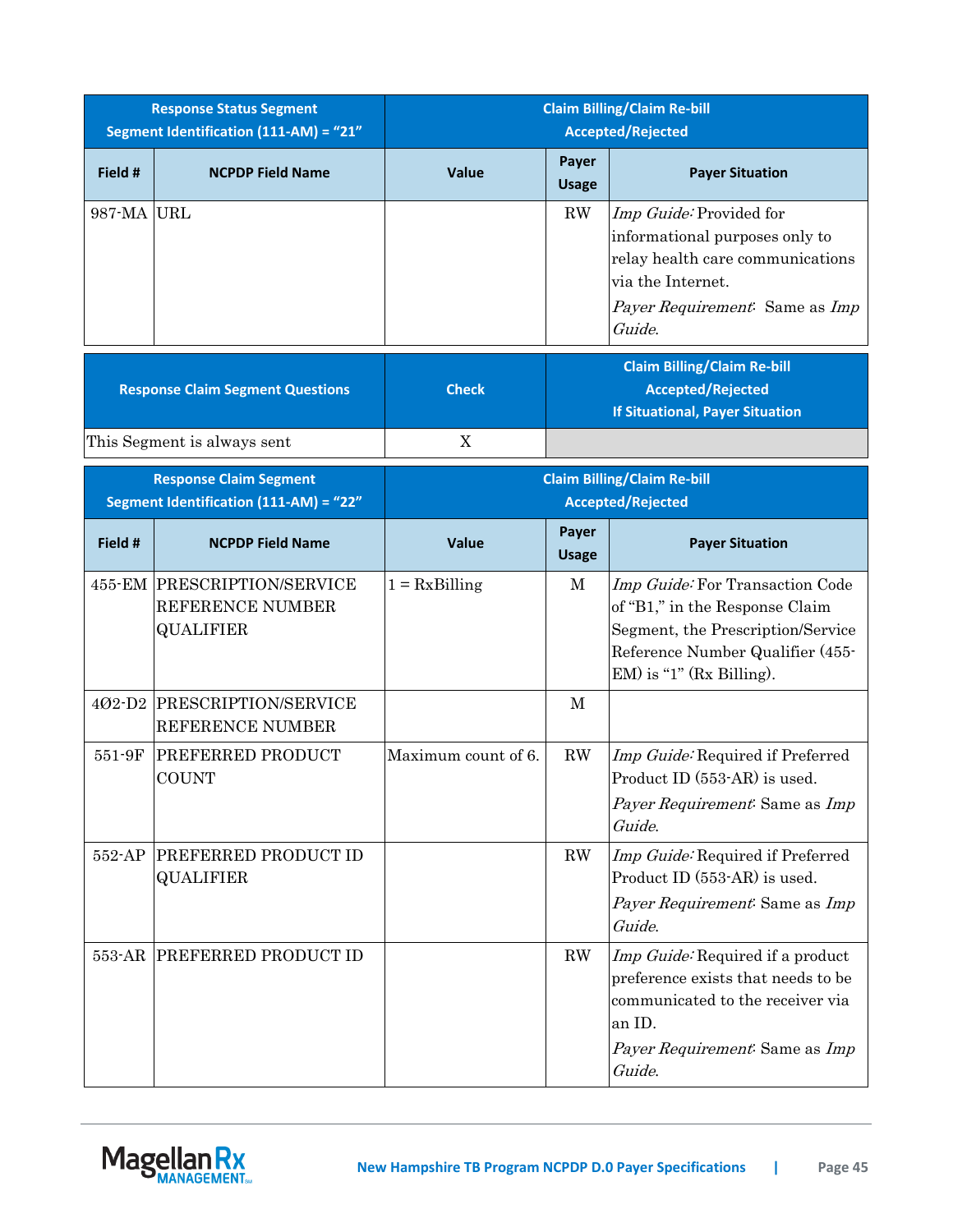| Response Status Segment Segment Identification (111-AM) = "21" | | Claim Billing/Claim Re-bill Accepted/Rejected | | |
|---|---|---|---|---|
| **Field #** | **NCPDP Field Name** | **Value** | **Payer Usage** | **Payer Situation** |
| 987-MA | URL | | RW | *Imp Guide:* Provided for informational purposes only to relay health care communications via the Internet.<br>*Payer Requirement:* Same as *Imp Guide*. |

| Response Claim Segment Questions | Check | Claim Billing/Claim Re-bill Accepted/Rejected If Situational, Payer Situation |
|---|---|---|
| This Segment is always sent | X | |

| Response Claim Segment Segment Identification (111-AM) = "22" | | Claim Billing/Claim Re-bill Accepted/Rejected | | |
|---|---|---|---|---|
| **Field #** | **NCPDP Field Name** | **Value** | **Payer Usage** | **Payer Situation** |
| 455-EM | PRESCRIPTION/SERVICE REFERENCE NUMBER QUALIFIER | 1 = RxBilling | M | *Imp Guide:* For Transaction Code of "B1," in the Response Claim Segment, the Prescription/Service Reference Number Qualifier (455-EM) is "1" (Rx Billing). |
| 4Ø2-D2 | PRESCRIPTION/SERVICE REFERENCE NUMBER | | M | |
| 551-9F | PREFERRED PRODUCT COUNT | Maximum count of 6. | RW | *Imp Guide:* Required if Preferred Product ID (553-AR) is used.<br>*Payer Requirement:* Same as *Imp Guide*. |
| 552-AP | PREFERRED PRODUCT ID QUALIFIER | | RW | *Imp Guide:* Required if Preferred Product ID (553-AR) is used.<br>*Payer Requirement:* Same as *Imp Guide*. |
| 553-AR | PREFERRED PRODUCT ID | | RW | *Imp Guide:* Required if a product preference exists that needs to be communicated to the receiver via an ID.<br>*Payer Requirement:* Same as *Imp Guide*. |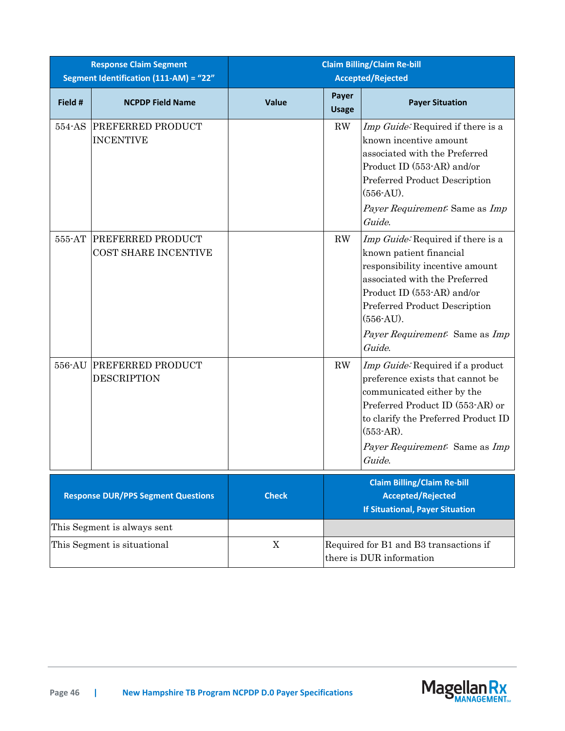| Response Claim Segment Segment Identification (111-AM) = "22" | | Claim Billing/Claim Re-bill Accepted/Rejected | | |
|---|---|---|---|---|
| **Field #** | **NCPDP Field Name** | **Value** | **Payer Usage** | **Payer Situation** |
| 554-AS | PREFERRED PRODUCT INCENTIVE | | RW | *Imp Guide:* Required if there is a known incentive amount associated with the Preferred Product ID (553-AR) and/or Preferred Product Description (556-AU).<br>*Payer Requirement:* Same as *Imp Guide*. |
| 555-AT | PREFERRED PRODUCT COST SHARE INCENTIVE | | RW | *Imp Guide:* Required if there is a known patient financial responsibility incentive amount associated with the Preferred Product ID (553-AR) and/or Preferred Product Description (556-AU).<br>*Payer Requirement:* Same as *Imp Guide*. |
| 556-AU | PREFERRED PRODUCT DESCRIPTION | | RW | *Imp Guide:* Required if a product preference exists that cannot be communicated either by the Preferred Product ID (553-AR) or to clarify the Preferred Product ID (553-AR).<br>*Payer Requirement:* Same as *Imp Guide*. |

| Response DUR/PPS Segment Questions | Check | Claim Billing/Claim Re-bill Accepted/Rejected If Situational, Payer Situation |
|---|---|---|
| This Segment is always sent | | |
| This Segment is situational | X | Required for B1 and B3 transactions if there is DUR information |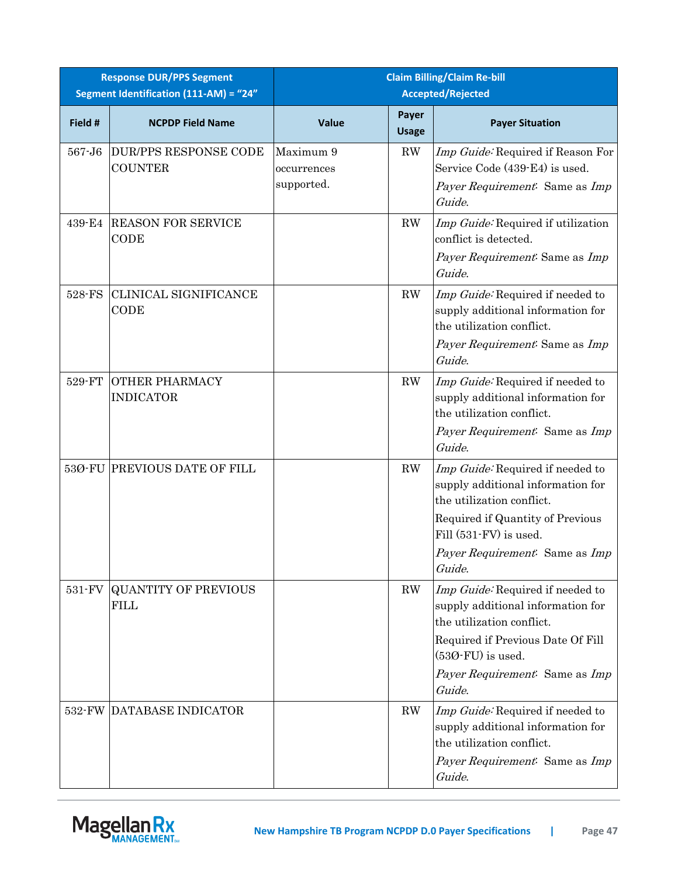| Response DUR/PPS Segment Segment Identification (111-AM) = "24" | | Claim Billing/Claim Re-bill Accepted/Rejected | | |
|---|---|---|---|---|
| **Field #** | **NCPDP Field Name** | **Value** | **Payer Usage** | **Payer Situation** |
| 567-J6 | DUR/PPS RESPONSE CODE COUNTER | Maximum 9 occurrences supported. | RW | *Imp Guide:* Required if Reason For Service Code (439-E4) is used. *Payer Requirement:* Same as *Imp Guide.* |
| 439-E4 | REASON FOR SERVICE CODE | | RW | *Imp Guide:* Required if utilization conflict is detected. *Payer Requirement:* Same as *Imp Guide.* |
| 528-FS | CLINICAL SIGNIFICANCE CODE | | RW | *Imp Guide:* Required if needed to supply additional information for the utilization conflict. *Payer Requirement:* Same as *Imp Guide.* |
| 529-FT | OTHER PHARMACY INDICATOR | | RW | *Imp Guide:* Required if needed to supply additional information for the utilization conflict. *Payer Requirement:* Same as *Imp Guide.* |
| 53Ø-FU | PREVIOUS DATE OF FILL | | RW | *Imp Guide:* Required if needed to supply additional information for the utilization conflict. Required if Quantity of Previous Fill (531-FV) is used. *Payer Requirement:* Same as *Imp Guide.* |
| 531-FV | QUANTITY OF PREVIOUS FILL | | RW | *Imp Guide:* Required if needed to supply additional information for the utilization conflict. Required if Previous Date Of Fill (53Ø-FU) is used. *Payer Requirement:* Same as *Imp Guide.* |
| 532-FW | DATABASE INDICATOR | | RW | *Imp Guide:* Required if needed to supply additional information for the utilization conflict. *Payer Requirement:* Same as *Imp Guide.* |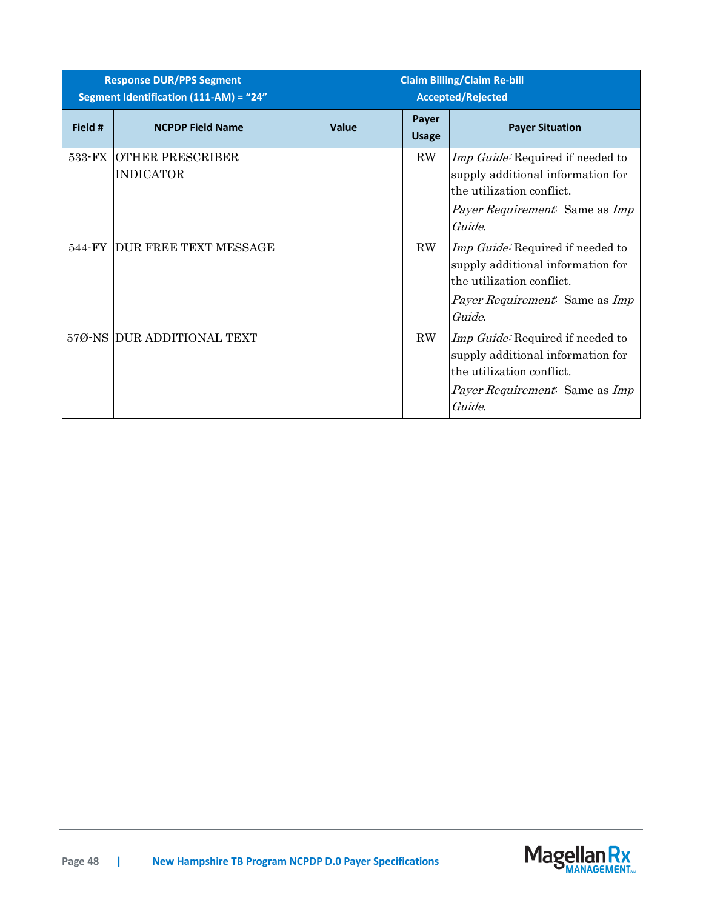| Response DUR/PPS Segment<br>Segment Identification (111-AM) = "24" | | Claim Billing/Claim Re-bill<br>Accepted/Rejected | | |
|---|---|---|---|---|
| **Field #** | **NCPDP Field Name** | **Value** | **Payer Usage** | **Payer Situation** |
| 533-FX | OTHER PRESCRIBER INDICATOR | | RW | *Imp Guide:* Required if needed to supply additional information for the utilization conflict.<br>*Payer Requirement:* Same as *Imp Guide*. |
| 544-FY | DUR FREE TEXT MESSAGE | | RW | *Imp Guide:* Required if needed to supply additional information for the utilization conflict.<br>*Payer Requirement:* Same as *Imp Guide*. |
| 57Ø-NS | DUR ADDITIONAL TEXT | | RW | *Imp Guide:* Required if needed to supply additional information for the utilization conflict.<br>*Payer Requirement:* Same as *Imp Guide*. |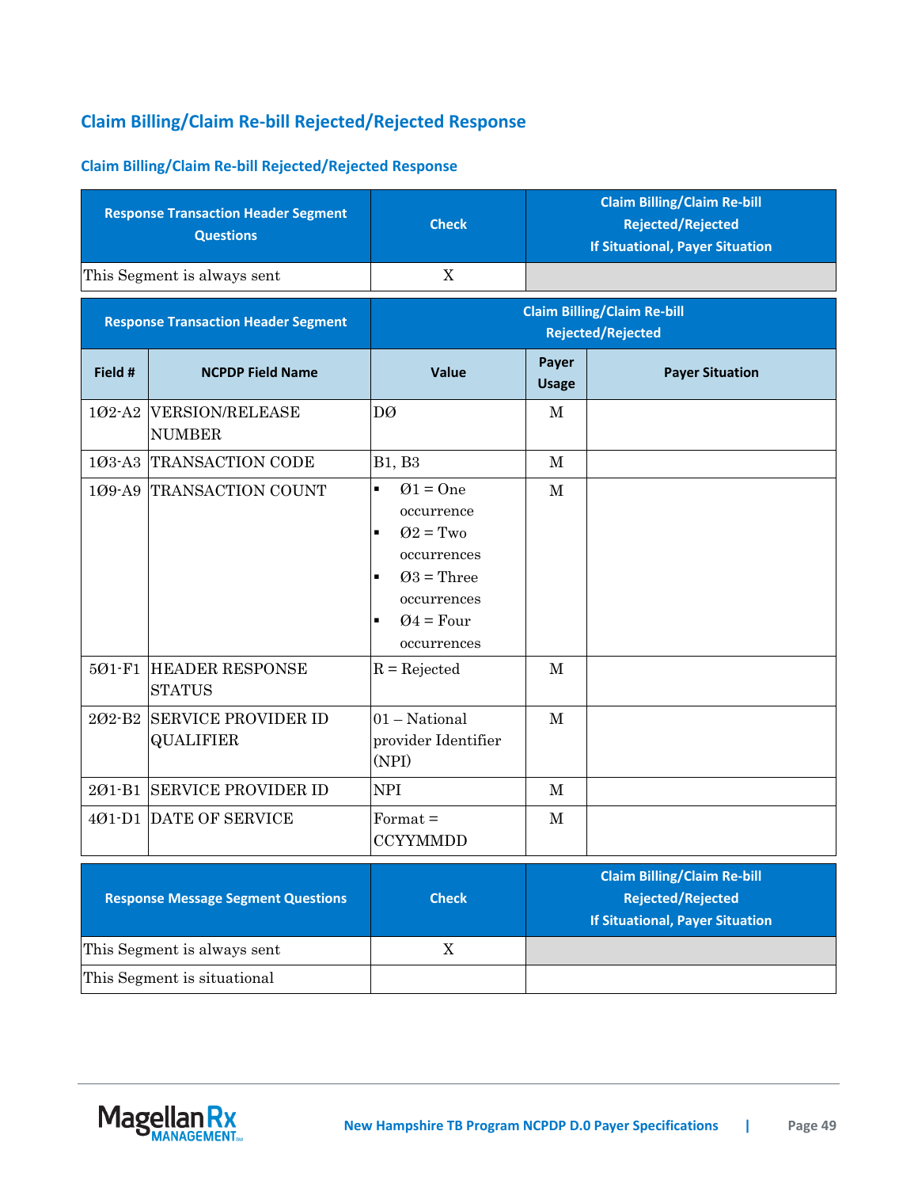## Claim Billing/Claim Re-bill Rejected/Rejected Response

### Claim Billing/Claim Re-bill Rejected/Rejected Response

| Response Transaction Header Segment Questions | Check | Claim Billing/Claim Re-bill Rejected/Rejected If Situational, Payer Situation |
|---|---|---|
| This Segment is always sent | X | |

| Response Transaction Header Segment | | Claim Billing/Claim Re-bill Rejected/Rejected | | |
|---|---|---|---|---|
| **Field #** | **NCPDP Field Name** | **Value** | **Payer Usage** | **Payer Situation** |
| 1Ø2-A2 | VERSION/RELEASE NUMBER | DØ | M | |
| 1Ø3-A3 | TRANSACTION CODE | B1, B3 | M | |
| 1Ø9-A9 | TRANSACTION COUNT | ▪ Ø1 = One occurrence<br>▪ Ø2 = Two occurrences<br>▪ Ø3 = Three occurrences<br>▪ Ø4 = Four occurrences | M | |
| 5Ø1-F1 | HEADER RESPONSE STATUS | R = Rejected | M | |
| 2Ø2-B2 | SERVICE PROVIDER ID QUALIFIER | 01 – National provider Identifier (NPI) | M | |
| 2Ø1-B1 | SERVICE PROVIDER ID | NPI | M | |
| 4Ø1-D1 | DATE OF SERVICE | Format = CCYYMMDD | M | |

| Response Message Segment Questions | Check | Claim Billing/Claim Re-bill Rejected/Rejected If Situational, Payer Situation |
|---|---|---|
| This Segment is always sent | X | |
| This Segment is situational | | |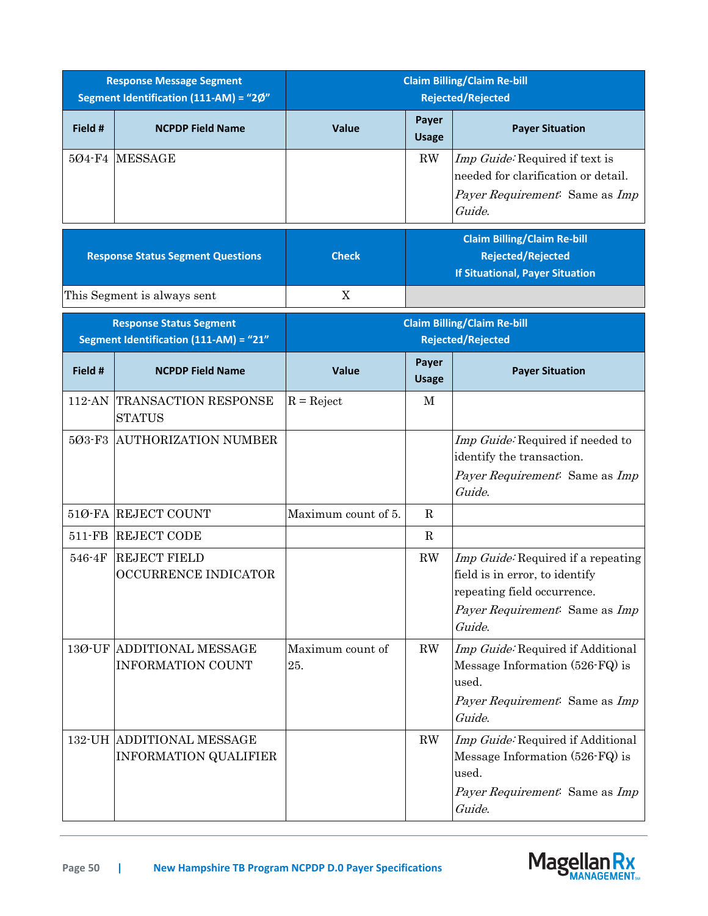| Response Message Segment Segment Identification (111-AM) = "2Ø" | | Claim Billing/Claim Re-bill Rejected/Rejected | | |
|---|---|---|---|---|
| **Field #** | **NCPDP Field Name** | **Value** | **Payer Usage** | **Payer Situation** |
| 5Ø4-F4 | MESSAGE | | RW | *Imp Guide:* Required if text is needed for clarification or detail.<br>*Payer Requirement:* Same as *Imp Guide.* |

| Response Status Segment Questions | Check | Claim Billing/Claim Re-bill Rejected/Rejected If Situational, Payer Situation |
|---|---|---|
| This Segment is always sent | X | |

| Response Status Segment Segment Identification (111-AM) = "21" | | Claim Billing/Claim Re-bill Rejected/Rejected | | |
|---|---|---|---|---|
| **Field #** | **NCPDP Field Name** | **Value** | **Payer Usage** | **Payer Situation** |
| 112-AN | TRANSACTION RESPONSE STATUS | R = Reject | M | |
| 5Ø3-F3 | AUTHORIZATION NUMBER | | | *Imp Guide:* Required if needed to identify the transaction.<br>*Payer Requirement:* Same as *Imp Guide.* |
| 51Ø-FA | REJECT COUNT | Maximum count of 5. | R | |
| 511-FB | REJECT CODE | | R | |
| 546-4F | REJECT FIELD OCCURRENCE INDICATOR | | RW | *Imp Guide:* Required if a repeating field is in error, to identify repeating field occurrence.<br>*Payer Requirement:* Same as *Imp Guide.* |
| 13Ø-UF | ADDITIONAL MESSAGE INFORMATION COUNT | Maximum count of 25. | RW | *Imp Guide:* Required if Additional Message Information (526-FQ) is used.<br>*Payer Requirement:* Same as *Imp Guide.* |
| 132-UH | ADDITIONAL MESSAGE INFORMATION QUALIFIER | | RW | *Imp Guide:* Required if Additional Message Information (526-FQ) is used.<br>*Payer Requirement:* Same as *Imp Guide.* |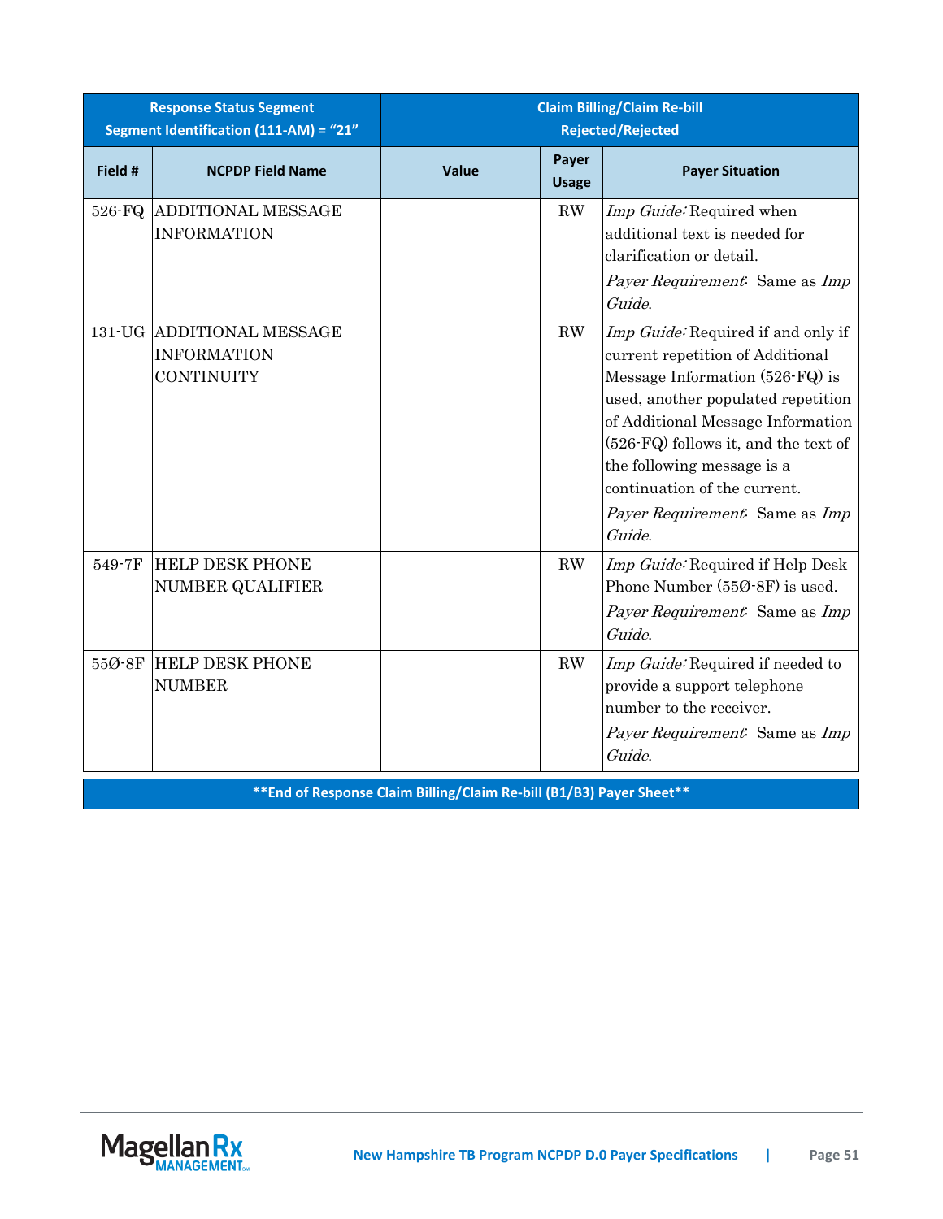| Response Status Segment Segment Identification (111-AM) = "21" | | Claim Billing/Claim Re-bill Rejected/Rejected | | |
|---|---|---|---|---|
| **Field #** | **NCPDP Field Name** | **Value** | **Payer Usage** | **Payer Situation** |
| 526-FQ | ADDITIONAL MESSAGE INFORMATION | | RW | *Imp Guide:* Required when additional text is needed for clarification or detail. *Payer Requirement:* Same as *Imp Guide*. |
| 131-UG | ADDITIONAL MESSAGE INFORMATION CONTINUITY | | RW | *Imp Guide:* Required if and only if current repetition of Additional Message Information (526-FQ) is used, another populated repetition of Additional Message Information (526-FQ) follows it, and the text of the following message is a continuation of the current. *Payer Requirement:* Same as *Imp Guide*. |
| 549-7F | HELP DESK PHONE NUMBER QUALIFIER | | RW | *Imp Guide:* Required if Help Desk Phone Number (55Ø-8F) is used. *Payer Requirement:* Same as *Imp Guide*. |
| 55Ø-8F | HELP DESK PHONE NUMBER | | RW | *Imp Guide:* Required if needed to provide a support telephone number to the receiver. *Payer Requirement:* Same as *Imp Guide*. |

**End of Response Claim Billing/Claim Re-bill (B1/B3) Payer Sheet**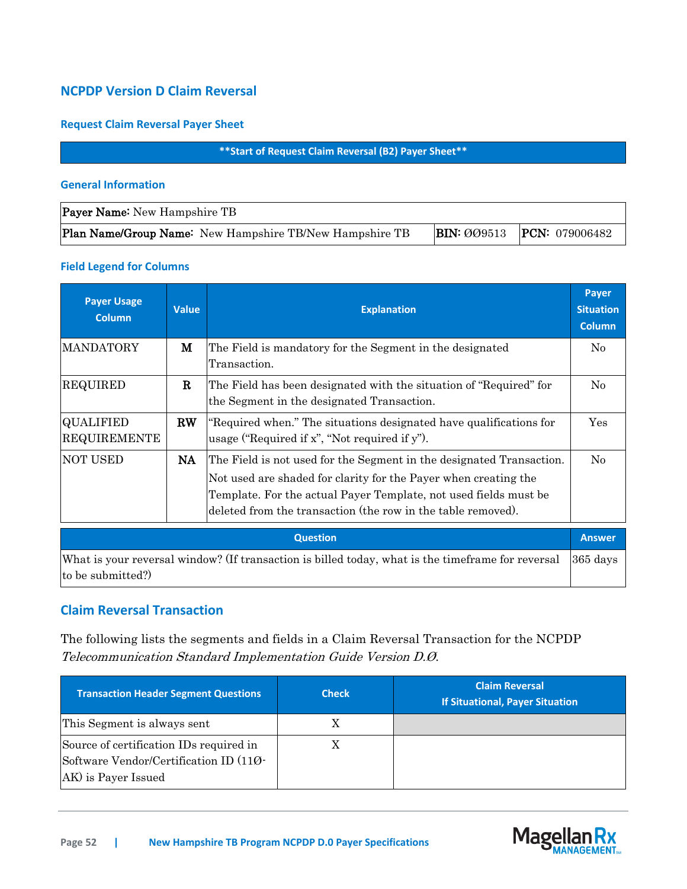## NCPDP Version D Claim Reversal

### Request Claim Reversal Payer Sheet

**Start of Request Claim Reversal (B2) Payer Sheet**

### General Information

| Payer Name: New Hampshire TB | | |
|---|---|---|
| Plan Name/Group Name: New Hampshire TB/New Hampshire TB | BIN: ØØ9513 | PCN: 079006482 |

### Field Legend for Columns

| Payer Usage Column | Value | Explanation | Payer Situation Column |
|---|---|---|---|
| MANDATORY | M | The Field is mandatory for the Segment in the designated Transaction. | No |
| REQUIRED | R | The Field has been designated with the situation of "Required" for the Segment in the designated Transaction. | No |
| QUALIFIED REQUIREMENTE | RW | "Required when." The situations designated have qualifications for usage ("Required if x", "Not required if y"). | Yes |
| NOT USED | NA | The Field is not used for the Segment in the designated Transaction. Not used are shaded for clarity for the Payer when creating the Template. For the actual Payer Template, not used fields must be deleted from the transaction (the row in the table removed). | No |

| Question | Answer |
|---|---|
| What is your reversal window? (If transaction is billed today, what is the timeframe for reversal to be submitted?) | 365 days |

## Claim Reversal Transaction

The following lists the segments and fields in a Claim Reversal Transaction for the NCPDP *Telecommunication Standard Implementation Guide Version D.Ø.*

| Transaction Header Segment Questions | Check | Claim Reversal If Situational, Payer Situation |
|---|---|---|
| This Segment is always sent | X | |
| Source of certification IDs required in Software Vendor/Certification ID (11Ø-AK) is Payer Issued | X | |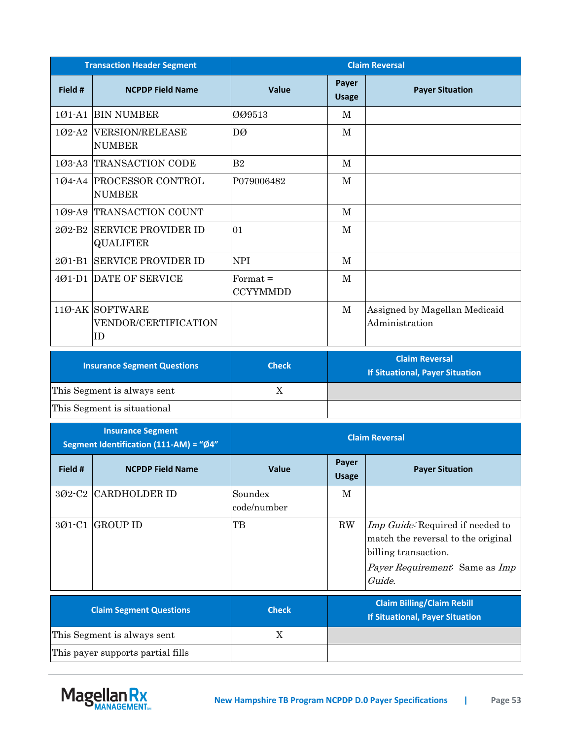| Transaction Header Segment | | Claim Reversal | | |
|---|---|---|---|---|
| **Field #** | **NCPDP Field Name** | **Value** | **Payer Usage** | **Payer Situation** |
| 1Ø1-A1 | BIN NUMBER | ØØ9513 | M | |
| 1Ø2-A2 | VERSION/RELEASE NUMBER | DØ | M | |
| 1Ø3-A3 | TRANSACTION CODE | B2 | M | |
| 1Ø4-A4 | PROCESSOR CONTROL NUMBER | P079006482 | M | |
| 1Ø9-A9 | TRANSACTION COUNT | | M | |
| 2Ø2-B2 | SERVICE PROVIDER ID QUALIFIER | 01 | M | |
| 2Ø1-B1 | SERVICE PROVIDER ID | NPI | M | |
| 4Ø1-D1 | DATE OF SERVICE | Format = CCYYMMDD | M | |
| 11Ø-AK | SOFTWARE VENDOR/CERTIFICATION ID | | M | Assigned by Magellan Medicaid Administration |

| Insurance Segment Questions | Check | Claim Reversal<br>If Situational, Payer Situation |
|---|---|---|
| This Segment is always sent | X | |
| This Segment is situational | | |

| Insurance Segment<br>Segment Identification (111-AM) = "Ø4" | | Claim Reversal | | |
|---|---|---|---|---|
| **Field #** | **NCPDP Field Name** | **Value** | **Payer Usage** | **Payer Situation** |
| 3Ø2-C2 | CARDHOLDER ID | Soundex code/number | M | |
| 3Ø1-C1 | GROUP ID | TB | RW | *Imp Guide:* Required if needed to match the reversal to the original billing transaction.<br>*Payer Requirement:* Same as *Imp Guide*. |

| Claim Segment Questions | Check | Claim Billing/Claim Rebill<br>If Situational, Payer Situation |
|---|---|---|
| This Segment is always sent | X | |
| This payer supports partial fills | | |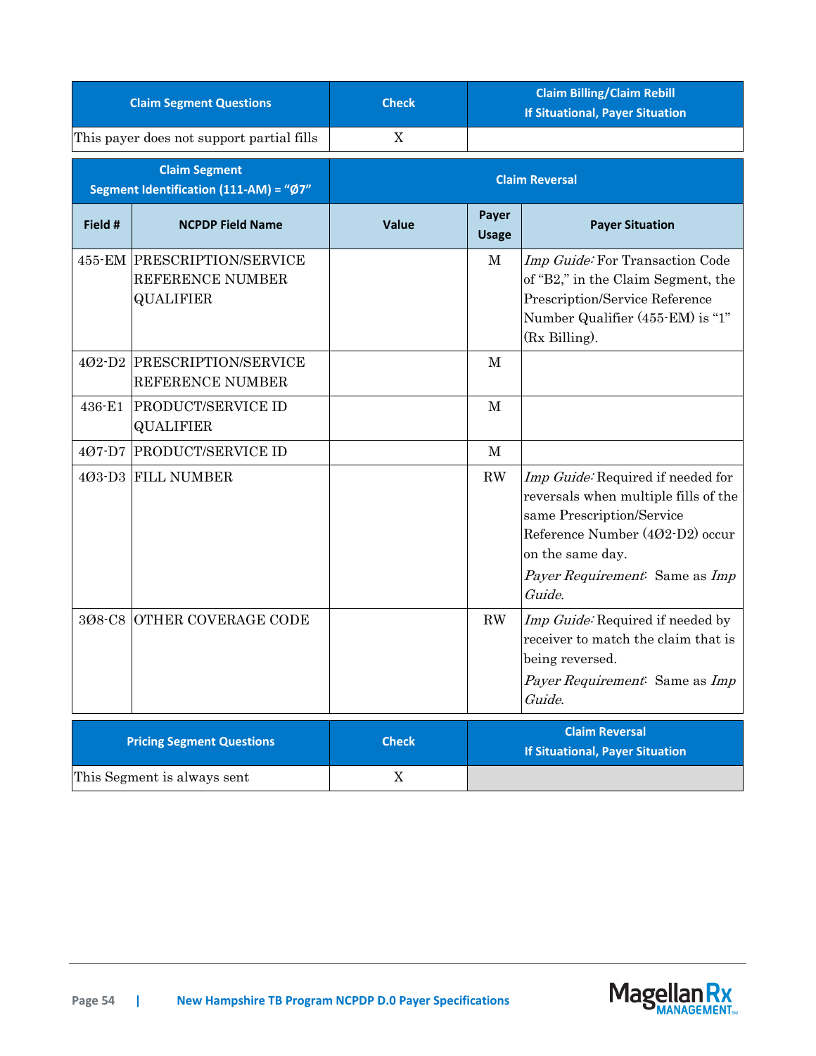| Claim Segment Questions | Check | Claim Billing/Claim Rebill If Situational, Payer Situation |
|---|---|---|
| This payer does not support partial fills | X | |

| Claim Segment Segment Identification (111-AM) = "Ø7" | | Claim Reversal | | |
|---|---|---|---|---|
| **Field #** | **NCPDP Field Name** | **Value** | **Payer Usage** | **Payer Situation** |
| 455-EM | PRESCRIPTION/SERVICE REFERENCE NUMBER QUALIFIER | | M | *Imp Guide:* For Transaction Code of "B2," in the Claim Segment, the Prescription/Service Reference Number Qualifier (455-EM) is "1" (Rx Billing). |
| 4Ø2-D2 | PRESCRIPTION/SERVICE REFERENCE NUMBER | | M | |
| 436-E1 | PRODUCT/SERVICE ID QUALIFIER | | M | |
| 4Ø7-D7 | PRODUCT/SERVICE ID | | M | |
| 4Ø3-D3 | FILL NUMBER | | RW | *Imp Guide:* Required if needed for reversals when multiple fills of the same Prescription/Service Reference Number (4Ø2-D2) occur on the same day. *Payer Requirement:* Same as *Imp Guide*. |
| 3Ø8-C8 | OTHER COVERAGE CODE | | RW | *Imp Guide:* Required if needed by receiver to match the claim that is being reversed. *Payer Requirement:* Same as *Imp Guide*. |

| Pricing Segment Questions | Check | Claim Reversal If Situational, Payer Situation |
|---|---|---|
| This Segment is always sent | X | |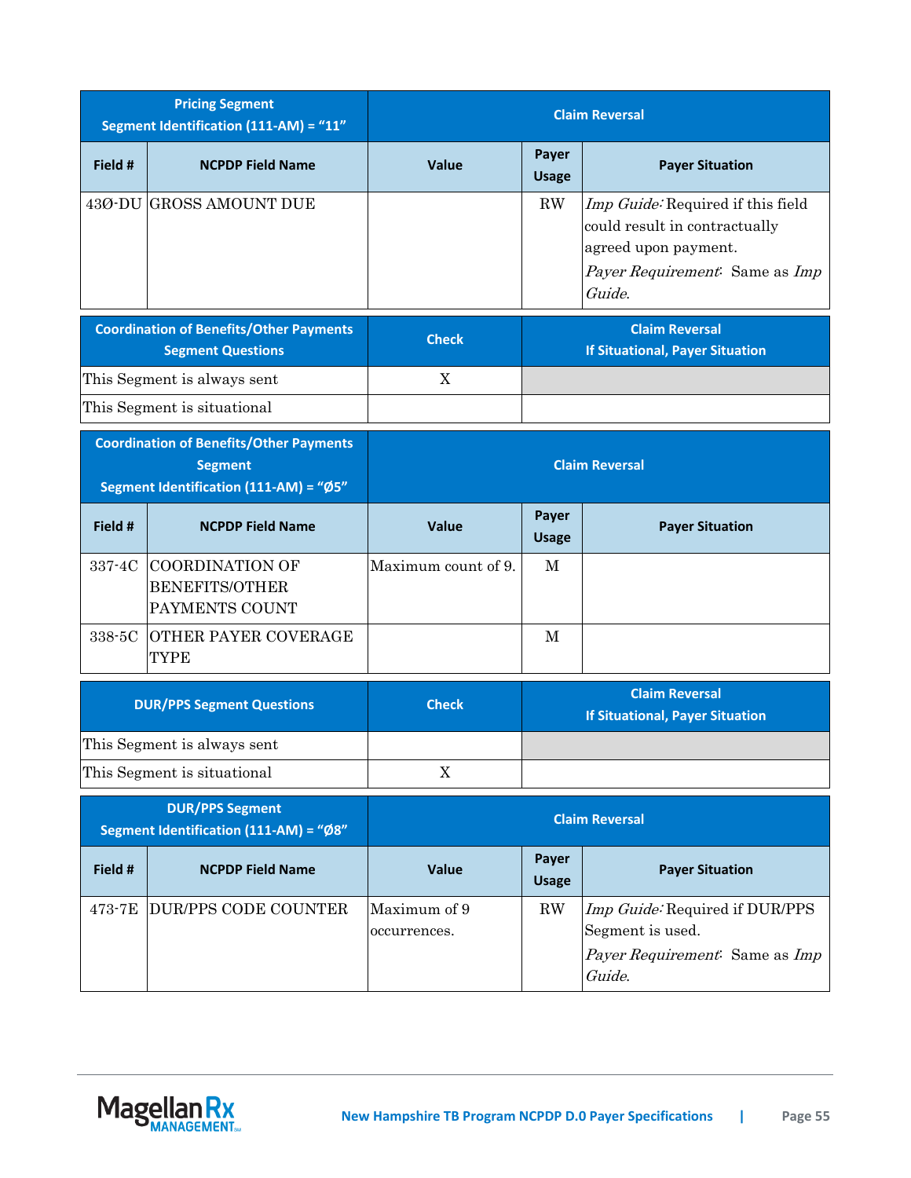| Pricing Segment<br>Segment Identification (111-AM) = “11” | | Claim Reversal | | |
|---|---|---|---|---|
| **Field #** | **NCPDP Field Name** | **Value** | **Payer Usage** | **Payer Situation** |
| 43Ø-DU | GROSS AMOUNT DUE | | RW | *Imp Guide:* Required if this field could result in contractually agreed upon payment.<br>*Payer Requirement:* Same as *Imp Guide*. |

| Coordination of Benefits/Other Payments Segment Questions | Check | Claim Reversal<br>If Situational, Payer Situation |
|---|---|---|
| This Segment is always sent | X | |
| This Segment is situational | | |

| Coordination of Benefits/Other Payments Segment<br>Segment Identification (111-AM) = “Ø5” | | Claim Reversal | | |
|---|---|---|---|---|
| **Field #** | **NCPDP Field Name** | **Value** | **Payer Usage** | **Payer Situation** |
| 337-4C | COORDINATION OF BENEFITS/OTHER PAYMENTS COUNT | Maximum count of 9. | M | |
| 338-5C | OTHER PAYER COVERAGE TYPE | | M | |

| DUR/PPS Segment Questions | Check | Claim Reversal<br>If Situational, Payer Situation |
|---|---|---|
| This Segment is always sent | | |
| This Segment is situational | X | |

| DUR/PPS Segment<br>Segment Identification (111-AM) = “Ø8” | | Claim Reversal | | |
|---|---|---|---|---|
| **Field #** | **NCPDP Field Name** | **Value** | **Payer Usage** | **Payer Situation** |
| 473-7E | DUR/PPS CODE COUNTER | Maximum of 9 occurrences. | RW | *Imp Guide:* Required if DUR/PPS Segment is used.<br>*Payer Requirement:* Same as *Imp Guide*. |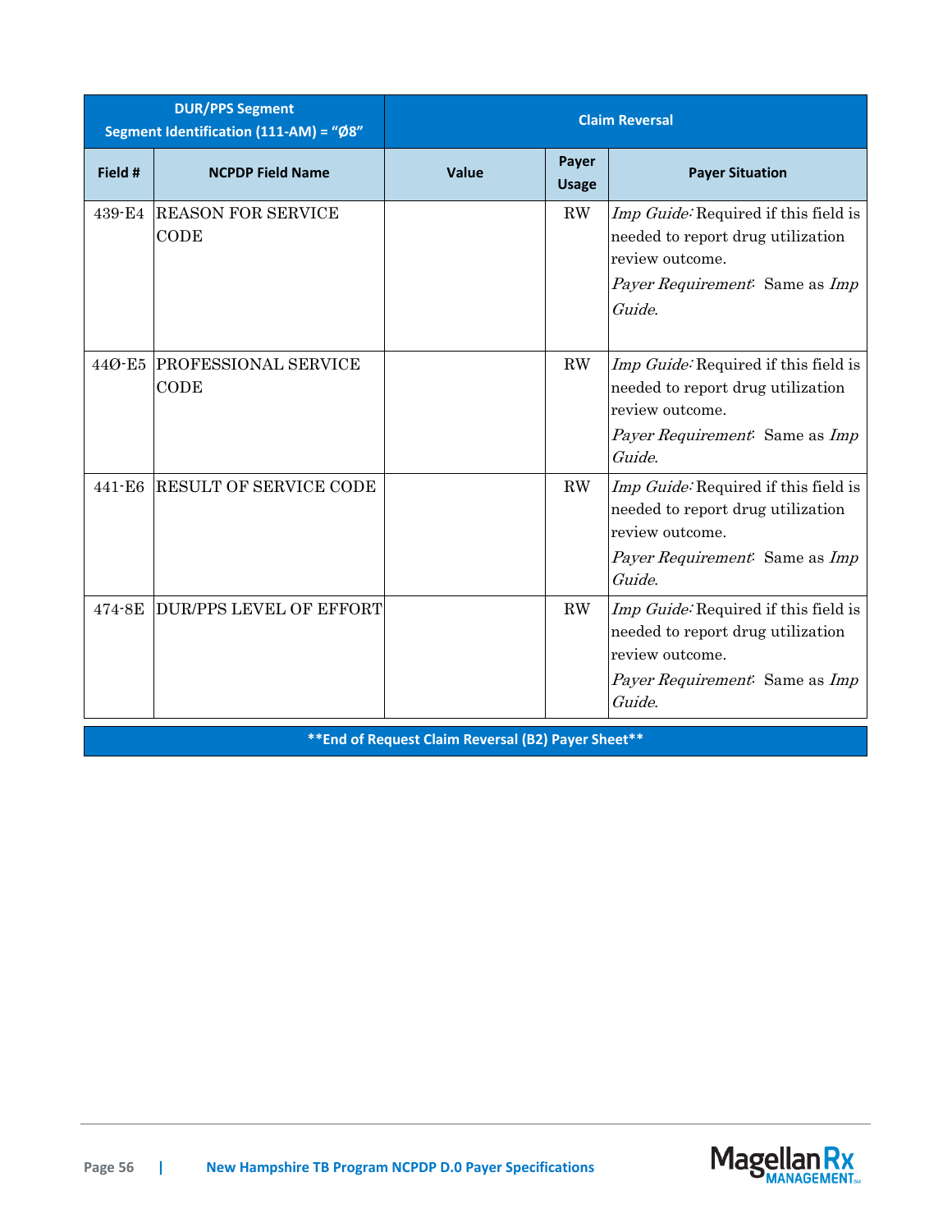| DUR/PPS Segment Segment Identification (111-AM) = "Ø8" | | Claim Reversal | | |
|---|---|---|---|---|
| **Field #** | **NCPDP Field Name** | **Value** | **Payer Usage** | **Payer Situation** |
| 439-E4 | REASON FOR SERVICE CODE | | RW | *Imp Guide:* Required if this field is needed to report drug utilization review outcome.<br>*Payer Requirement:* Same as *Imp Guide*. |
| 44Ø-E5 | PROFESSIONAL SERVICE CODE | | RW | *Imp Guide:* Required if this field is needed to report drug utilization review outcome.<br>*Payer Requirement:* Same as *Imp Guide*. |
| 441-E6 | RESULT OF SERVICE CODE | | RW | *Imp Guide:* Required if this field is needed to report drug utilization review outcome.<br>*Payer Requirement:* Same as *Imp Guide*. |
| 474-8E | DUR/PPS LEVEL OF EFFORT | | RW | *Imp Guide:* Required if this field is needed to report drug utilization review outcome.<br>*Payer Requirement:* Same as *Imp Guide*. |

**End of Request Claim Reversal (B2) Payer Sheet**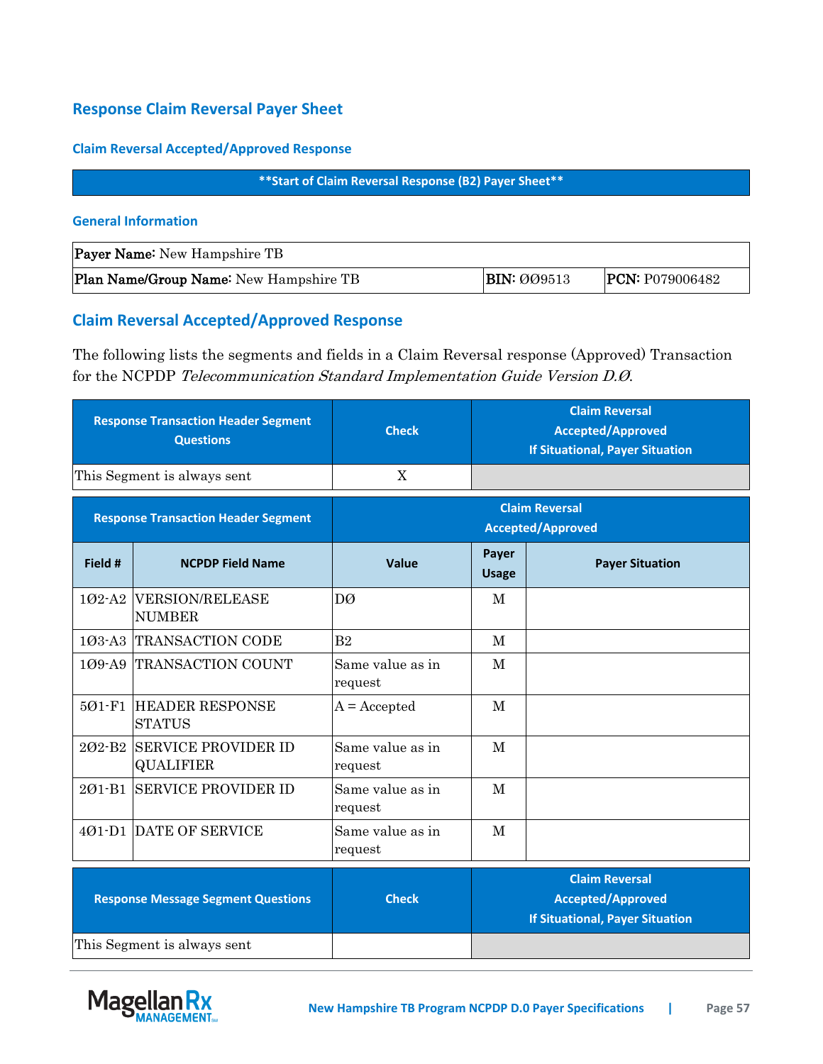## Response Claim Reversal Payer Sheet

### Claim Reversal Accepted/Approved Response

| **Start of Claim Reversal Response (B2) Payer Sheet** |
|---|

### General Information

| | | |
|---|---|---|
| **Payer Name:** New Hampshire TB | | |
| **Plan Name/Group Name:** New Hampshire TB | **BIN:** ØØ9513 | **PCN:** P079006482 |

## Claim Reversal Accepted/Approved Response

The following lists the segments and fields in a Claim Reversal response (Approved) Transaction for the NCPDP *Telecommunication Standard Implementation Guide Version D.Ø*.

| Response Transaction Header Segment Questions | Check | Claim Reversal Accepted/Approved If Situational, Payer Situation |
|---|---|---|
| This Segment is always sent | X | |

| Response Transaction Header Segment | | Claim Reversal Accepted/Approved | | |
|---|---|---|---|---|
| **Field #** | **NCPDP Field Name** | **Value** | **Payer Usage** | **Payer Situation** |
| 1Ø2-A2 | VERSION/RELEASE NUMBER | DØ | M | |
| 1Ø3-A3 | TRANSACTION CODE | B2 | M | |
| 1Ø9-A9 | TRANSACTION COUNT | Same value as in request | M | |
| 5Ø1-F1 | HEADER RESPONSE STATUS | A = Accepted | M | |
| 2Ø2-B2 | SERVICE PROVIDER ID QUALIFIER | Same value as in request | M | |
| 2Ø1-B1 | SERVICE PROVIDER ID | Same value as in request | M | |
| 4Ø1-D1 | DATE OF SERVICE | Same value as in request | M | |

| Response Message Segment Questions | Check | Claim Reversal Accepted/Approved If Situational, Payer Situation |
|---|---|---|
| This Segment is always sent | | |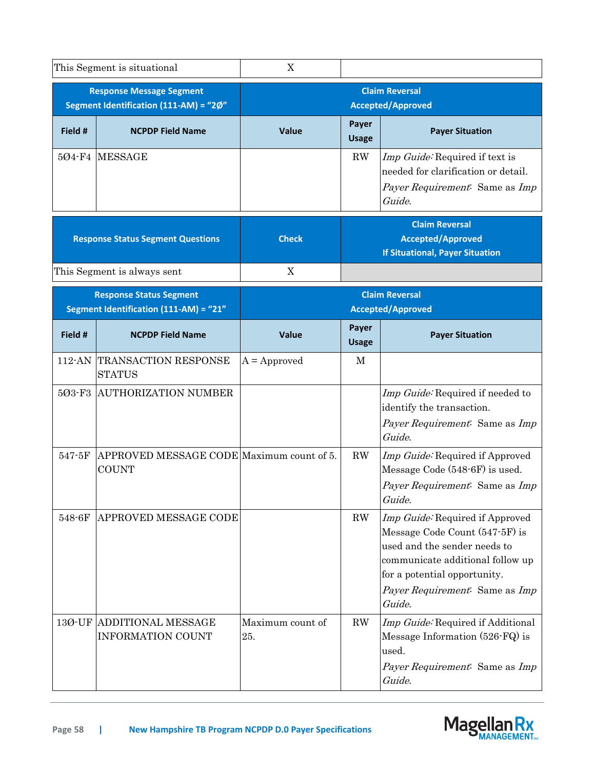| This Segment is situational | X | |
|---|---|---|

| Response Message Segment Segment Identification (111-AM) = "2Ø" | | Claim Reversal Accepted/Approved | | |
|---|---|---|---|---|
| **Field #** | **NCPDP Field Name** | **Value** | **Payer Usage** | **Payer Situation** |
| 5Ø4-F4 | MESSAGE | | RW | *Imp Guide:* Required if text is needed for clarification or detail. *Payer Requirement:* Same as *Imp Guide*. |

| Response Status Segment Questions | Check | Claim Reversal Accepted/Approved If Situational, Payer Situation |
|---|---|---|
| This Segment is always sent | X | |

| Response Status Segment Segment Identification (111-AM) = "21" | | Claim Reversal Accepted/Approved | | |
|---|---|---|---|---|
| **Field #** | **NCPDP Field Name** | **Value** | **Payer Usage** | **Payer Situation** |
| 112-AN | TRANSACTION RESPONSE STATUS | A = Approved | M | |
| 5Ø3-F3 | AUTHORIZATION NUMBER | | | *Imp Guide:* Required if needed to identify the transaction. *Payer Requirement:* Same as *Imp Guide*. |
| 547-5F | APPROVED MESSAGE CODE COUNT | Maximum count of 5. | RW | *Imp Guide:* Required if Approved Message Code (548-6F) is used. *Payer Requirement:* Same as *Imp Guide*. |
| 548-6F | APPROVED MESSAGE CODE | | RW | *Imp Guide:* Required if Approved Message Code Count (547-5F) is used and the sender needs to communicate additional follow up for a potential opportunity. *Payer Requirement:* Same as *Imp Guide*. |
| 13Ø-UF | ADDITIONAL MESSAGE INFORMATION COUNT | Maximum count of 25. | RW | *Imp Guide:* Required if Additional Message Information (526-FQ) is used. *Payer Requirement:* Same as *Imp Guide*. |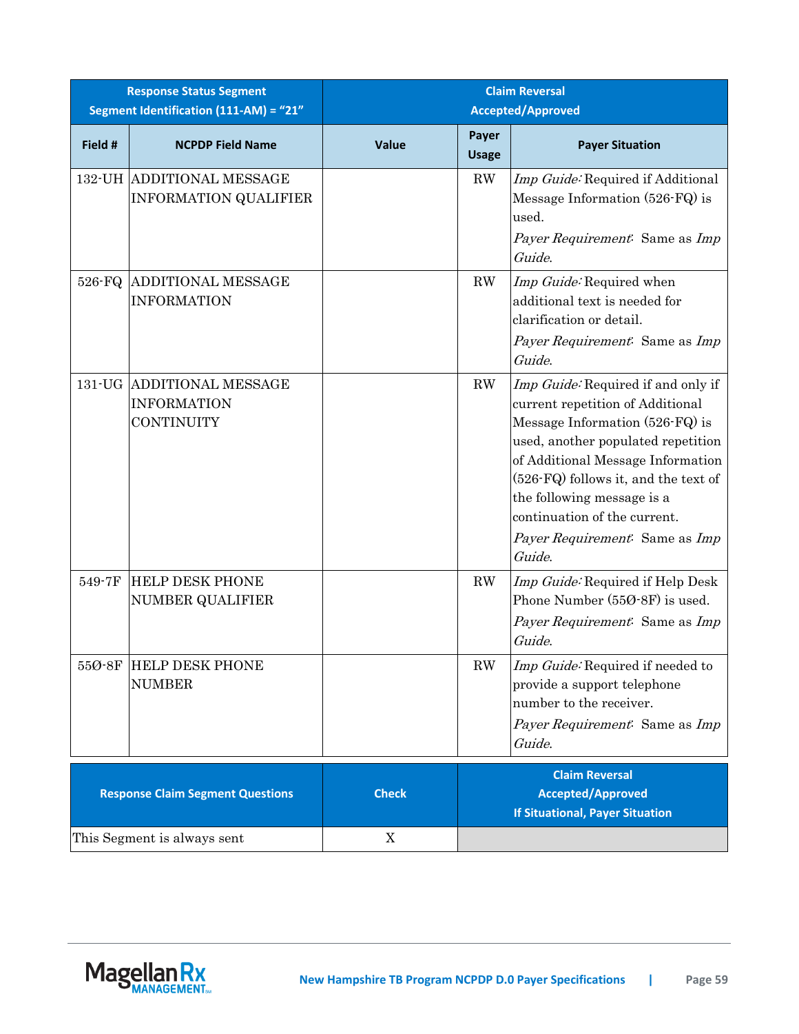| Response Status Segment Segment Identification (111-AM) = "21" | | Claim Reversal Accepted/Approved | | |
|---|---|---|---|---|
| **Field #** | **NCPDP Field Name** | **Value** | **Payer Usage** | **Payer Situation** |
| 132-UH | ADDITIONAL MESSAGE INFORMATION QUALIFIER | | RW | *Imp Guide:* Required if Additional Message Information (526-FQ) is used.<br>*Payer Requirement:* Same as *Imp Guide*. |
| 526-FQ | ADDITIONAL MESSAGE INFORMATION | | RW | *Imp Guide:* Required when additional text is needed for clarification or detail.<br>*Payer Requirement:* Same as *Imp Guide*. |
| 131-UG | ADDITIONAL MESSAGE INFORMATION CONTINUITY | | RW | *Imp Guide:* Required if and only if current repetition of Additional Message Information (526-FQ) is used, another populated repetition of Additional Message Information (526-FQ) follows it, and the text of the following message is a continuation of the current.<br>*Payer Requirement:* Same as *Imp Guide*. |
| 549-7F | HELP DESK PHONE NUMBER QUALIFIER | | RW | *Imp Guide:* Required if Help Desk Phone Number (55Ø-8F) is used.<br>*Payer Requirement:* Same as *Imp Guide*. |
| 55Ø-8F | HELP DESK PHONE NUMBER | | RW | *Imp Guide:* Required if needed to provide a support telephone number to the receiver.<br>*Payer Requirement:* Same as *Imp Guide*. |

| Response Claim Segment Questions | Check | Claim Reversal Accepted/Approved If Situational, Payer Situation |
|---|---|---|
| This Segment is always sent | X | |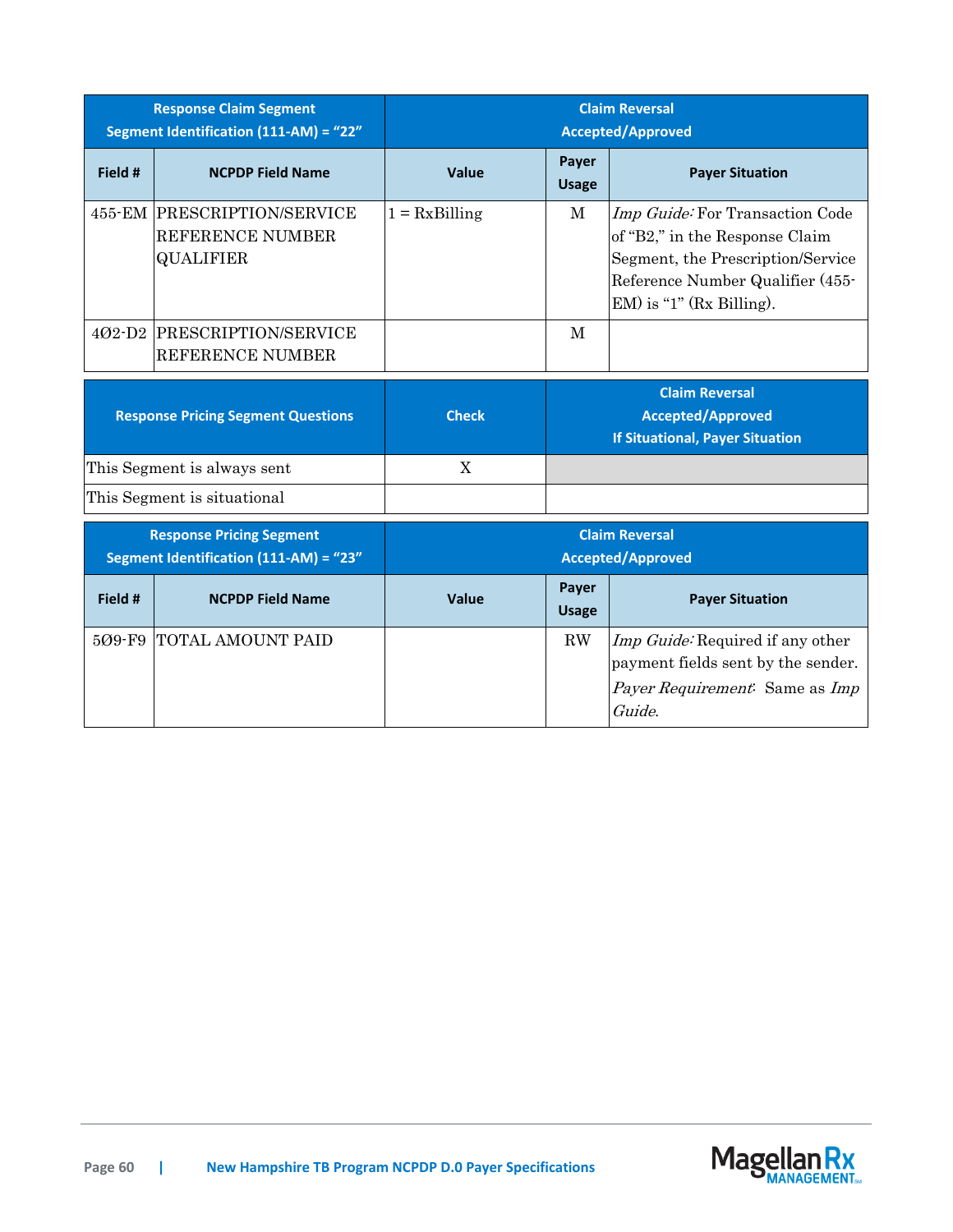| Response Claim Segment Segment Identification (111-AM) = “22” | | Claim Reversal Accepted/Approved | | |
|---|---|---|---|---|
| **Field #** | **NCPDP Field Name** | **Value** | **Payer Usage** | **Payer Situation** |
| 455-EM | PRESCRIPTION/SERVICE REFERENCE NUMBER QUALIFIER | 1 = RxBilling | M | *Imp Guide:* For Transaction Code of “B2,” in the Response Claim Segment, the Prescription/Service Reference Number Qualifier (455-EM) is “1” (Rx Billing). |
| 4Ø2-D2 | PRESCRIPTION/SERVICE REFERENCE NUMBER | | M | |

| Response Pricing Segment Questions | Check | Claim Reversal Accepted/Approved If Situational, Payer Situation |
|---|---|---|
| This Segment is always sent | X | |
| This Segment is situational | | |

| Response Pricing Segment Segment Identification (111-AM) = “23” | | Claim Reversal Accepted/Approved | | |
|---|---|---|---|---|
| **Field #** | **NCPDP Field Name** | **Value** | **Payer Usage** | **Payer Situation** |
| 5Ø9-F9 | TOTAL AMOUNT PAID | | RW | *Imp Guide:* Required if any other payment fields sent by the sender. *Payer Requirement:* Same as *Imp Guide*. |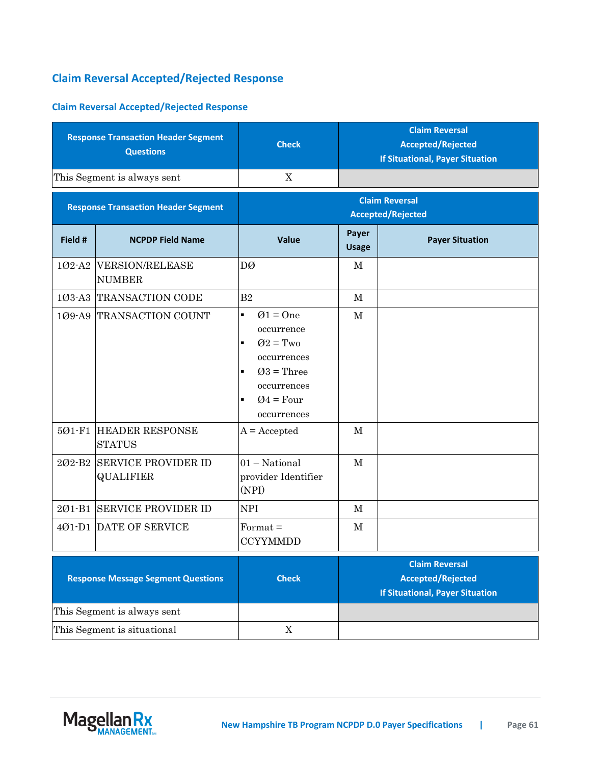## Claim Reversal Accepted/Rejected Response

### Claim Reversal Accepted/Rejected Response

| Response Transaction Header Segment Questions | Check | Claim Reversal Accepted/Rejected If Situational, Payer Situation |
|---|---|---|
| This Segment is always sent | X | |

| Response Transaction Header Segment | | Claim Reversal Accepted/Rejected | | |
|---|---|---|---|---|
| **Field #** | **NCPDP Field Name** | **Value** | **Payer Usage** | **Payer Situation** |
| 1Ø2-A2 | VERSION/RELEASE NUMBER | DØ | M | |
| 1Ø3-A3 | TRANSACTION CODE | B2 | M | |
| 1Ø9-A9 | TRANSACTION COUNT | ▪ Ø1 = One occurrence<br>▪ Ø2 = Two occurrences<br>▪ Ø3 = Three occurrences<br>▪ Ø4 = Four occurrences | M | |
| 5Ø1-F1 | HEADER RESPONSE STATUS | A = Accepted | M | |
| 2Ø2-B2 | SERVICE PROVIDER ID QUALIFIER | 01 – National provider Identifier (NPI) | M | |
| 2Ø1-B1 | SERVICE PROVIDER ID | NPI | M | |
| 4Ø1-D1 | DATE OF SERVICE | Format = CCYYMMDD | M | |

| Response Message Segment Questions | Check | Claim Reversal Accepted/Rejected If Situational, Payer Situation |
|---|---|---|
| This Segment is always sent | | |
| This Segment is situational | X | |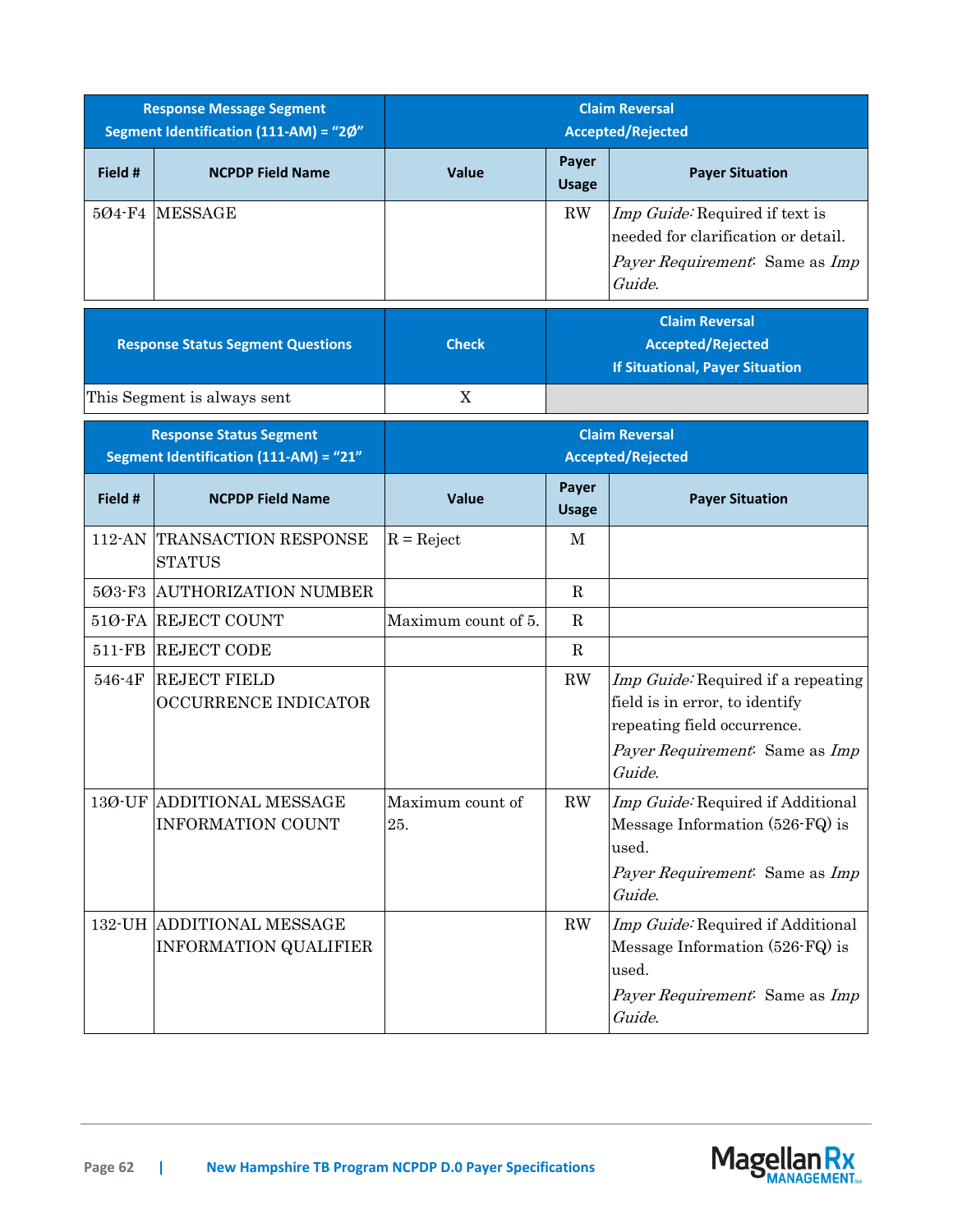| Response Message Segment<br>Segment Identification (111-AM) = "2Ø" | | Claim Reversal<br>Accepted/Rejected | | |
|---|---|---|---|---|
| **Field #** | **NCPDP Field Name** | **Value** | **Payer Usage** | **Payer Situation** |
| 5Ø4-F4 | MESSAGE | | RW | *Imp Guide:* Required if text is needed for clarification or detail.<br>*Payer Requirement:* Same as *Imp Guide.* |

| Response Status Segment Questions | Check | Claim Reversal<br>Accepted/Rejected<br>If Situational, Payer Situation |
|---|---|---|
| This Segment is always sent | X | |

| Response Status Segment<br>Segment Identification (111-AM) = "21" | | Claim Reversal<br>Accepted/Rejected | | |
|---|---|---|---|---|
| **Field #** | **NCPDP Field Name** | **Value** | **Payer Usage** | **Payer Situation** |
| 112-AN | TRANSACTION RESPONSE STATUS | R = Reject | M | |
| 5Ø3-F3 | AUTHORIZATION NUMBER | | R | |
| 51Ø-FA | REJECT COUNT | Maximum count of 5. | R | |
| 511-FB | REJECT CODE | | R | |
| 546-4F | REJECT FIELD OCCURRENCE INDICATOR | | RW | *Imp Guide:* Required if a repeating field is in error, to identify repeating field occurrence.<br>*Payer Requirement:* Same as *Imp Guide.* |
| 13Ø-UF | ADDITIONAL MESSAGE INFORMATION COUNT | Maximum count of 25. | RW | *Imp Guide:* Required if Additional Message Information (526-FQ) is used.<br>*Payer Requirement:* Same as *Imp Guide.* |
| 132-UH | ADDITIONAL MESSAGE INFORMATION QUALIFIER | | RW | *Imp Guide:* Required if Additional Message Information (526-FQ) is used.<br>*Payer Requirement:* Same as *Imp Guide.* |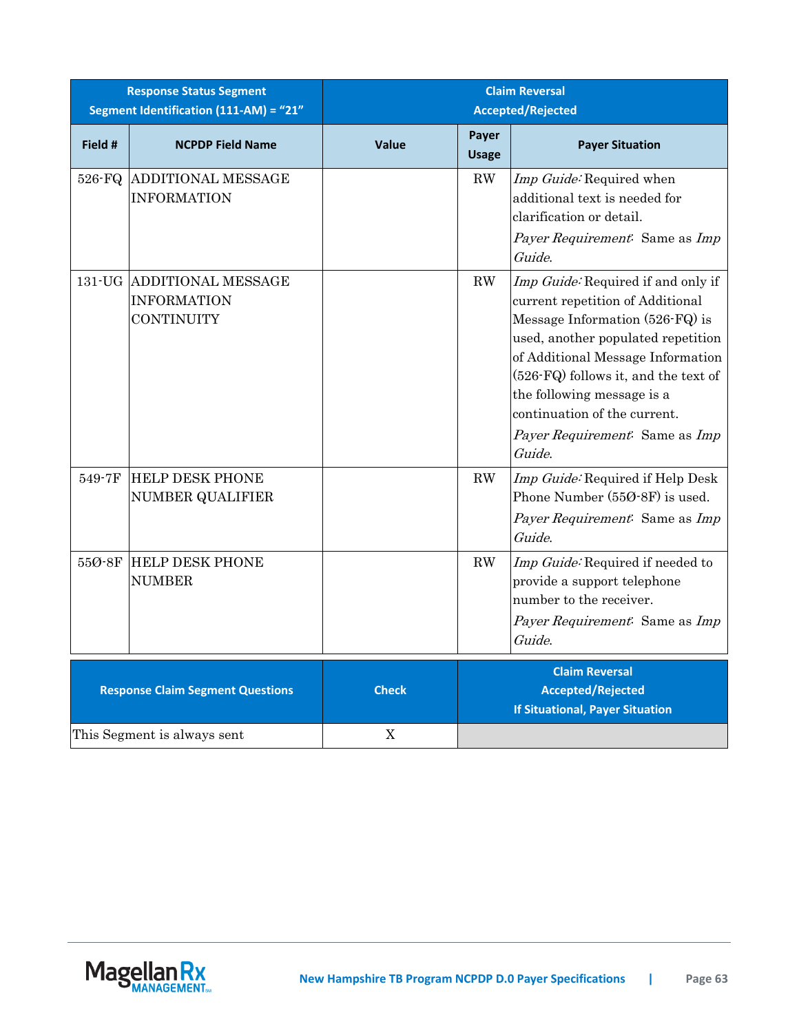| Response Status Segment Segment Identification (111-AM) = "21" | | Claim Reversal Accepted/Rejected | | |
|---|---|---|---|---|
| **Field #** | **NCPDP Field Name** | **Value** | **Payer Usage** | **Payer Situation** |
| 526-FQ | ADDITIONAL MESSAGE INFORMATION | | RW | *Imp Guide:* Required when additional text is needed for clarification or detail.<br>*Payer Requirement:* Same as *Imp Guide.* |
| 131-UG | ADDITIONAL MESSAGE INFORMATION CONTINUITY | | RW | *Imp Guide:* Required if and only if current repetition of Additional Message Information (526-FQ) is used, another populated repetition of Additional Message Information (526-FQ) follows it, and the text of the following message is a continuation of the current.<br>*Payer Requirement:* Same as *Imp Guide.* |
| 549-7F | HELP DESK PHONE NUMBER QUALIFIER | | RW | *Imp Guide:* Required if Help Desk Phone Number (55Ø-8F) is used.<br>*Payer Requirement:* Same as *Imp Guide.* |
| 55Ø-8F | HELP DESK PHONE NUMBER | | RW | *Imp Guide:* Required if needed to provide a support telephone number to the receiver.<br>*Payer Requirement:* Same as *Imp Guide.* |

| Response Claim Segment Questions | Check | Claim Reversal Accepted/Rejected If Situational, Payer Situation |
|---|---|---|
| This Segment is always sent | X | |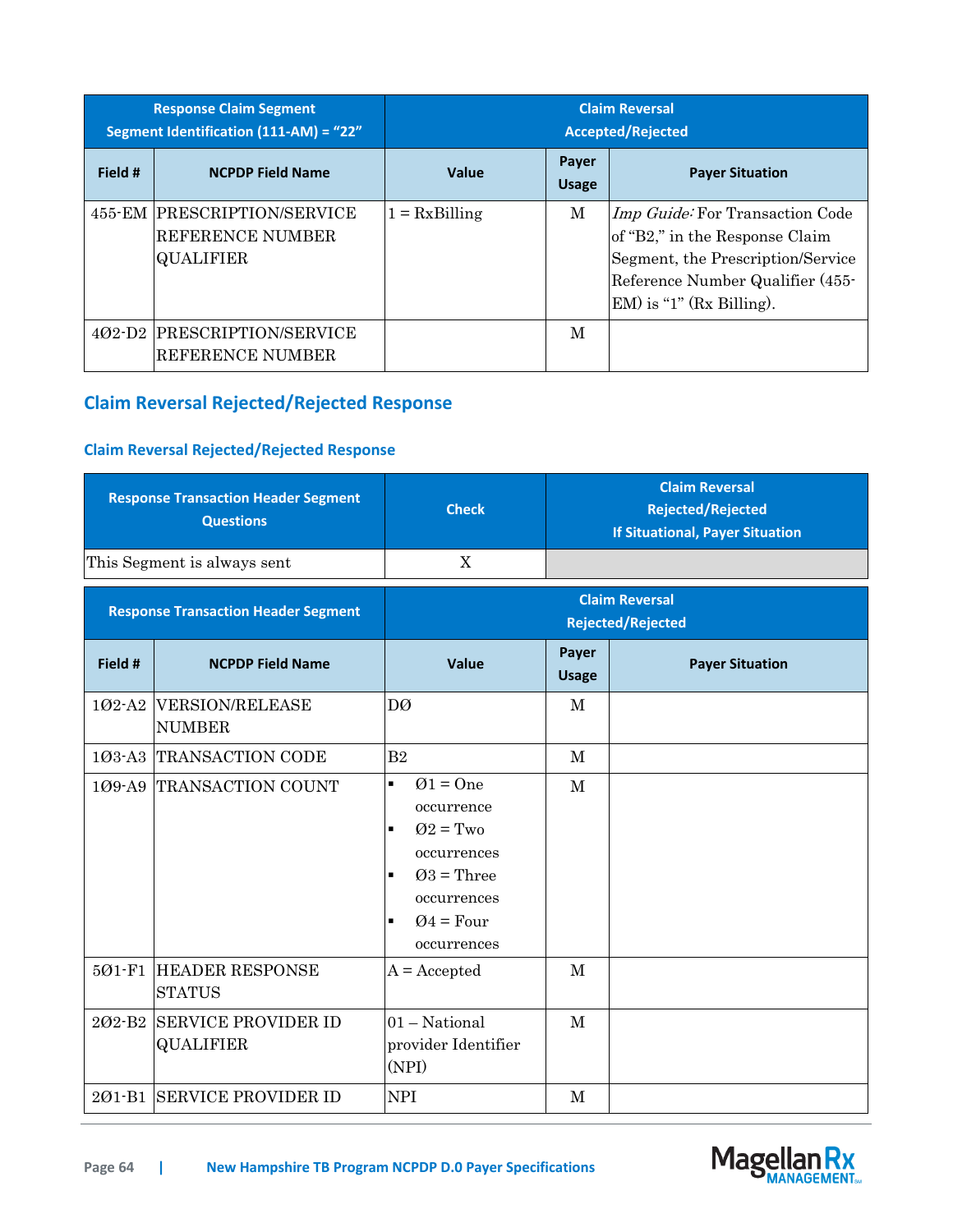| Response Claim Segment Segment Identification (111-AM) = "22" | | Claim Reversal Accepted/Rejected | | |
|---|---|---|---|---|
| **Field #** | **NCPDP Field Name** | **Value** | **Payer Usage** | **Payer Situation** |
| 455-EM | PRESCRIPTION/SERVICE REFERENCE NUMBER QUALIFIER | 1 = RxBilling | M | *Imp Guide:* For Transaction Code of "B2," in the Response Claim Segment, the Prescription/Service Reference Number Qualifier (455-EM) is "1" (Rx Billing). |
| 4Ø2-D2 | PRESCRIPTION/SERVICE REFERENCE NUMBER | | M | |

## Claim Reversal Rejected/Rejected Response

### Claim Reversal Rejected/Rejected Response

| Response Transaction Header Segment Questions | Check | Claim Reversal Rejected/Rejected If Situational, Payer Situation |
|---|---|---|
| This Segment is always sent | X | |

| Response Transaction Header Segment | | Claim Reversal Rejected/Rejected | | |
|---|---|---|---|---|
| **Field #** | **NCPDP Field Name** | **Value** | **Payer Usage** | **Payer Situation** |
| 1Ø2-A2 | VERSION/RELEASE NUMBER | DØ | M | |
| 1Ø3-A3 | TRANSACTION CODE | B2 | M | |
| 1Ø9-A9 | TRANSACTION COUNT | ▪ Ø1 = One occurrence<br>▪ Ø2 = Two occurrences<br>▪ Ø3 = Three occurrences<br>▪ Ø4 = Four occurrences | M | |
| 5Ø1-F1 | HEADER RESPONSE STATUS | A = Accepted | M | |
| 2Ø2-B2 | SERVICE PROVIDER ID QUALIFIER | 01 – National provider Identifier (NPI) | M | |
| 2Ø1-B1 | SERVICE PROVIDER ID | NPI | M | |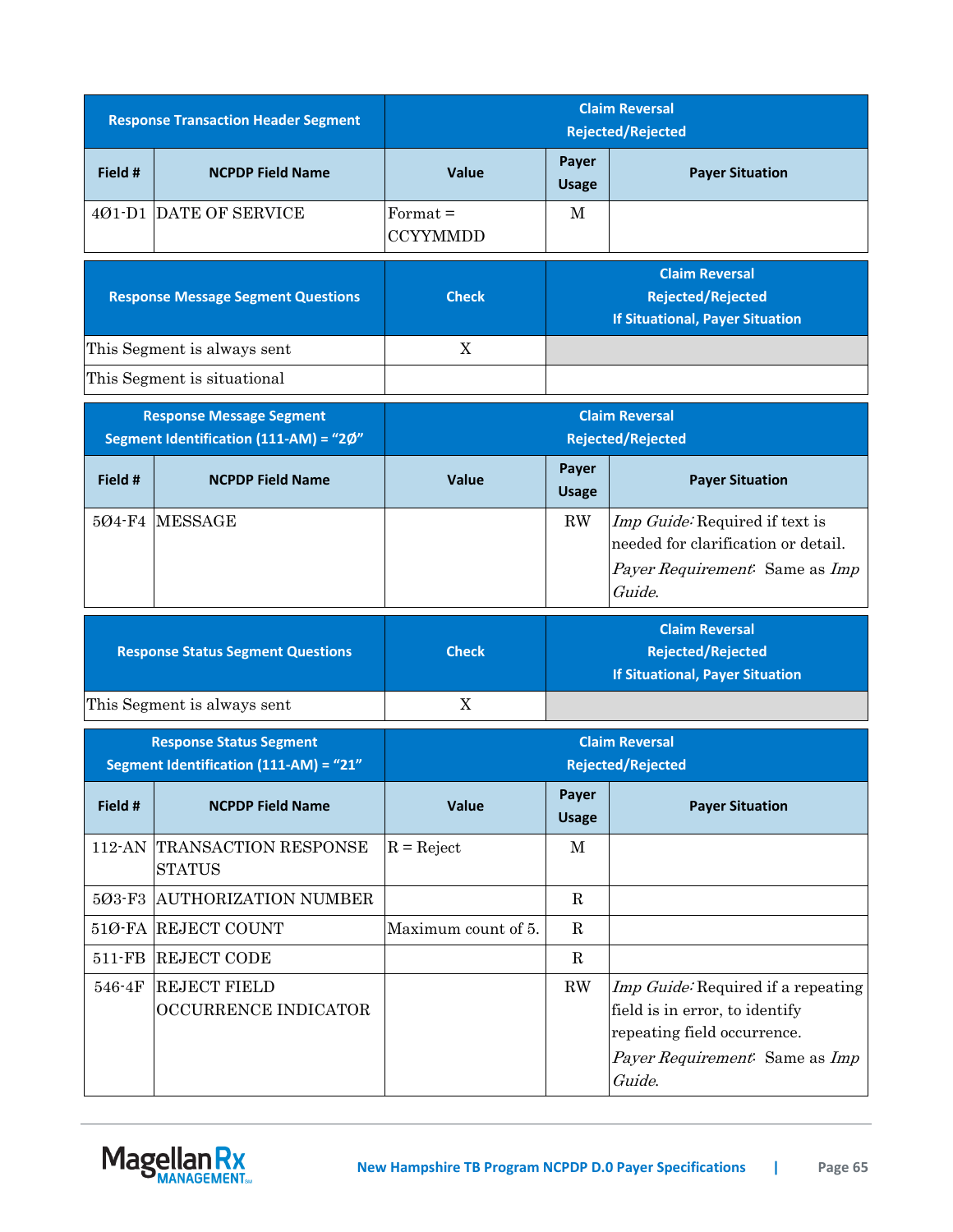| Response Transaction Header Segment | | Claim Reversal Rejected/Rejected | | |
|---|---|---|---|---|
| **Field #** | **NCPDP Field Name** | **Value** | **Payer Usage** | **Payer Situation** |
| 4Ø1-D1 | DATE OF SERVICE | Format = CCYYMMDD | M | |

| Response Message Segment Questions | Check | Claim Reversal Rejected/Rejected If Situational, Payer Situation |
|---|---|---|
| This Segment is always sent | X | |
| This Segment is situational | | |

| Response Message Segment Segment Identification (111-AM) = "2Ø" | | Claim Reversal Rejected/Rejected | | |
|---|---|---|---|---|
| **Field #** | **NCPDP Field Name** | **Value** | **Payer Usage** | **Payer Situation** |
| 5Ø4-F4 | MESSAGE | | RW | *Imp Guide:* Required if text is needed for clarification or detail. *Payer Requirement:* Same as *Imp Guide.* |

| Response Status Segment Questions | Check | Claim Reversal Rejected/Rejected If Situational, Payer Situation |
|---|---|---|
| This Segment is always sent | X | |

| Response Status Segment Segment Identification (111-AM) = "21" | | Claim Reversal Rejected/Rejected | | |
|---|---|---|---|---|
| **Field #** | **NCPDP Field Name** | **Value** | **Payer Usage** | **Payer Situation** |
| 112-AN | TRANSACTION RESPONSE STATUS | R = Reject | M | |
| 5Ø3-F3 | AUTHORIZATION NUMBER | | R | |
| 51Ø-FA | REJECT COUNT | Maximum count of 5. | R | |
| 511-FB | REJECT CODE | | R | |
| 546-4F | REJECT FIELD OCCURRENCE INDICATOR | | RW | *Imp Guide:* Required if a repeating field is in error, to identify repeating field occurrence. *Payer Requirement:* Same as *Imp Guide.* |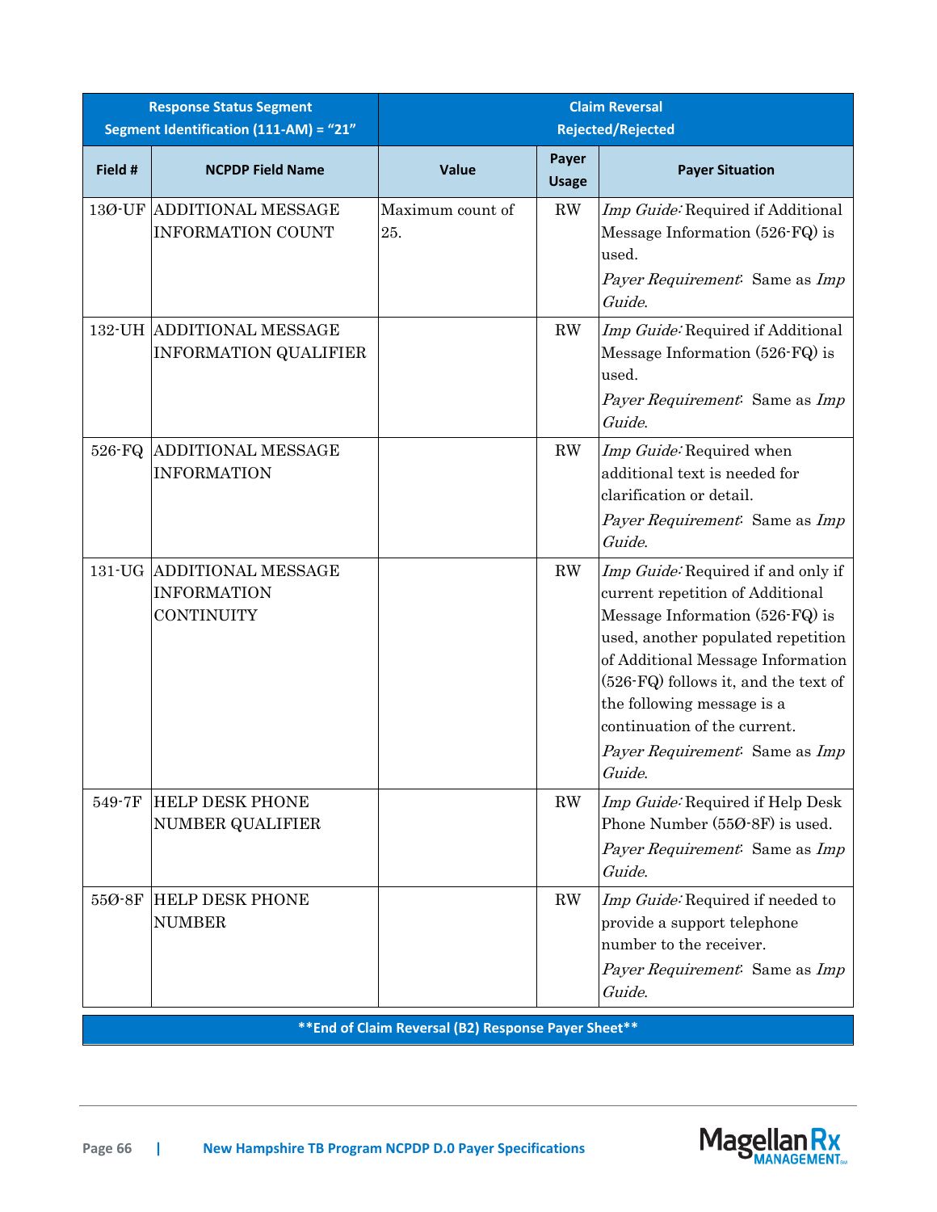| Response Status Segment Segment Identification (111-AM) = "21" | | Claim Reversal Rejected/Rejected | | |
|---|---|---|---|---|
| **Field #** | **NCPDP Field Name** | **Value** | **Payer Usage** | **Payer Situation** |
| 13Ø-UF | ADDITIONAL MESSAGE INFORMATION COUNT | Maximum count of 25. | RW | *Imp Guide:* Required if Additional Message Information (526-FQ) is used.<br>*Payer Requirement:* Same as *Imp Guide*. |
| 132-UH | ADDITIONAL MESSAGE INFORMATION QUALIFIER | | RW | *Imp Guide:* Required if Additional Message Information (526-FQ) is used.<br>*Payer Requirement:* Same as *Imp Guide*. |
| 526-FQ | ADDITIONAL MESSAGE INFORMATION | | RW | *Imp Guide:* Required when additional text is needed for clarification or detail.<br>*Payer Requirement:* Same as *Imp Guide*. |
| 131-UG | ADDITIONAL MESSAGE INFORMATION CONTINUITY | | RW | *Imp Guide:* Required if and only if current repetition of Additional Message Information (526-FQ) is used, another populated repetition of Additional Message Information (526-FQ) follows it, and the text of the following message is a continuation of the current.<br>*Payer Requirement:* Same as *Imp Guide*. |
| 549-7F | HELP DESK PHONE NUMBER QUALIFIER | | RW | *Imp Guide:* Required if Help Desk Phone Number (55Ø-8F) is used.<br>*Payer Requirement:* Same as *Imp Guide*. |
| 55Ø-8F | HELP DESK PHONE NUMBER | | RW | *Imp Guide:* Required if needed to provide a support telephone number to the receiver.<br>*Payer Requirement:* Same as *Imp Guide*. |

**End of Claim Reversal (B2) Response Payer Sheet**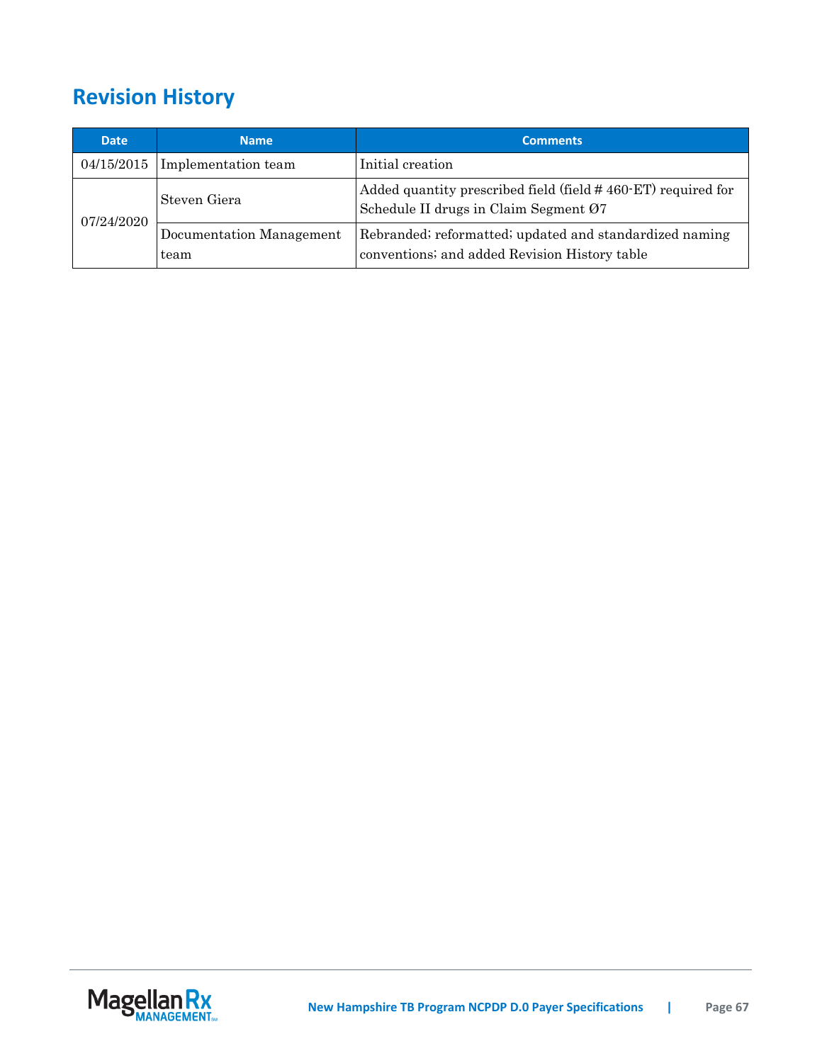## Revision History

| Date | Name | Comments |
| --- | --- | --- |
| 04/15/2015 | Implementation team | Initial creation |
| 07/24/2020 | Steven Giera | Added quantity prescribed field (field # 460-ET) required for Schedule II drugs in Claim Segment Ø7 |
| | Documentation Management team | Rebranded; reformatted; updated and standardized naming conventions; and added Revision History table |